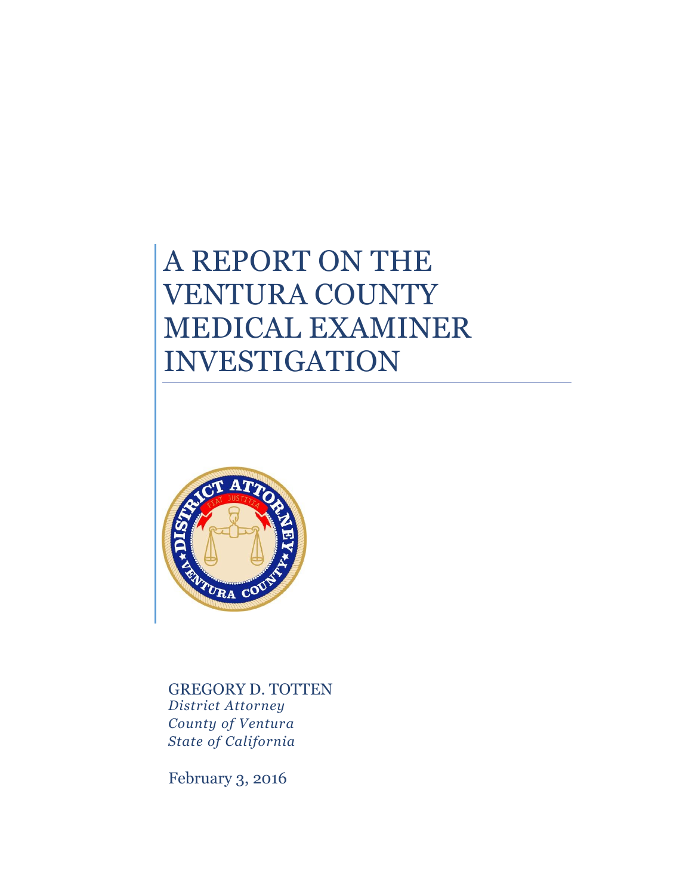# A REPORT ON THE VENTURA COUNTY MEDICAL EXAMINER INVESTIGATION

GREGORY D. TOTTEN
*District Attorney*
*County of Ventura*
*State of California*

February 3, 2016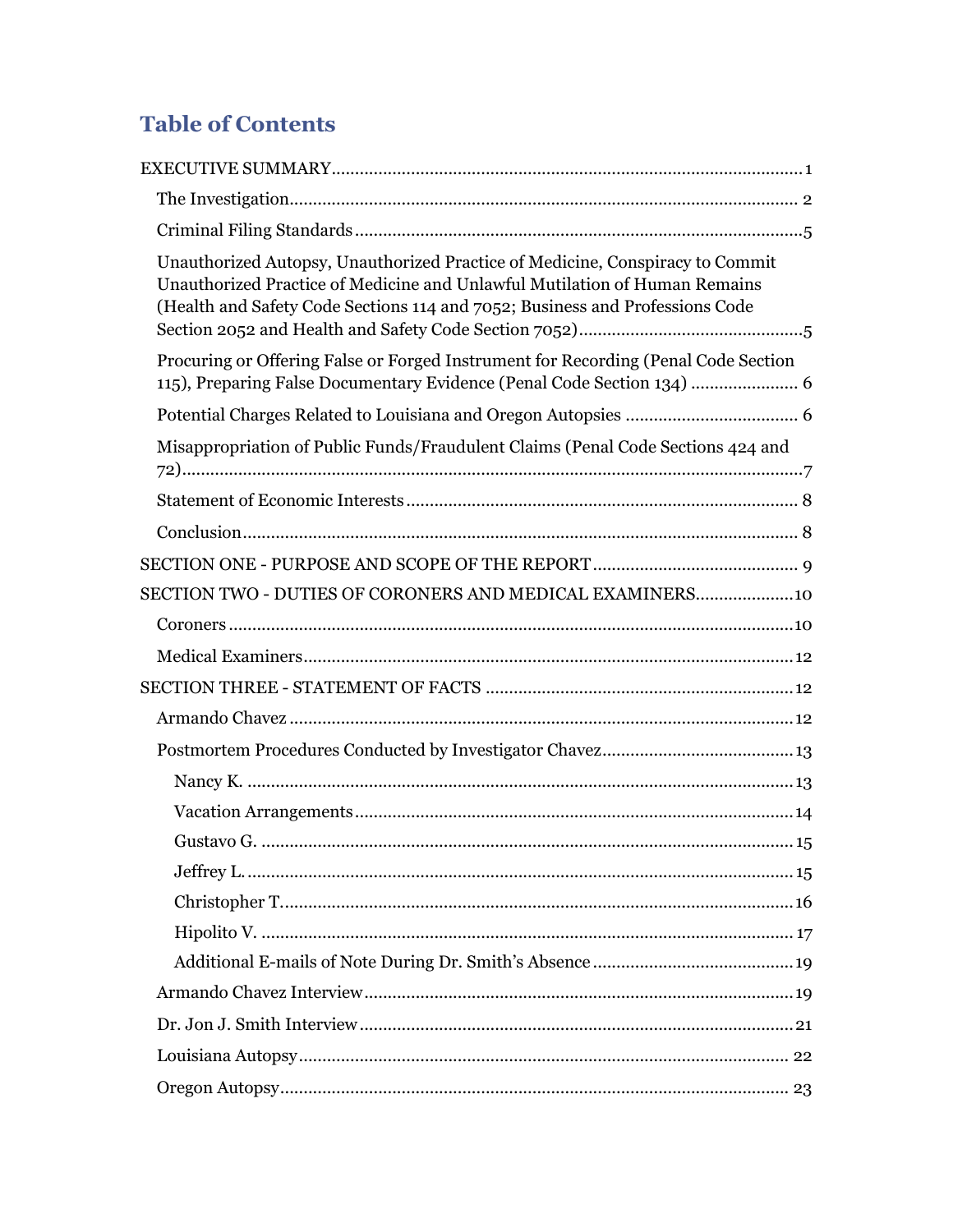# Table of Contents

- EXECUTIVE SUMMARY ........ 1
  - The Investigation ........ 2
  - Criminal Filing Standards ........ 5
  - Unauthorized Autopsy, Unauthorized Practice of Medicine, Conspiracy to Commit Unauthorized Practice of Medicine and Unlawful Mutilation of Human Remains (Health and Safety Code Sections 114 and 7052; Business and Professions Code Section 2052 and Health and Safety Code Section 7052) ........ 5
  - Procuring or Offering False or Forged Instrument for Recording (Penal Code Section 115), Preparing False Documentary Evidence (Penal Code Section 134) ........ 6
  - Potential Charges Related to Louisiana and Oregon Autopsies ........ 6
  - Misappropriation of Public Funds/Fraudulent Claims (Penal Code Sections 424 and 72) ........ 7
  - Statement of Economic Interests ........ 8
  - Conclusion ........ 8
- SECTION ONE - PURPOSE AND SCOPE OF THE REPORT ........ 9
- SECTION TWO - DUTIES OF CORONERS AND MEDICAL EXAMINERS ........ 10
  - Coroners ........ 10
  - Medical Examiners ........ 12
- SECTION THREE - STATEMENT OF FACTS ........ 12
  - Armando Chavez ........ 12
  - Postmortem Procedures Conducted by Investigator Chavez ........ 13
    - Nancy K. ........ 13
    - Vacation Arrangements ........ 14
    - Gustavo G. ........ 15
    - Jeffrey L. ........ 15
    - Christopher T. ........ 16
    - Hipolito V. ........ 17
    - Additional E-mails of Note During Dr. Smith's Absence ........ 19
  - Armando Chavez Interview ........ 19
  - Dr. Jon J. Smith Interview ........ 21
  - Louisiana Autopsy ........ 22
  - Oregon Autopsy ........ 23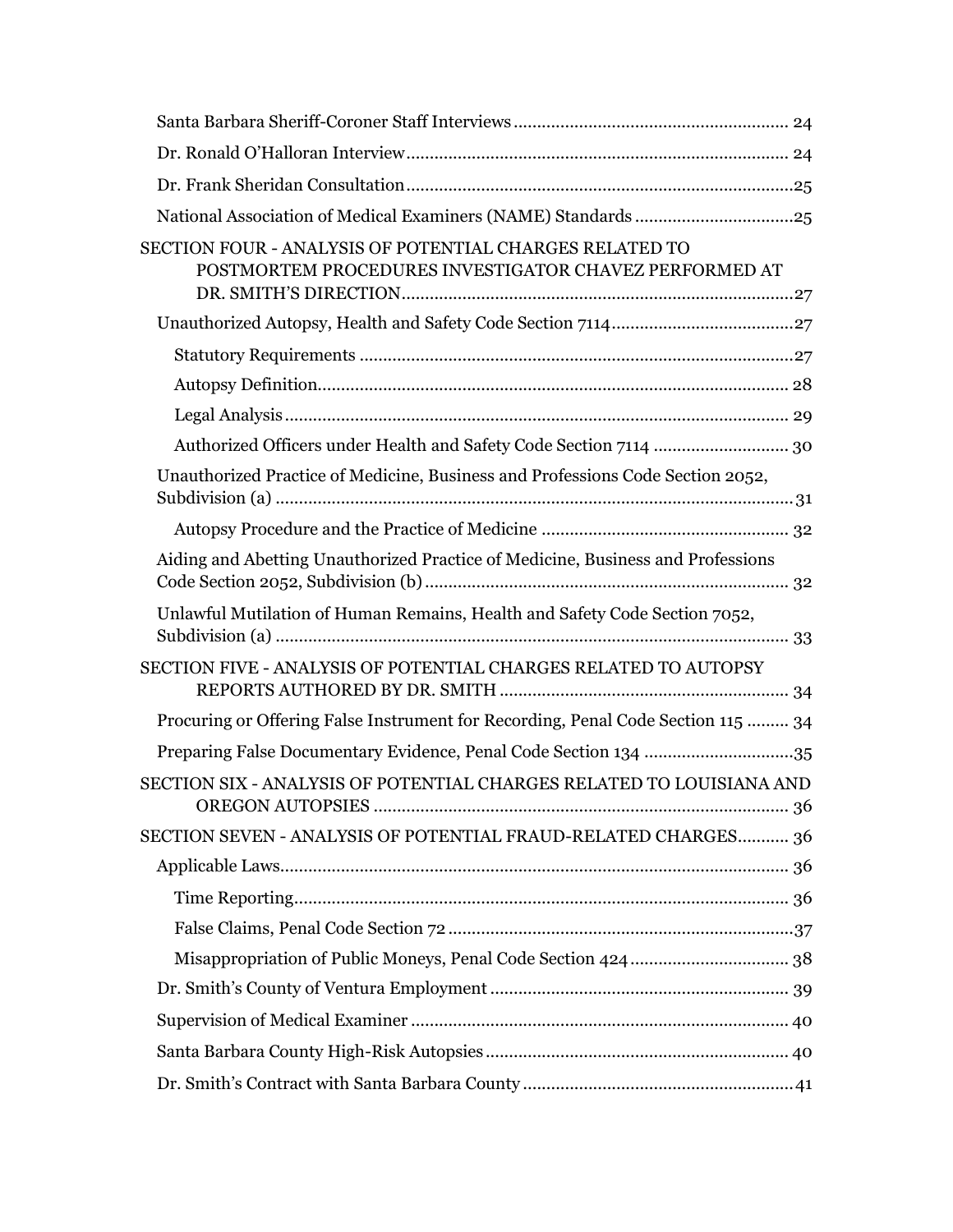- Santa Barbara Sheriff-Coroner Staff Interviews .......... 24
- Dr. Ronald O'Halloran Interview .......... 24
- Dr. Frank Sheridan Consultation .......... 25
- National Association of Medical Examiners (NAME) Standards .......... 25

SECTION FOUR - ANALYSIS OF POTENTIAL CHARGES RELATED TO POSTMORTEM PROCEDURES INVESTIGATOR CHAVEZ PERFORMED AT DR. SMITH'S DIRECTION .......... 27

- Unauthorized Autopsy, Health and Safety Code Section 7114 .......... 27
  - Statutory Requirements .......... 27
  - Autopsy Definition .......... 28
  - Legal Analysis .......... 29
  - Authorized Officers under Health and Safety Code Section 7114 .......... 30
- Unauthorized Practice of Medicine, Business and Professions Code Section 2052, Subdivision (a) .......... 31
  - Autopsy Procedure and the Practice of Medicine .......... 32
- Aiding and Abetting Unauthorized Practice of Medicine, Business and Professions Code Section 2052, Subdivision (b) .......... 32
- Unlawful Mutilation of Human Remains, Health and Safety Code Section 7052, Subdivision (a) .......... 33

SECTION FIVE - ANALYSIS OF POTENTIAL CHARGES RELATED TO AUTOPSY REPORTS AUTHORED BY DR. SMITH .......... 34

- Procuring or Offering False Instrument for Recording, Penal Code Section 115 .......... 34
- Preparing False Documentary Evidence, Penal Code Section 134 .......... 35

SECTION SIX - ANALYSIS OF POTENTIAL CHARGES RELATED TO LOUISIANA AND OREGON AUTOPSIES .......... 36

SECTION SEVEN - ANALYSIS OF POTENTIAL FRAUD-RELATED CHARGES .......... 36

- Applicable Laws .......... 36
  - Time Reporting .......... 36
  - False Claims, Penal Code Section 72 .......... 37
  - Misappropriation of Public Moneys, Penal Code Section 424 .......... 38
- Dr. Smith's County of Ventura Employment .......... 39
- Supervision of Medical Examiner .......... 40
- Santa Barbara County High-Risk Autopsies .......... 40
- Dr. Smith's Contract with Santa Barbara County .......... 41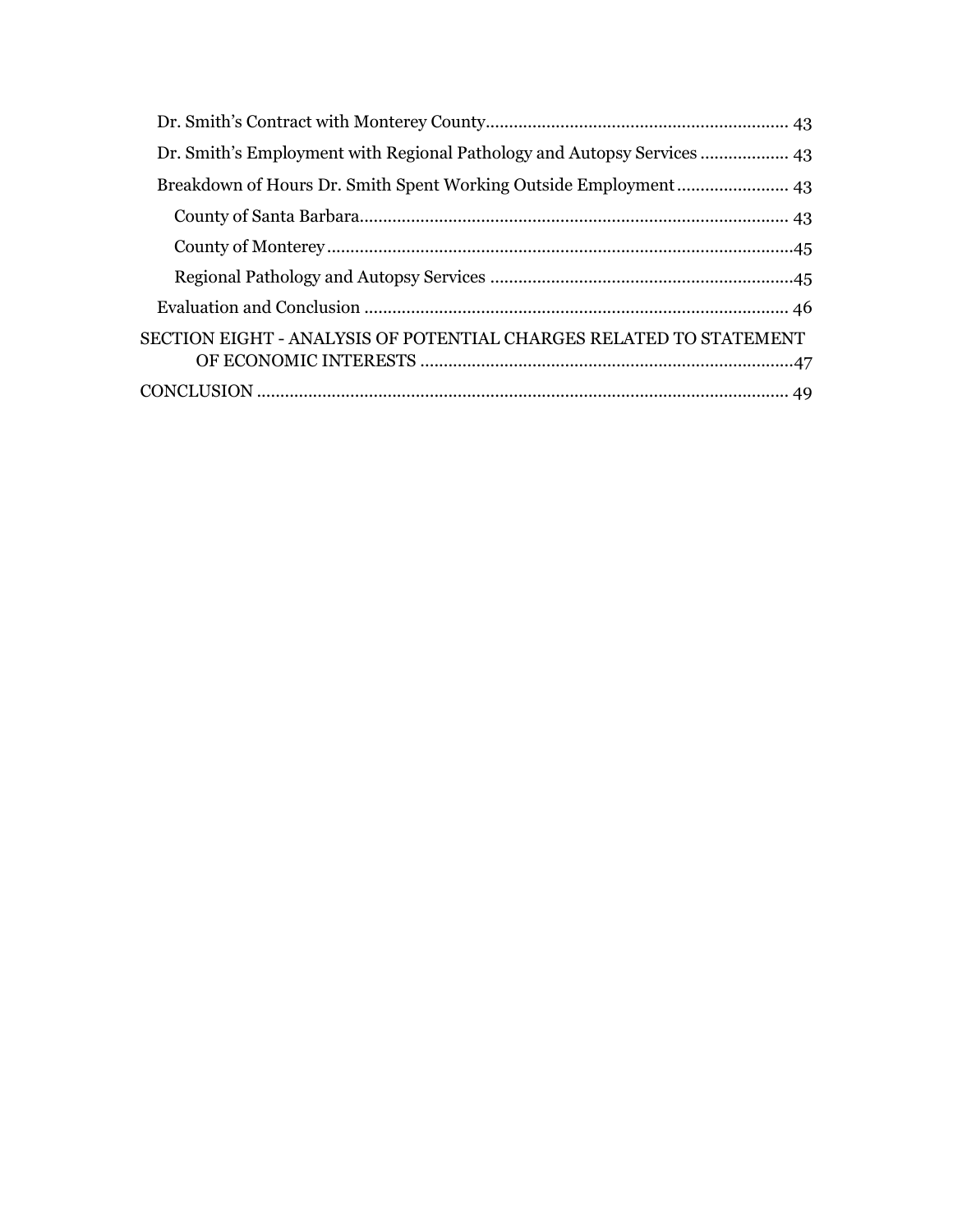- Dr. Smith's Contract with Monterey County ........ 43
- Dr. Smith's Employment with Regional Pathology and Autopsy Services ........ 43
- Breakdown of Hours Dr. Smith Spent Working Outside Employment ........ 43
  - County of Santa Barbara ........ 43
  - County of Monterey ........ 45
  - Regional Pathology and Autopsy Services ........ 45
- Evaluation and Conclusion ........ 46

SECTION EIGHT - ANALYSIS OF POTENTIAL CHARGES RELATED TO STATEMENT OF ECONOMIC INTERESTS ........ 47

CONCLUSION ........ 49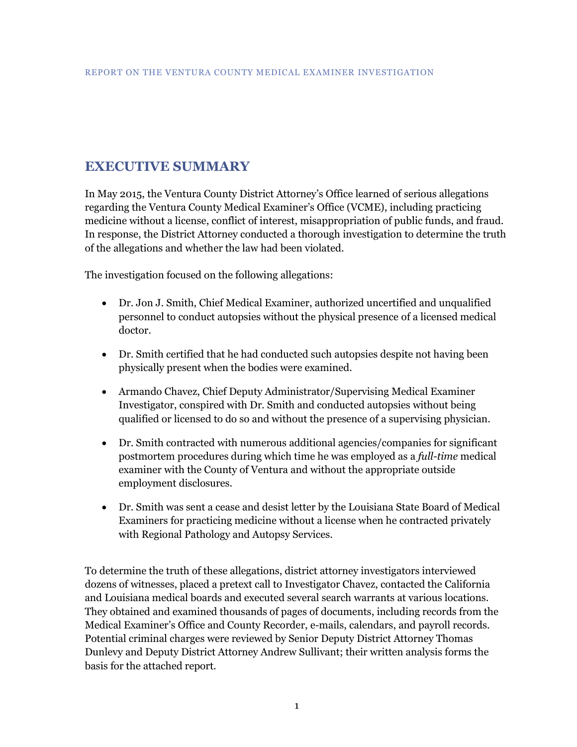# EXECUTIVE SUMMARY

In May 2015, the Ventura County District Attorney's Office learned of serious allegations regarding the Ventura County Medical Examiner's Office (VCME), including practicing medicine without a license, conflict of interest, misappropriation of public funds, and fraud. In response, the District Attorney conducted a thorough investigation to determine the truth of the allegations and whether the law had been violated.

The investigation focused on the following allegations:

- Dr. Jon J. Smith, Chief Medical Examiner, authorized uncertified and unqualified personnel to conduct autopsies without the physical presence of a licensed medical doctor.
- Dr. Smith certified that he had conducted such autopsies despite not having been physically present when the bodies were examined.
- Armando Chavez, Chief Deputy Administrator/Supervising Medical Examiner Investigator, conspired with Dr. Smith and conducted autopsies without being qualified or licensed to do so and without the presence of a supervising physician.
- Dr. Smith contracted with numerous additional agencies/companies for significant postmortem procedures during which time he was employed as a *full-time* medical examiner with the County of Ventura and without the appropriate outside employment disclosures.
- Dr. Smith was sent a cease and desist letter by the Louisiana State Board of Medical Examiners for practicing medicine without a license when he contracted privately with Regional Pathology and Autopsy Services.

To determine the truth of these allegations, district attorney investigators interviewed dozens of witnesses, placed a pretext call to Investigator Chavez, contacted the California and Louisiana medical boards and executed several search warrants at various locations. They obtained and examined thousands of pages of documents, including records from the Medical Examiner's Office and County Recorder, e-mails, calendars, and payroll records. Potential criminal charges were reviewed by Senior Deputy District Attorney Thomas Dunlevy and Deputy District Attorney Andrew Sullivant; their written analysis forms the basis for the attached report.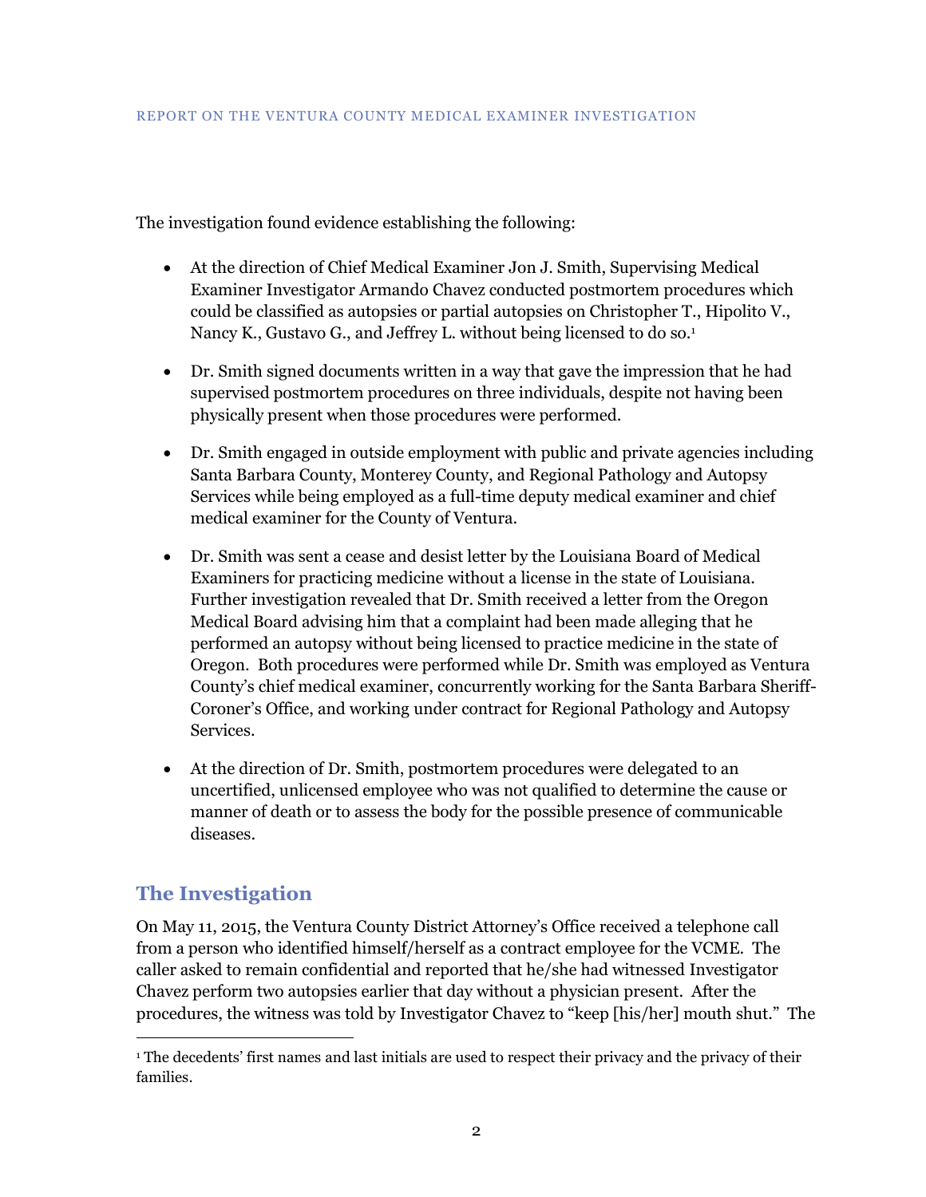The investigation found evidence establishing the following:

- At the direction of Chief Medical Examiner Jon J. Smith, Supervising Medical Examiner Investigator Armando Chavez conducted postmortem procedures which could be classified as autopsies or partial autopsies on Christopher T., Hipolito V., Nancy K., Gustavo G., and Jeffrey L. without being licensed to do so.[1]

- Dr. Smith signed documents written in a way that gave the impression that he had supervised postmortem procedures on three individuals, despite not having been physically present when those procedures were performed.

- Dr. Smith engaged in outside employment with public and private agencies including Santa Barbara County, Monterey County, and Regional Pathology and Autopsy Services while being employed as a full-time deputy medical examiner and chief medical examiner for the County of Ventura.

- Dr. Smith was sent a cease and desist letter by the Louisiana Board of Medical Examiners for practicing medicine without a license in the state of Louisiana. Further investigation revealed that Dr. Smith received a letter from the Oregon Medical Board advising him that a complaint had been made alleging that he performed an autopsy without being licensed to practice medicine in the state of Oregon. Both procedures were performed while Dr. Smith was employed as Ventura County's chief medical examiner, concurrently working for the Santa Barbara Sheriff-Coroner's Office, and working under contract for Regional Pathology and Autopsy Services.

- At the direction of Dr. Smith, postmortem procedures were delegated to an uncertified, unlicensed employee who was not qualified to determine the cause or manner of death or to assess the body for the possible presence of communicable diseases.

## The Investigation

On May 11, 2015, the Ventura County District Attorney's Office received a telephone call from a person who identified himself/herself as a contract employee for the VCME. The caller asked to remain confidential and reported that he/she had witnessed Investigator Chavez perform two autopsies earlier that day without a physician present. After the procedures, the witness was told by Investigator Chavez to "keep [his/her] mouth shut." The

[1] The decedents' first names and last initials are used to respect their privacy and the privacy of their families.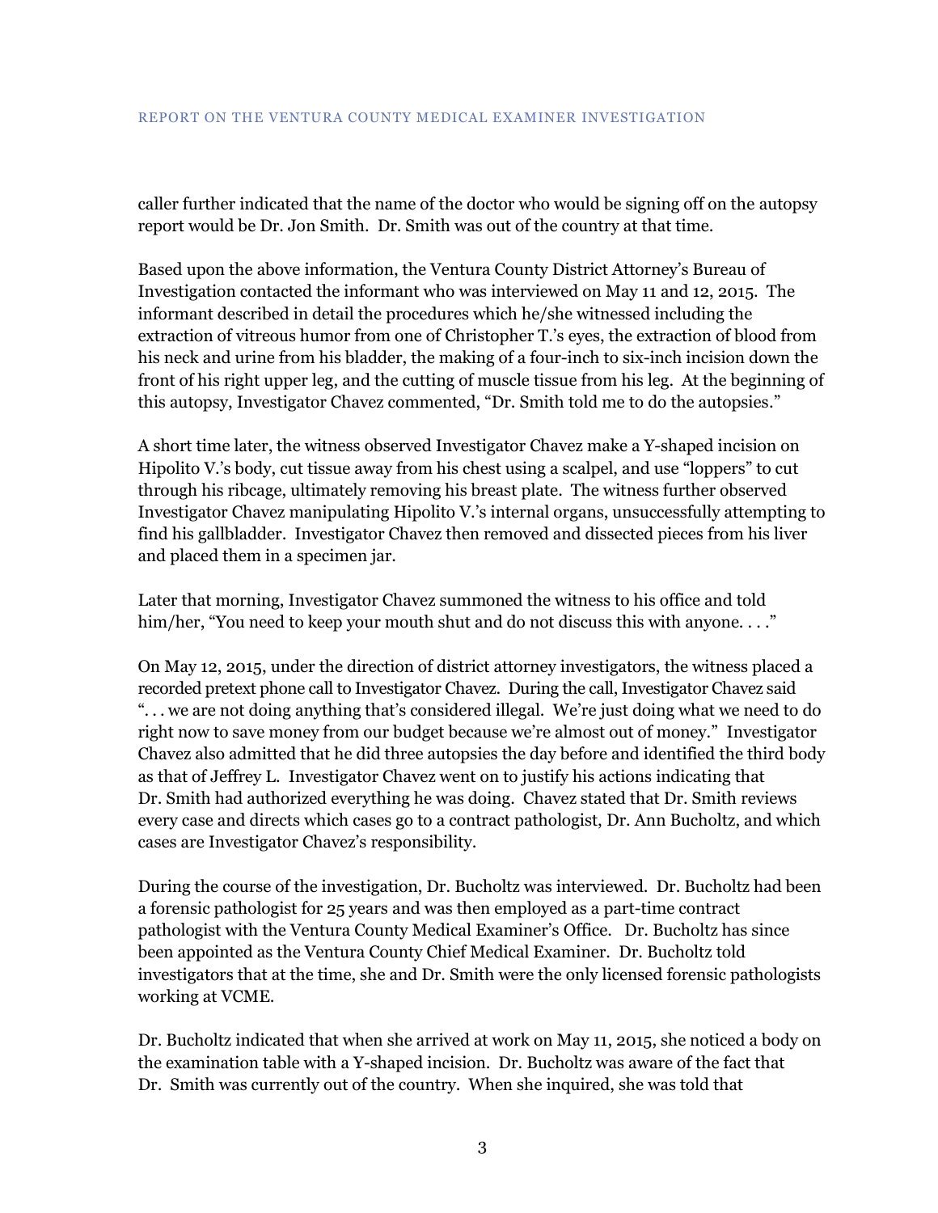caller further indicated that the name of the doctor who would be signing off on the autopsy report would be Dr. Jon Smith. Dr. Smith was out of the country at that time.

Based upon the above information, the Ventura County District Attorney's Bureau of Investigation contacted the informant who was interviewed on May 11 and 12, 2015. The informant described in detail the procedures which he/she witnessed including the extraction of vitreous humor from one of Christopher T.'s eyes, the extraction of blood from his neck and urine from his bladder, the making of a four-inch to six-inch incision down the front of his right upper leg, and the cutting of muscle tissue from his leg. At the beginning of this autopsy, Investigator Chavez commented, "Dr. Smith told me to do the autopsies."

A short time later, the witness observed Investigator Chavez make a Y-shaped incision on Hipolito V.'s body, cut tissue away from his chest using a scalpel, and use "loppers" to cut through his ribcage, ultimately removing his breast plate. The witness further observed Investigator Chavez manipulating Hipolito V.'s internal organs, unsuccessfully attempting to find his gallbladder. Investigator Chavez then removed and dissected pieces from his liver and placed them in a specimen jar.

Later that morning, Investigator Chavez summoned the witness to his office and told him/her, "You need to keep your mouth shut and do not discuss this with anyone. . . ."

On May 12, 2015, under the direction of district attorney investigators, the witness placed a recorded pretext phone call to Investigator Chavez. During the call, Investigator Chavez said ". . . we are not doing anything that's considered illegal. We're just doing what we need to do right now to save money from our budget because we're almost out of money." Investigator Chavez also admitted that he did three autopsies the day before and identified the third body as that of Jeffrey L. Investigator Chavez went on to justify his actions indicating that Dr. Smith had authorized everything he was doing. Chavez stated that Dr. Smith reviews every case and directs which cases go to a contract pathologist, Dr. Ann Bucholtz, and which cases are Investigator Chavez's responsibility.

During the course of the investigation, Dr. Bucholtz was interviewed. Dr. Bucholtz had been a forensic pathologist for 25 years and was then employed as a part-time contract pathologist with the Ventura County Medical Examiner's Office. Dr. Bucholtz has since been appointed as the Ventura County Chief Medical Examiner. Dr. Bucholtz told investigators that at the time, she and Dr. Smith were the only licensed forensic pathologists working at VCME.

Dr. Bucholtz indicated that when she arrived at work on May 11, 2015, she noticed a body on the examination table with a Y-shaped incision. Dr. Bucholtz was aware of the fact that Dr. Smith was currently out of the country. When she inquired, she was told that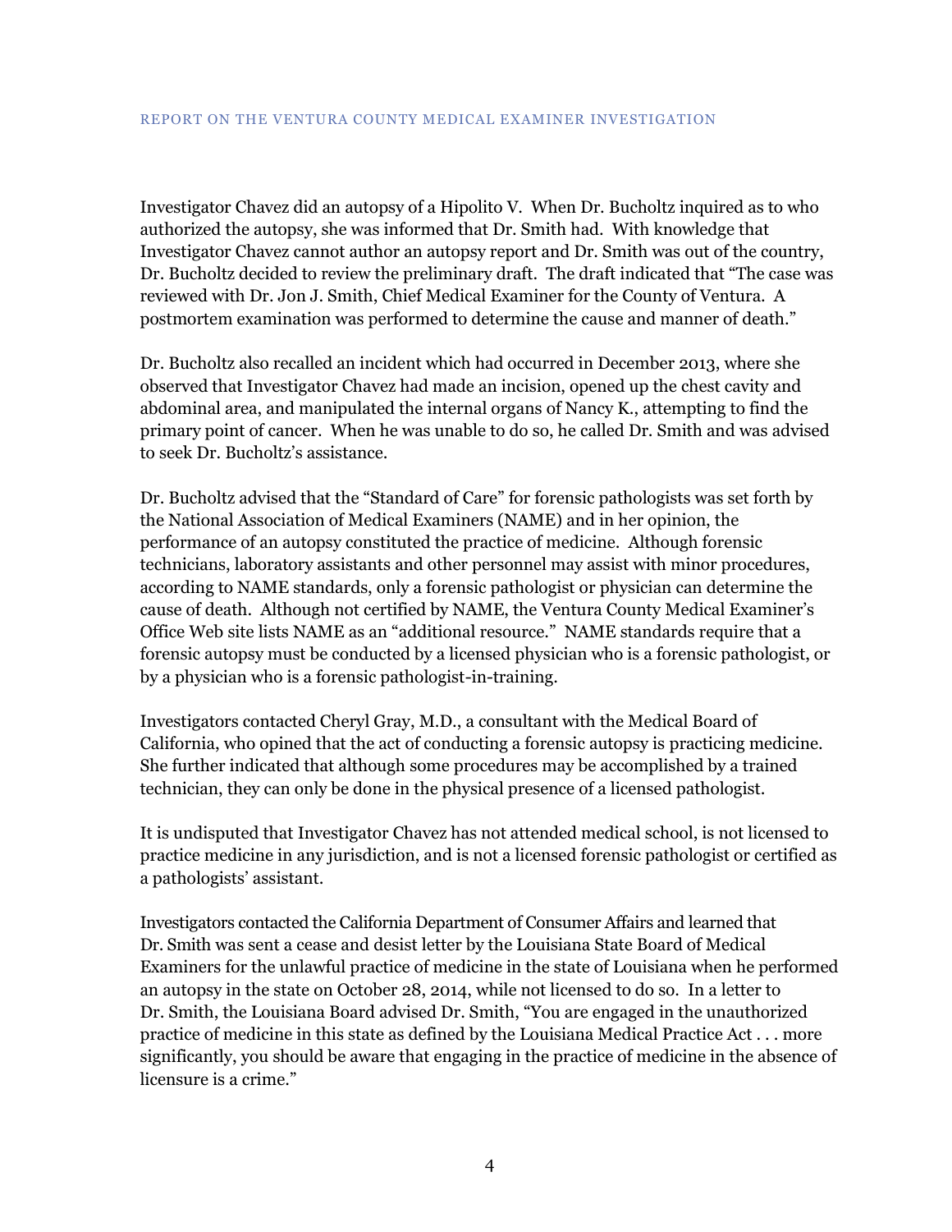Investigator Chavez did an autopsy of a Hipolito V. When Dr. Bucholtz inquired as to who authorized the autopsy, she was informed that Dr. Smith had. With knowledge that Investigator Chavez cannot author an autopsy report and Dr. Smith was out of the country, Dr. Bucholtz decided to review the preliminary draft. The draft indicated that "The case was reviewed with Dr. Jon J. Smith, Chief Medical Examiner for the County of Ventura. A postmortem examination was performed to determine the cause and manner of death."

Dr. Bucholtz also recalled an incident which had occurred in December 2013, where she observed that Investigator Chavez had made an incision, opened up the chest cavity and abdominal area, and manipulated the internal organs of Nancy K., attempting to find the primary point of cancer. When he was unable to do so, he called Dr. Smith and was advised to seek Dr. Bucholtz's assistance.

Dr. Bucholtz advised that the "Standard of Care" for forensic pathologists was set forth by the National Association of Medical Examiners (NAME) and in her opinion, the performance of an autopsy constituted the practice of medicine. Although forensic technicians, laboratory assistants and other personnel may assist with minor procedures, according to NAME standards, only a forensic pathologist or physician can determine the cause of death. Although not certified by NAME, the Ventura County Medical Examiner's Office Web site lists NAME as an "additional resource." NAME standards require that a forensic autopsy must be conducted by a licensed physician who is a forensic pathologist, or by a physician who is a forensic pathologist-in-training.

Investigators contacted Cheryl Gray, M.D., a consultant with the Medical Board of California, who opined that the act of conducting a forensic autopsy is practicing medicine. She further indicated that although some procedures may be accomplished by a trained technician, they can only be done in the physical presence of a licensed pathologist.

It is undisputed that Investigator Chavez has not attended medical school, is not licensed to practice medicine in any jurisdiction, and is not a licensed forensic pathologist or certified as a pathologists' assistant.

Investigators contacted the California Department of Consumer Affairs and learned that Dr. Smith was sent a cease and desist letter by the Louisiana State Board of Medical Examiners for the unlawful practice of medicine in the state of Louisiana when he performed an autopsy in the state on October 28, 2014, while not licensed to do so. In a letter to Dr. Smith, the Louisiana Board advised Dr. Smith, "You are engaged in the unauthorized practice of medicine in this state as defined by the Louisiana Medical Practice Act . . . more significantly, you should be aware that engaging in the practice of medicine in the absence of licensure is a crime."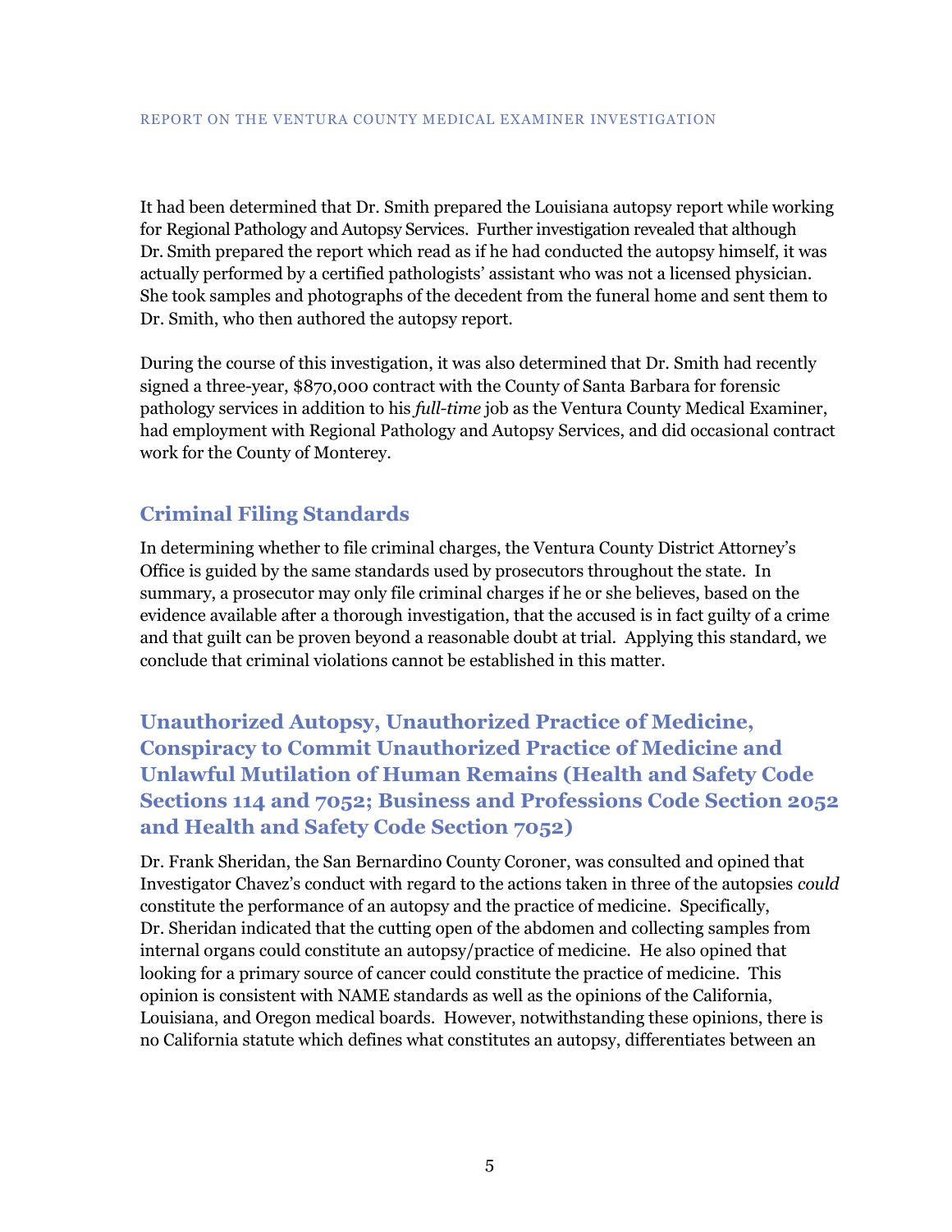It had been determined that Dr. Smith prepared the Louisiana autopsy report while working for Regional Pathology and Autopsy Services. Further investigation revealed that although Dr. Smith prepared the report which read as if he had conducted the autopsy himself, it was actually performed by a certified pathologists' assistant who was not a licensed physician. She took samples and photographs of the decedent from the funeral home and sent them to Dr. Smith, who then authored the autopsy report.

During the course of this investigation, it was also determined that Dr. Smith had recently signed a three-year, $870,000 contract with the County of Santa Barbara for forensic pathology services in addition to his *full-time* job as the Ventura County Medical Examiner, had employment with Regional Pathology and Autopsy Services, and did occasional contract work for the County of Monterey.

## Criminal Filing Standards

In determining whether to file criminal charges, the Ventura County District Attorney's Office is guided by the same standards used by prosecutors throughout the state. In summary, a prosecutor may only file criminal charges if he or she believes, based on the evidence available after a thorough investigation, that the accused is in fact guilty of a crime and that guilt can be proven beyond a reasonable doubt at trial. Applying this standard, we conclude that criminal violations cannot be established in this matter.

## Unauthorized Autopsy, Unauthorized Practice of Medicine, Conspiracy to Commit Unauthorized Practice of Medicine and Unlawful Mutilation of Human Remains (Health and Safety Code Sections 114 and 7052; Business and Professions Code Section 2052 and Health and Safety Code Section 7052)

Dr. Frank Sheridan, the San Bernardino County Coroner, was consulted and opined that Investigator Chavez's conduct with regard to the actions taken in three of the autopsies *could* constitute the performance of an autopsy and the practice of medicine. Specifically, Dr. Sheridan indicated that the cutting open of the abdomen and collecting samples from internal organs could constitute an autopsy/practice of medicine. He also opined that looking for a primary source of cancer could constitute the practice of medicine. This opinion is consistent with NAME standards as well as the opinions of the California, Louisiana, and Oregon medical boards. However, notwithstanding these opinions, there is no California statute which defines what constitutes an autopsy, differentiates between an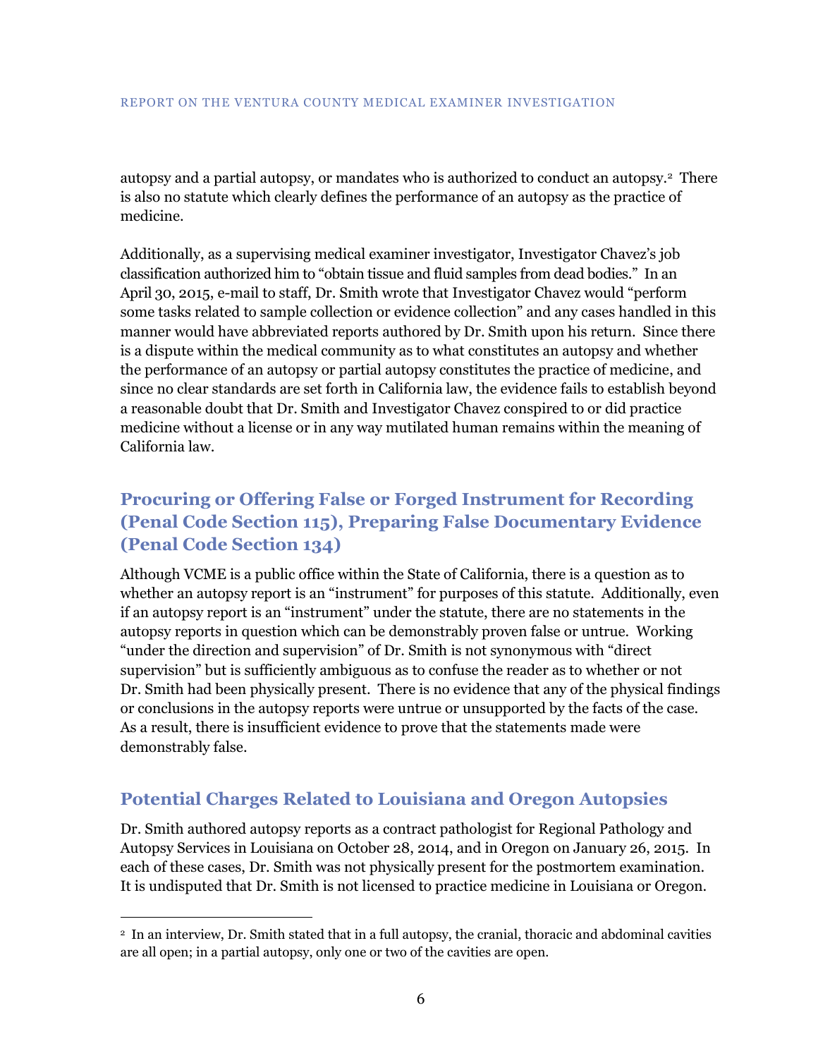autopsy and a partial autopsy, or mandates who is authorized to conduct an autopsy.[2] There is also no statute which clearly defines the performance of an autopsy as the practice of medicine.

Additionally, as a supervising medical examiner investigator, Investigator Chavez's job classification authorized him to "obtain tissue and fluid samples from dead bodies." In an April 30, 2015, e-mail to staff, Dr. Smith wrote that Investigator Chavez would "perform some tasks related to sample collection or evidence collection" and any cases handled in this manner would have abbreviated reports authored by Dr. Smith upon his return. Since there is a dispute within the medical community as to what constitutes an autopsy and whether the performance of an autopsy or partial autopsy constitutes the practice of medicine, and since no clear standards are set forth in California law, the evidence fails to establish beyond a reasonable doubt that Dr. Smith and Investigator Chavez conspired to or did practice medicine without a license or in any way mutilated human remains within the meaning of California law.

## Procuring or Offering False or Forged Instrument for Recording (Penal Code Section 115), Preparing False Documentary Evidence (Penal Code Section 134)

Although VCME is a public office within the State of California, there is a question as to whether an autopsy report is an "instrument" for purposes of this statute. Additionally, even if an autopsy report is an "instrument" under the statute, there are no statements in the autopsy reports in question which can be demonstrably proven false or untrue. Working "under the direction and supervision" of Dr. Smith is not synonymous with "direct supervision" but is sufficiently ambiguous as to confuse the reader as to whether or not Dr. Smith had been physically present. There is no evidence that any of the physical findings or conclusions in the autopsy reports were untrue or unsupported by the facts of the case. As a result, there is insufficient evidence to prove that the statements made were demonstrably false.

## Potential Charges Related to Louisiana and Oregon Autopsies

Dr. Smith authored autopsy reports as a contract pathologist for Regional Pathology and Autopsy Services in Louisiana on October 28, 2014, and in Oregon on January 26, 2015. In each of these cases, Dr. Smith was not physically present for the postmortem examination. It is undisputed that Dr. Smith is not licensed to practice medicine in Louisiana or Oregon.

---

[2] In an interview, Dr. Smith stated that in a full autopsy, the cranial, thoracic and abdominal cavities are all open; in a partial autopsy, only one or two of the cavities are open.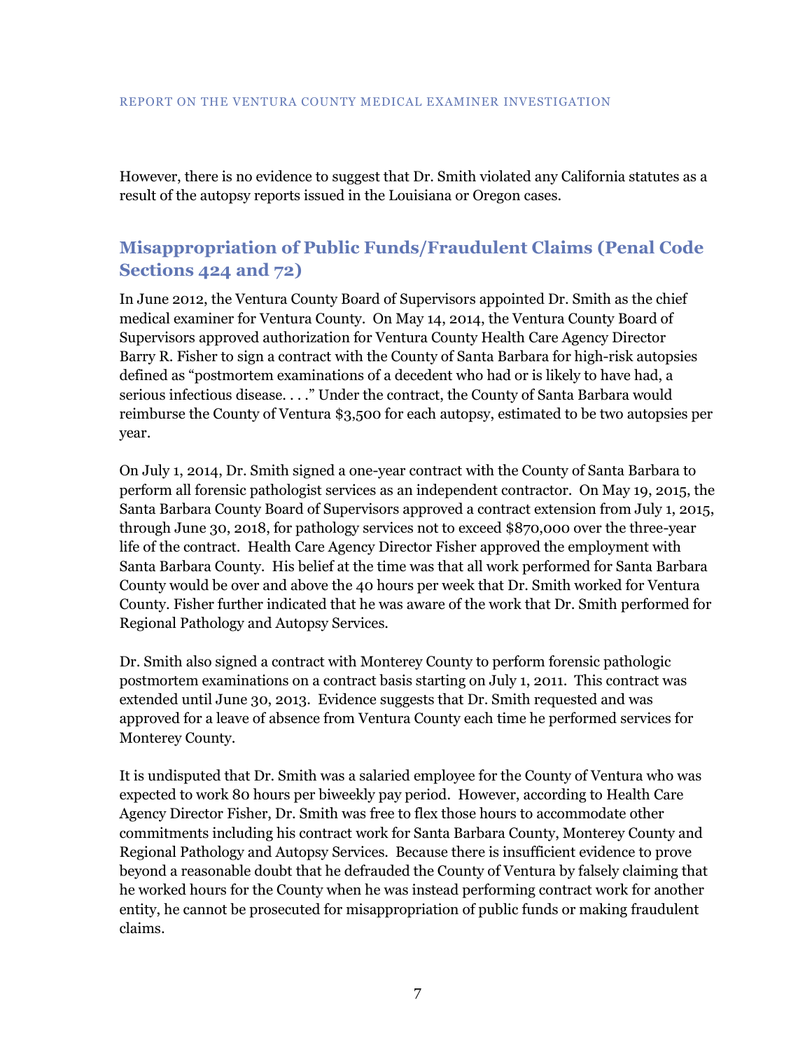However, there is no evidence to suggest that Dr. Smith violated any California statutes as a result of the autopsy reports issued in the Louisiana or Oregon cases.

## Misappropriation of Public Funds/Fraudulent Claims (Penal Code Sections 424 and 72)

In June 2012, the Ventura County Board of Supervisors appointed Dr. Smith as the chief medical examiner for Ventura County. On May 14, 2014, the Ventura County Board of Supervisors approved authorization for Ventura County Health Care Agency Director Barry R. Fisher to sign a contract with the County of Santa Barbara for high-risk autopsies defined as "postmortem examinations of a decedent who had or is likely to have had, a serious infectious disease. . . ." Under the contract, the County of Santa Barbara would reimburse the County of Ventura $3,500 for each autopsy, estimated to be two autopsies per year.

On July 1, 2014, Dr. Smith signed a one-year contract with the County of Santa Barbara to perform all forensic pathologist services as an independent contractor. On May 19, 2015, the Santa Barbara County Board of Supervisors approved a contract extension from July 1, 2015, through June 30, 2018, for pathology services not to exceed $870,000 over the three-year life of the contract. Health Care Agency Director Fisher approved the employment with Santa Barbara County. His belief at the time was that all work performed for Santa Barbara County would be over and above the 40 hours per week that Dr. Smith worked for Ventura County. Fisher further indicated that he was aware of the work that Dr. Smith performed for Regional Pathology and Autopsy Services.

Dr. Smith also signed a contract with Monterey County to perform forensic pathologic postmortem examinations on a contract basis starting on July 1, 2011. This contract was extended until June 30, 2013. Evidence suggests that Dr. Smith requested and was approved for a leave of absence from Ventura County each time he performed services for Monterey County.

It is undisputed that Dr. Smith was a salaried employee for the County of Ventura who was expected to work 80 hours per biweekly pay period. However, according to Health Care Agency Director Fisher, Dr. Smith was free to flex those hours to accommodate other commitments including his contract work for Santa Barbara County, Monterey County and Regional Pathology and Autopsy Services. Because there is insufficient evidence to prove beyond a reasonable doubt that he defrauded the County of Ventura by falsely claiming that he worked hours for the County when he was instead performing contract work for another entity, he cannot be prosecuted for misappropriation of public funds or making fraudulent claims.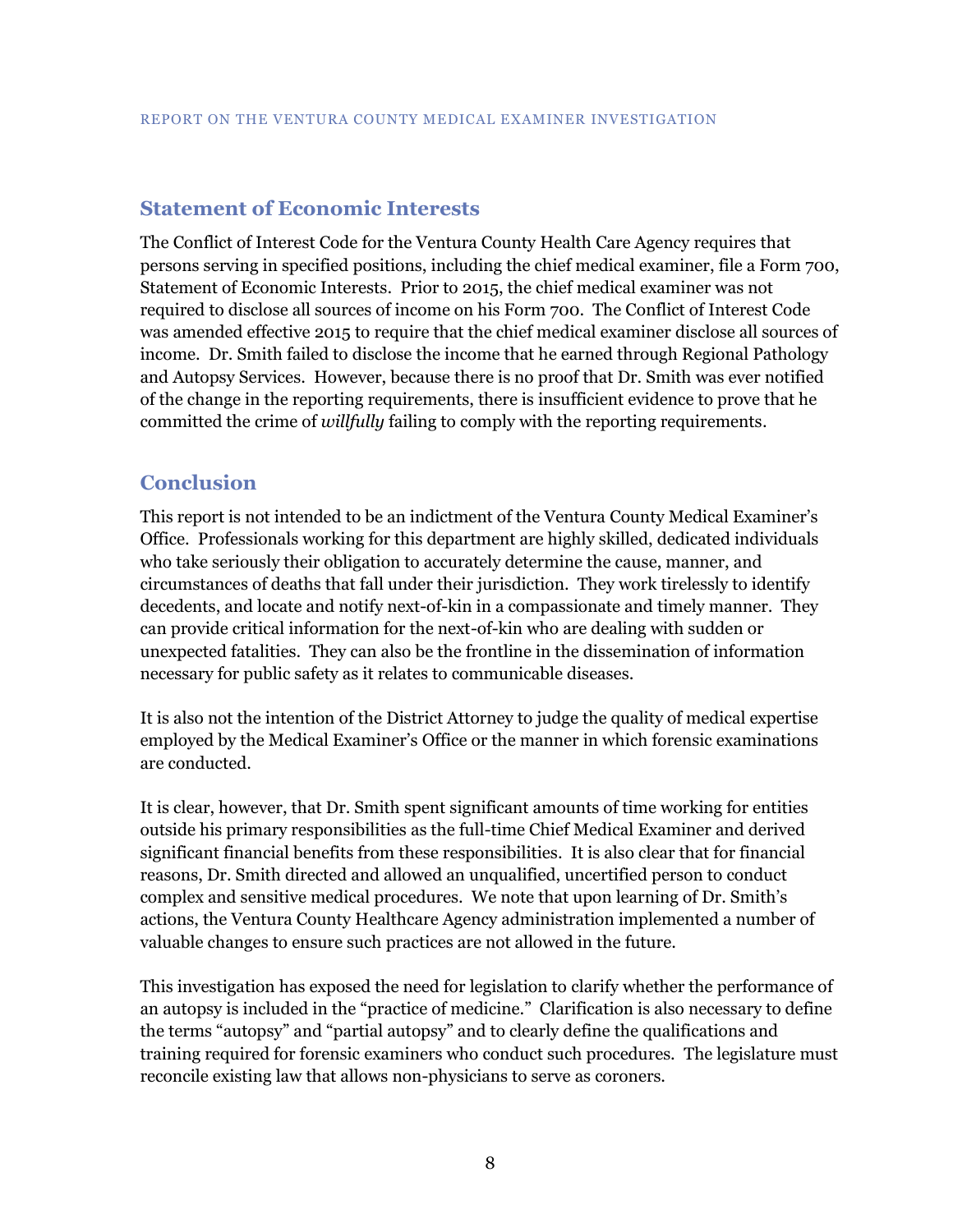## Statement of Economic Interests

The Conflict of Interest Code for the Ventura County Health Care Agency requires that persons serving in specified positions, including the chief medical examiner, file a Form 700, Statement of Economic Interests. Prior to 2015, the chief medical examiner was not required to disclose all sources of income on his Form 700. The Conflict of Interest Code was amended effective 2015 to require that the chief medical examiner disclose all sources of income. Dr. Smith failed to disclose the income that he earned through Regional Pathology and Autopsy Services. However, because there is no proof that Dr. Smith was ever notified of the change in the reporting requirements, there is insufficient evidence to prove that he committed the crime of *willfully* failing to comply with the reporting requirements.

## Conclusion

This report is not intended to be an indictment of the Ventura County Medical Examiner's Office. Professionals working for this department are highly skilled, dedicated individuals who take seriously their obligation to accurately determine the cause, manner, and circumstances of deaths that fall under their jurisdiction. They work tirelessly to identify decedents, and locate and notify next-of-kin in a compassionate and timely manner. They can provide critical information for the next-of-kin who are dealing with sudden or unexpected fatalities. They can also be the frontline in the dissemination of information necessary for public safety as it relates to communicable diseases.

It is also not the intention of the District Attorney to judge the quality of medical expertise employed by the Medical Examiner's Office or the manner in which forensic examinations are conducted.

It is clear, however, that Dr. Smith spent significant amounts of time working for entities outside his primary responsibilities as the full-time Chief Medical Examiner and derived significant financial benefits from these responsibilities. It is also clear that for financial reasons, Dr. Smith directed and allowed an unqualified, uncertified person to conduct complex and sensitive medical procedures. We note that upon learning of Dr. Smith's actions, the Ventura County Healthcare Agency administration implemented a number of valuable changes to ensure such practices are not allowed in the future.

This investigation has exposed the need for legislation to clarify whether the performance of an autopsy is included in the "practice of medicine." Clarification is also necessary to define the terms "autopsy" and "partial autopsy" and to clearly define the qualifications and training required for forensic examiners who conduct such procedures. The legislature must reconcile existing law that allows non-physicians to serve as coroners.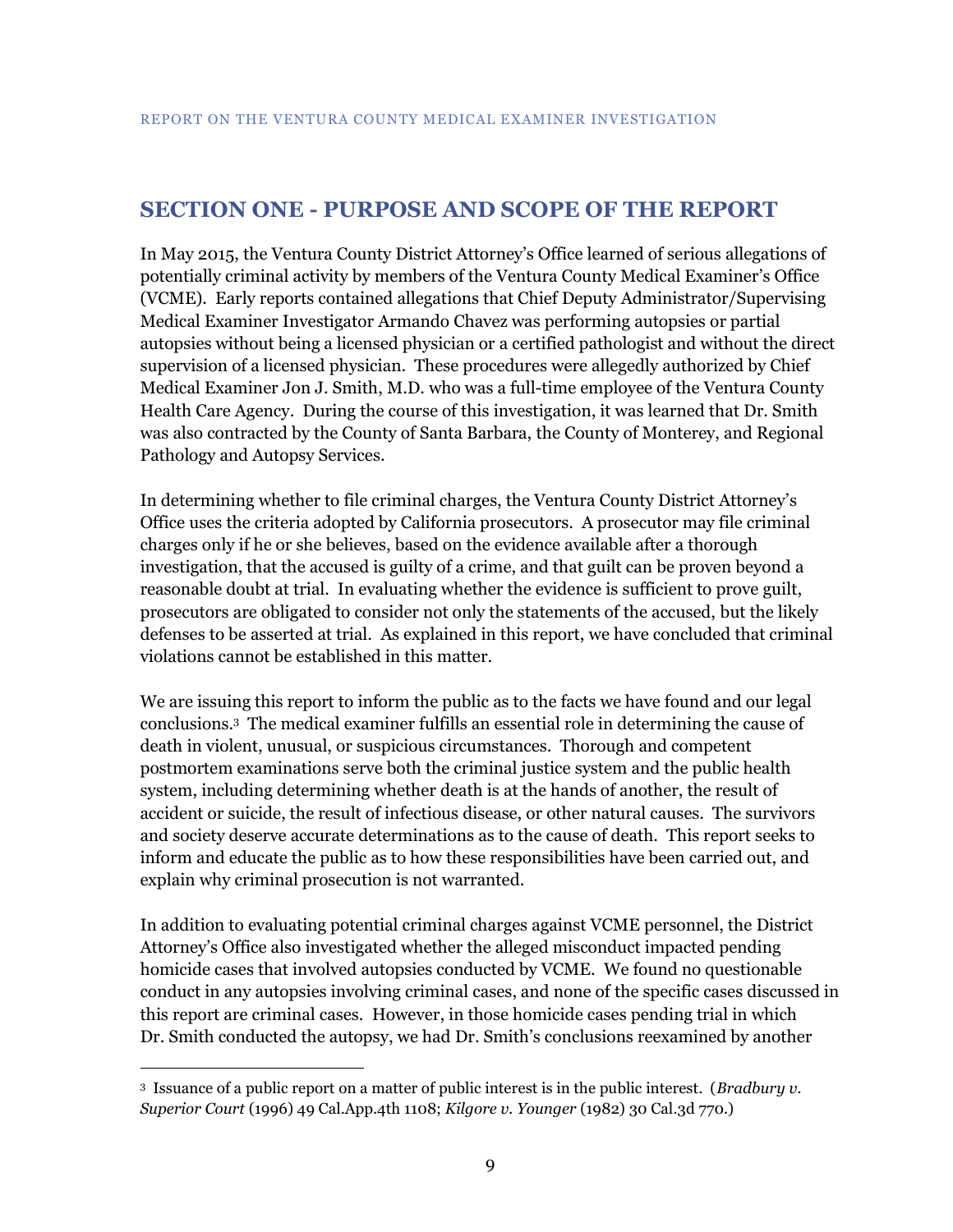## SECTION ONE - PURPOSE AND SCOPE OF THE REPORT

In May 2015, the Ventura County District Attorney's Office learned of serious allegations of potentially criminal activity by members of the Ventura County Medical Examiner's Office (VCME). Early reports contained allegations that Chief Deputy Administrator/Supervising Medical Examiner Investigator Armando Chavez was performing autopsies or partial autopsies without being a licensed physician or a certified pathologist and without the direct supervision of a licensed physician. These procedures were allegedly authorized by Chief Medical Examiner Jon J. Smith, M.D. who was a full-time employee of the Ventura County Health Care Agency. During the course of this investigation, it was learned that Dr. Smith was also contracted by the County of Santa Barbara, the County of Monterey, and Regional Pathology and Autopsy Services.

In determining whether to file criminal charges, the Ventura County District Attorney's Office uses the criteria adopted by California prosecutors. A prosecutor may file criminal charges only if he or she believes, based on the evidence available after a thorough investigation, that the accused is guilty of a crime, and that guilt can be proven beyond a reasonable doubt at trial. In evaluating whether the evidence is sufficient to prove guilt, prosecutors are obligated to consider not only the statements of the accused, but the likely defenses to be asserted at trial. As explained in this report, we have concluded that criminal violations cannot be established in this matter.

We are issuing this report to inform the public as to the facts we have found and our legal conclusions.[3] The medical examiner fulfills an essential role in determining the cause of death in violent, unusual, or suspicious circumstances. Thorough and competent postmortem examinations serve both the criminal justice system and the public health system, including determining whether death is at the hands of another, the result of accident or suicide, the result of infectious disease, or other natural causes. The survivors and society deserve accurate determinations as to the cause of death. This report seeks to inform and educate the public as to how these responsibilities have been carried out, and explain why criminal prosecution is not warranted.

In addition to evaluating potential criminal charges against VCME personnel, the District Attorney's Office also investigated whether the alleged misconduct impacted pending homicide cases that involved autopsies conducted by VCME. We found no questionable conduct in any autopsies involving criminal cases, and none of the specific cases discussed in this report are criminal cases. However, in those homicide cases pending trial in which Dr. Smith conducted the autopsy, we had Dr. Smith's conclusions reexamined by another

[3] Issuance of a public report on a matter of public interest is in the public interest. (*Bradbury v. Superior Court* (1996) 49 Cal.App.4th 1108; *Kilgore v. Younger* (1982) 30 Cal.3d 770.)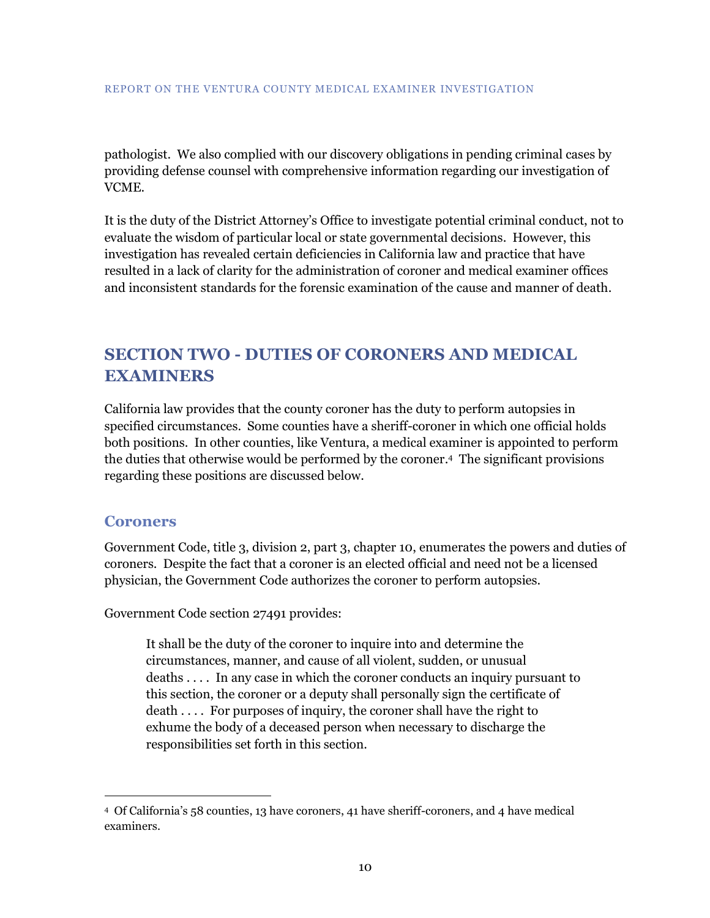pathologist. We also complied with our discovery obligations in pending criminal cases by providing defense counsel with comprehensive information regarding our investigation of VCME.

It is the duty of the District Attorney's Office to investigate potential criminal conduct, not to evaluate the wisdom of particular local or state governmental decisions. However, this investigation has revealed certain deficiencies in California law and practice that have resulted in a lack of clarity for the administration of coroner and medical examiner offices and inconsistent standards for the forensic examination of the cause and manner of death.

## SECTION TWO - DUTIES OF CORONERS AND MEDICAL EXAMINERS

California law provides that the county coroner has the duty to perform autopsies in specified circumstances. Some counties have a sheriff-coroner in which one official holds both positions. In other counties, like Ventura, a medical examiner is appointed to perform the duties that otherwise would be performed by the coroner.[4] The significant provisions regarding these positions are discussed below.

### Coroners

Government Code, title 3, division 2, part 3, chapter 10, enumerates the powers and duties of coroners. Despite the fact that a coroner is an elected official and need not be a licensed physician, the Government Code authorizes the coroner to perform autopsies.

Government Code section 27491 provides:

> It shall be the duty of the coroner to inquire into and determine the circumstances, manner, and cause of all violent, sudden, or unusual deaths . . . . In any case in which the coroner conducts an inquiry pursuant to this section, the coroner or a deputy shall personally sign the certificate of death . . . . For purposes of inquiry, the coroner shall have the right to exhume the body of a deceased person when necessary to discharge the responsibilities set forth in this section.

---

[4] Of California's 58 counties, 13 have coroners, 41 have sheriff-coroners, and 4 have medical examiners.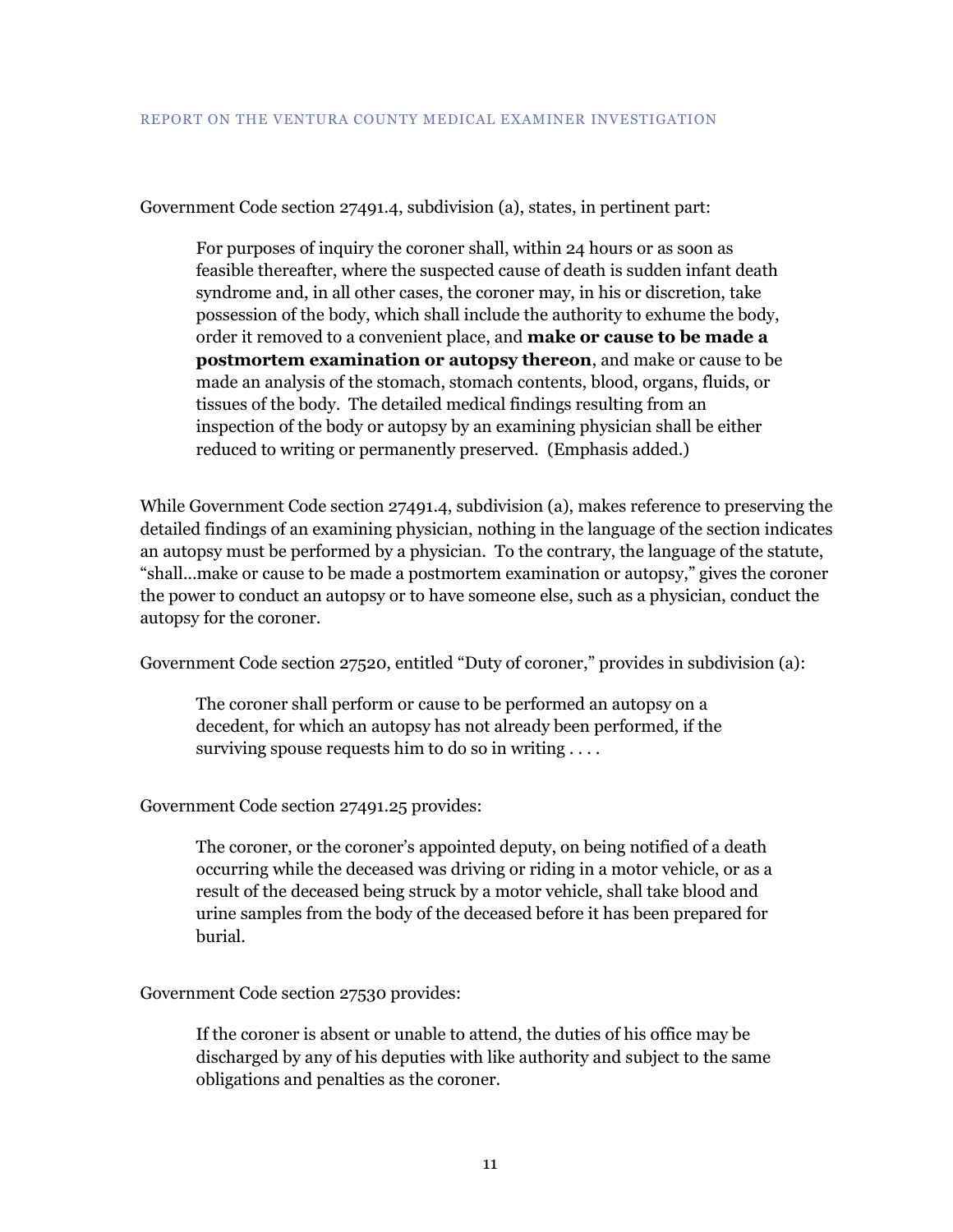Government Code section 27491.4, subdivision (a), states, in pertinent part:

> For purposes of inquiry the coroner shall, within 24 hours or as soon as feasible thereafter, where the suspected cause of death is sudden infant death syndrome and, in all other cases, the coroner may, in his or discretion, take possession of the body, which shall include the authority to exhume the body, order it removed to a convenient place, and **make or cause to be made a postmortem examination or autopsy thereon**, and make or cause to be made an analysis of the stomach, stomach contents, blood, organs, fluids, or tissues of the body. The detailed medical findings resulting from an inspection of the body or autopsy by an examining physician shall be either reduced to writing or permanently preserved. (Emphasis added.)

While Government Code section 27491.4, subdivision (a), makes reference to preserving the detailed findings of an examining physician, nothing in the language of the section indicates an autopsy must be performed by a physician. To the contrary, the language of the statute, "shall…make or cause to be made a postmortem examination or autopsy," gives the coroner the power to conduct an autopsy or to have someone else, such as a physician, conduct the autopsy for the coroner.

Government Code section 27520, entitled "Duty of coroner," provides in subdivision (a):

> The coroner shall perform or cause to be performed an autopsy on a decedent, for which an autopsy has not already been performed, if the surviving spouse requests him to do so in writing . . . .

Government Code section 27491.25 provides:

> The coroner, or the coroner's appointed deputy, on being notified of a death occurring while the deceased was driving or riding in a motor vehicle, or as a result of the deceased being struck by a motor vehicle, shall take blood and urine samples from the body of the deceased before it has been prepared for burial.

Government Code section 27530 provides:

> If the coroner is absent or unable to attend, the duties of his office may be discharged by any of his deputies with like authority and subject to the same obligations and penalties as the coroner.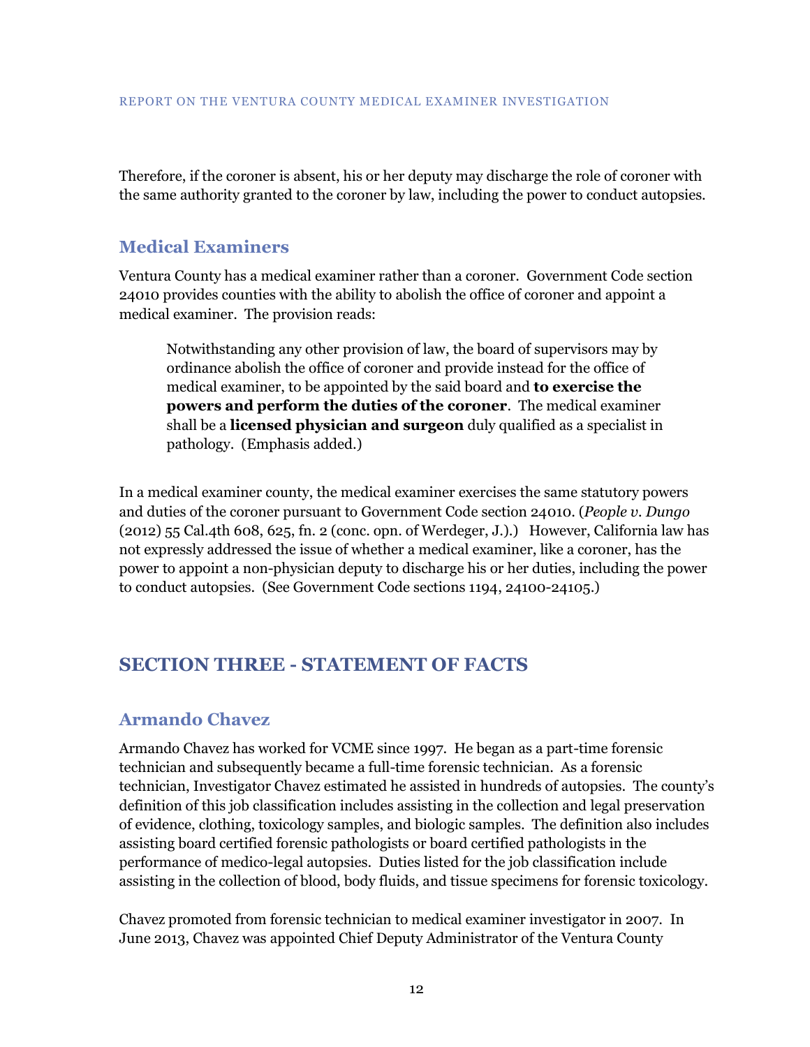Therefore, if the coroner is absent, his or her deputy may discharge the role of coroner with the same authority granted to the coroner by law, including the power to conduct autopsies.

### Medical Examiners

Ventura County has a medical examiner rather than a coroner. Government Code section 24010 provides counties with the ability to abolish the office of coroner and appoint a medical examiner. The provision reads:

> Notwithstanding any other provision of law, the board of supervisors may by ordinance abolish the office of coroner and provide instead for the office of medical examiner, to be appointed by the said board and **to exercise the powers and perform the duties of the coroner**. The medical examiner shall be a **licensed physician and surgeon** duly qualified as a specialist in pathology. (Emphasis added.)

In a medical examiner county, the medical examiner exercises the same statutory powers and duties of the coroner pursuant to Government Code section 24010. (*People v. Dungo* (2012) 55 Cal.4th 608, 625, fn. 2 (conc. opn. of Werdeger, J.).) However, California law has not expressly addressed the issue of whether a medical examiner, like a coroner, has the power to appoint a non-physician deputy to discharge his or her duties, including the power to conduct autopsies. (See Government Code sections 1194, 24100-24105.)

## SECTION THREE - STATEMENT OF FACTS

### Armando Chavez

Armando Chavez has worked for VCME since 1997. He began as a part-time forensic technician and subsequently became a full-time forensic technician. As a forensic technician, Investigator Chavez estimated he assisted in hundreds of autopsies. The county's definition of this job classification includes assisting in the collection and legal preservation of evidence, clothing, toxicology samples, and biologic samples. The definition also includes assisting board certified forensic pathologists or board certified pathologists in the performance of medico-legal autopsies. Duties listed for the job classification include assisting in the collection of blood, body fluids, and tissue specimens for forensic toxicology.

Chavez promoted from forensic technician to medical examiner investigator in 2007. In June 2013, Chavez was appointed Chief Deputy Administrator of the Ventura County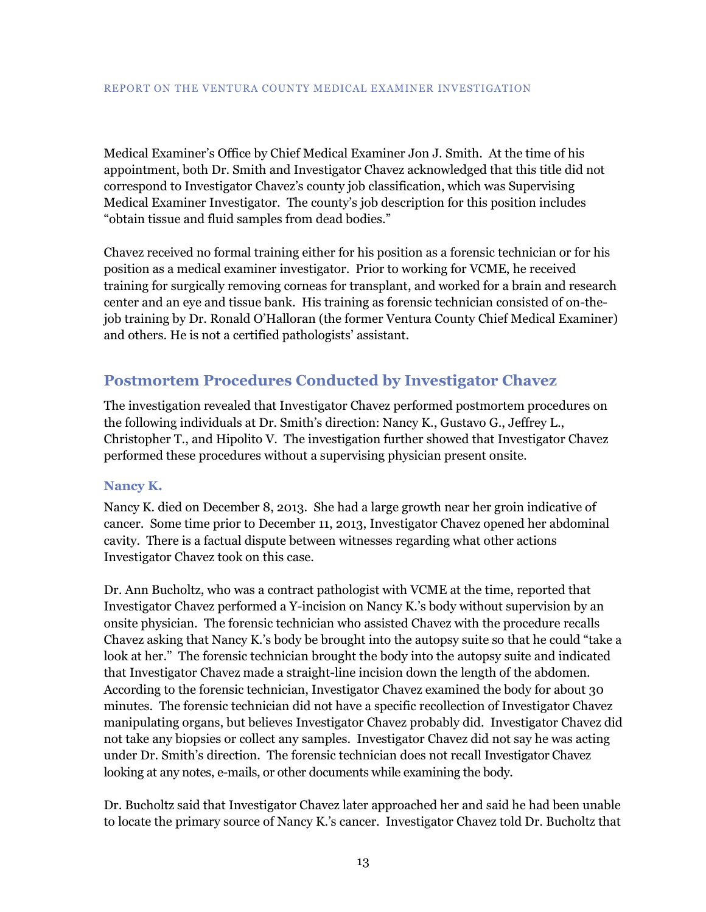Medical Examiner's Office by Chief Medical Examiner Jon J. Smith. At the time of his appointment, both Dr. Smith and Investigator Chavez acknowledged that this title did not correspond to Investigator Chavez's county job classification, which was Supervising Medical Examiner Investigator. The county's job description for this position includes "obtain tissue and fluid samples from dead bodies."

Chavez received no formal training either for his position as a forensic technician or for his position as a medical examiner investigator. Prior to working for VCME, he received training for surgically removing corneas for transplant, and worked for a brain and research center and an eye and tissue bank. His training as forensic technician consisted of on-the-job training by Dr. Ronald O'Halloran (the former Ventura County Chief Medical Examiner) and others. He is not a certified pathologists' assistant.

## Postmortem Procedures Conducted by Investigator Chavez

The investigation revealed that Investigator Chavez performed postmortem procedures on the following individuals at Dr. Smith's direction: Nancy K., Gustavo G., Jeffrey L., Christopher T., and Hipolito V. The investigation further showed that Investigator Chavez performed these procedures without a supervising physician present onsite.

### Nancy K.

Nancy K. died on December 8, 2013. She had a large growth near her groin indicative of cancer. Some time prior to December 11, 2013, Investigator Chavez opened her abdominal cavity. There is a factual dispute between witnesses regarding what other actions Investigator Chavez took on this case.

Dr. Ann Bucholtz, who was a contract pathologist with VCME at the time, reported that Investigator Chavez performed a Y-incision on Nancy K.'s body without supervision by an onsite physician. The forensic technician who assisted Chavez with the procedure recalls Chavez asking that Nancy K.'s body be brought into the autopsy suite so that he could "take a look at her." The forensic technician brought the body into the autopsy suite and indicated that Investigator Chavez made a straight-line incision down the length of the abdomen. According to the forensic technician, Investigator Chavez examined the body for about 30 minutes. The forensic technician did not have a specific recollection of Investigator Chavez manipulating organs, but believes Investigator Chavez probably did. Investigator Chavez did not take any biopsies or collect any samples. Investigator Chavez did not say he was acting under Dr. Smith's direction. The forensic technician does not recall Investigator Chavez looking at any notes, e-mails, or other documents while examining the body.

Dr. Bucholtz said that Investigator Chavez later approached her and said he had been unable to locate the primary source of Nancy K.'s cancer. Investigator Chavez told Dr. Bucholtz that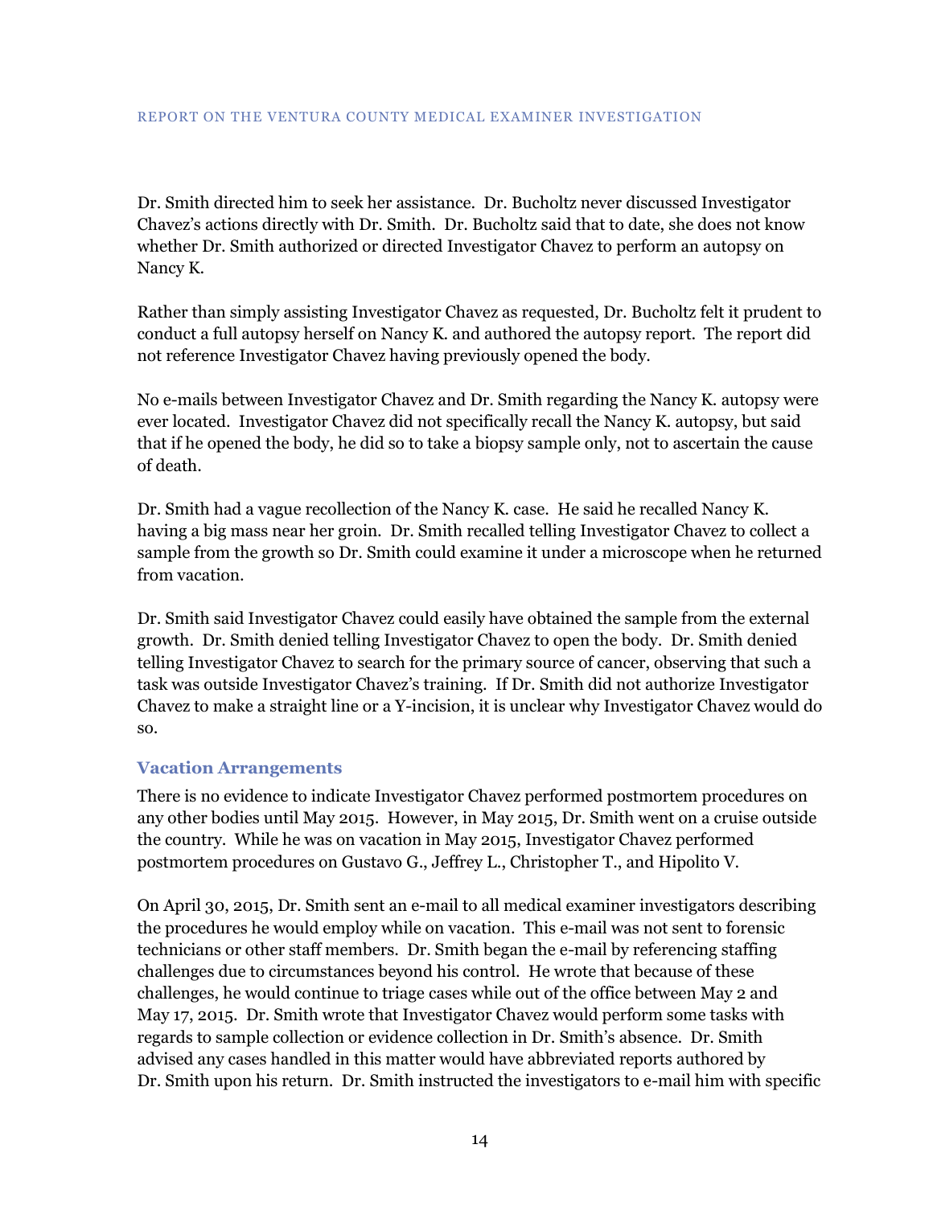Dr. Smith directed him to seek her assistance. Dr. Bucholtz never discussed Investigator Chavez's actions directly with Dr. Smith. Dr. Bucholtz said that to date, she does not know whether Dr. Smith authorized or directed Investigator Chavez to perform an autopsy on Nancy K.

Rather than simply assisting Investigator Chavez as requested, Dr. Bucholtz felt it prudent to conduct a full autopsy herself on Nancy K. and authored the autopsy report. The report did not reference Investigator Chavez having previously opened the body.

No e-mails between Investigator Chavez and Dr. Smith regarding the Nancy K. autopsy were ever located. Investigator Chavez did not specifically recall the Nancy K. autopsy, but said that if he opened the body, he did so to take a biopsy sample only, not to ascertain the cause of death.

Dr. Smith had a vague recollection of the Nancy K. case. He said he recalled Nancy K. having a big mass near her groin. Dr. Smith recalled telling Investigator Chavez to collect a sample from the growth so Dr. Smith could examine it under a microscope when he returned from vacation.

Dr. Smith said Investigator Chavez could easily have obtained the sample from the external growth. Dr. Smith denied telling Investigator Chavez to open the body. Dr. Smith denied telling Investigator Chavez to search for the primary source of cancer, observing that such a task was outside Investigator Chavez's training. If Dr. Smith did not authorize Investigator Chavez to make a straight line or a Y-incision, it is unclear why Investigator Chavez would do so.

### Vacation Arrangements

There is no evidence to indicate Investigator Chavez performed postmortem procedures on any other bodies until May 2015. However, in May 2015, Dr. Smith went on a cruise outside the country. While he was on vacation in May 2015, Investigator Chavez performed postmortem procedures on Gustavo G., Jeffrey L., Christopher T., and Hipolito V.

On April 30, 2015, Dr. Smith sent an e-mail to all medical examiner investigators describing the procedures he would employ while on vacation. This e-mail was not sent to forensic technicians or other staff members. Dr. Smith began the e-mail by referencing staffing challenges due to circumstances beyond his control. He wrote that because of these challenges, he would continue to triage cases while out of the office between May 2 and May 17, 2015. Dr. Smith wrote that Investigator Chavez would perform some tasks with regards to sample collection or evidence collection in Dr. Smith's absence. Dr. Smith advised any cases handled in this matter would have abbreviated reports authored by Dr. Smith upon his return. Dr. Smith instructed the investigators to e-mail him with specific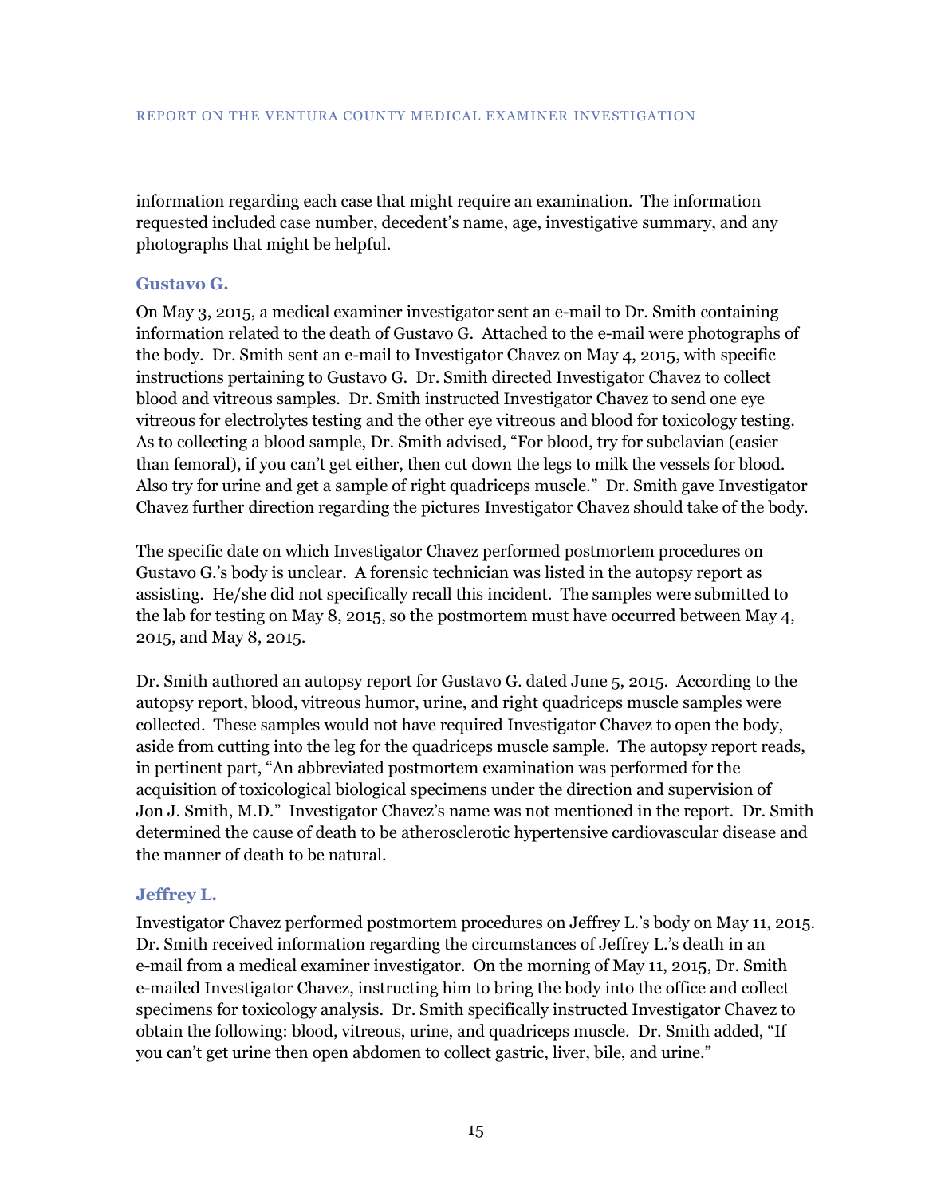information regarding each case that might require an examination. The information requested included case number, decedent's name, age, investigative summary, and any photographs that might be helpful.

### Gustavo G.

On May 3, 2015, a medical examiner investigator sent an e-mail to Dr. Smith containing information related to the death of Gustavo G. Attached to the e-mail were photographs of the body. Dr. Smith sent an e-mail to Investigator Chavez on May 4, 2015, with specific instructions pertaining to Gustavo G. Dr. Smith directed Investigator Chavez to collect blood and vitreous samples. Dr. Smith instructed Investigator Chavez to send one eye vitreous for electrolytes testing and the other eye vitreous and blood for toxicology testing. As to collecting a blood sample, Dr. Smith advised, "For blood, try for subclavian (easier than femoral), if you can't get either, then cut down the legs to milk the vessels for blood. Also try for urine and get a sample of right quadriceps muscle." Dr. Smith gave Investigator Chavez further direction regarding the pictures Investigator Chavez should take of the body.

The specific date on which Investigator Chavez performed postmortem procedures on Gustavo G.'s body is unclear. A forensic technician was listed in the autopsy report as assisting. He/she did not specifically recall this incident. The samples were submitted to the lab for testing on May 8, 2015, so the postmortem must have occurred between May 4, 2015, and May 8, 2015.

Dr. Smith authored an autopsy report for Gustavo G. dated June 5, 2015. According to the autopsy report, blood, vitreous humor, urine, and right quadriceps muscle samples were collected. These samples would not have required Investigator Chavez to open the body, aside from cutting into the leg for the quadriceps muscle sample. The autopsy report reads, in pertinent part, "An abbreviated postmortem examination was performed for the acquisition of toxicological biological specimens under the direction and supervision of Jon J. Smith, M.D." Investigator Chavez's name was not mentioned in the report. Dr. Smith determined the cause of death to be atherosclerotic hypertensive cardiovascular disease and the manner of death to be natural.

### Jeffrey L.

Investigator Chavez performed postmortem procedures on Jeffrey L.'s body on May 11, 2015. Dr. Smith received information regarding the circumstances of Jeffrey L.'s death in an e-mail from a medical examiner investigator. On the morning of May 11, 2015, Dr. Smith e-mailed Investigator Chavez, instructing him to bring the body into the office and collect specimens for toxicology analysis. Dr. Smith specifically instructed Investigator Chavez to obtain the following: blood, vitreous, urine, and quadriceps muscle. Dr. Smith added, "If you can't get urine then open abdomen to collect gastric, liver, bile, and urine."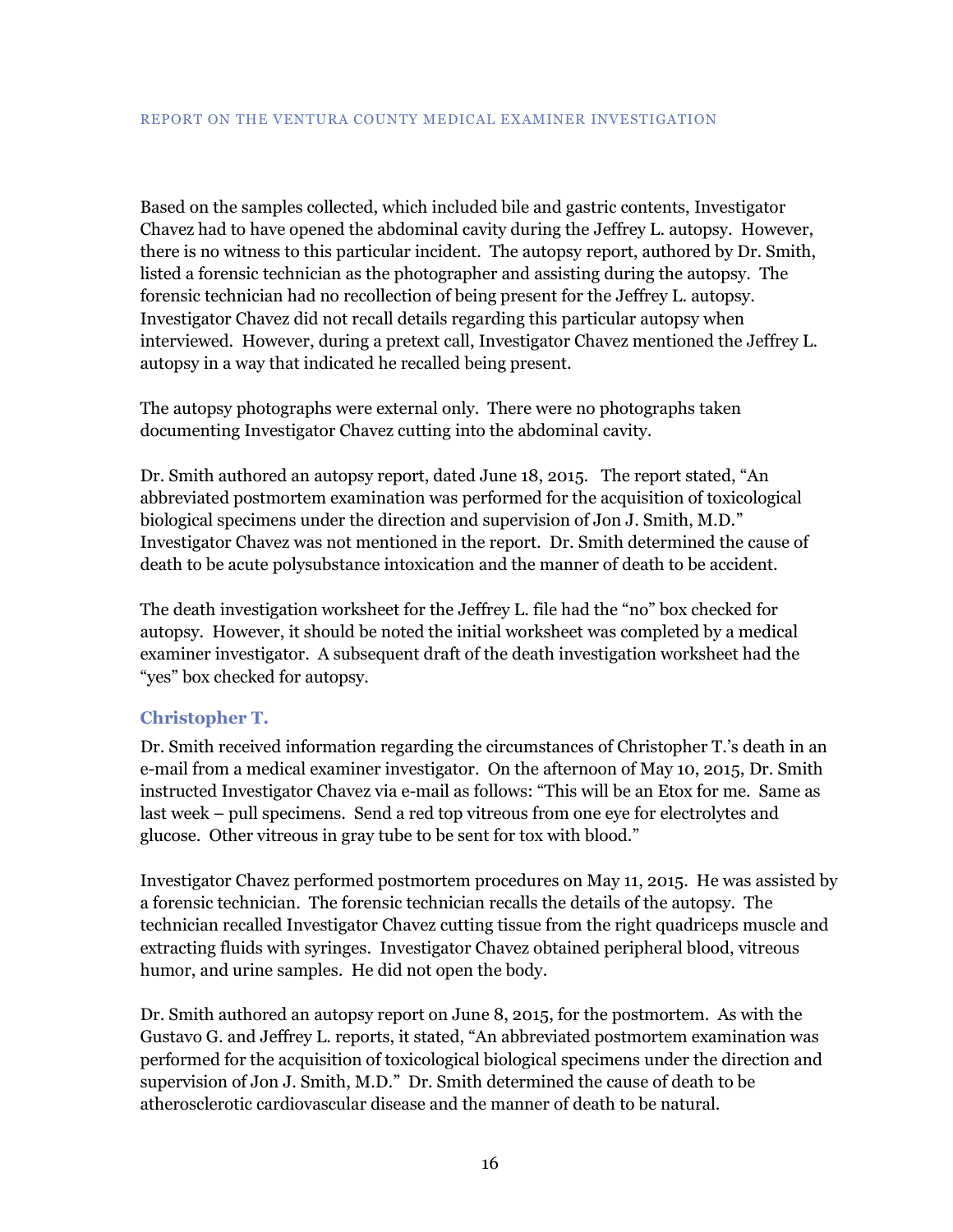Based on the samples collected, which included bile and gastric contents, Investigator Chavez had to have opened the abdominal cavity during the Jeffrey L. autopsy. However, there is no witness to this particular incident. The autopsy report, authored by Dr. Smith, listed a forensic technician as the photographer and assisting during the autopsy. The forensic technician had no recollection of being present for the Jeffrey L. autopsy. Investigator Chavez did not recall details regarding this particular autopsy when interviewed. However, during a pretext call, Investigator Chavez mentioned the Jeffrey L. autopsy in a way that indicated he recalled being present.

The autopsy photographs were external only. There were no photographs taken documenting Investigator Chavez cutting into the abdominal cavity.

Dr. Smith authored an autopsy report, dated June 18, 2015. The report stated, "An abbreviated postmortem examination was performed for the acquisition of toxicological biological specimens under the direction and supervision of Jon J. Smith, M.D." Investigator Chavez was not mentioned in the report. Dr. Smith determined the cause of death to be acute polysubstance intoxication and the manner of death to be accident.

The death investigation worksheet for the Jeffrey L. file had the "no" box checked for autopsy. However, it should be noted the initial worksheet was completed by a medical examiner investigator. A subsequent draft of the death investigation worksheet had the "yes" box checked for autopsy.

### Christopher T.

Dr. Smith received information regarding the circumstances of Christopher T.'s death in an e-mail from a medical examiner investigator. On the afternoon of May 10, 2015, Dr. Smith instructed Investigator Chavez via e-mail as follows: "This will be an Etox for me. Same as last week – pull specimens. Send a red top vitreous from one eye for electrolytes and glucose. Other vitreous in gray tube to be sent for tox with blood."

Investigator Chavez performed postmortem procedures on May 11, 2015. He was assisted by a forensic technician. The forensic technician recalls the details of the autopsy. The technician recalled Investigator Chavez cutting tissue from the right quadriceps muscle and extracting fluids with syringes. Investigator Chavez obtained peripheral blood, vitreous humor, and urine samples. He did not open the body.

Dr. Smith authored an autopsy report on June 8, 2015, for the postmortem. As with the Gustavo G. and Jeffrey L. reports, it stated, "An abbreviated postmortem examination was performed for the acquisition of toxicological biological specimens under the direction and supervision of Jon J. Smith, M.D." Dr. Smith determined the cause of death to be atherosclerotic cardiovascular disease and the manner of death to be natural.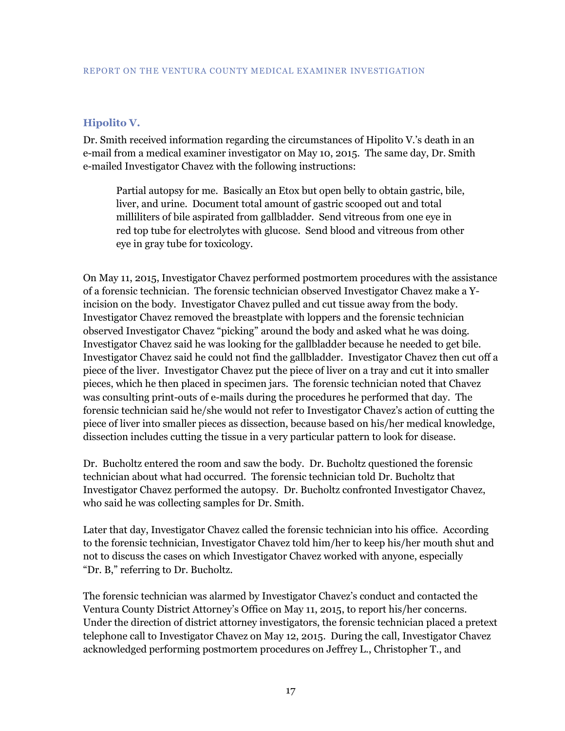### Hipolito V.

Dr. Smith received information regarding the circumstances of Hipolito V.'s death in an e-mail from a medical examiner investigator on May 10, 2015. The same day, Dr. Smith e-mailed Investigator Chavez with the following instructions:

> Partial autopsy for me. Basically an Etox but open belly to obtain gastric, bile, liver, and urine. Document total amount of gastric scooped out and total milliliters of bile aspirated from gallbladder. Send vitreous from one eye in red top tube for electrolytes with glucose. Send blood and vitreous from other eye in gray tube for toxicology.

On May 11, 2015, Investigator Chavez performed postmortem procedures with the assistance of a forensic technician. The forensic technician observed Investigator Chavez make a Y-incision on the body. Investigator Chavez pulled and cut tissue away from the body. Investigator Chavez removed the breastplate with loppers and the forensic technician observed Investigator Chavez "picking" around the body and asked what he was doing. Investigator Chavez said he was looking for the gallbladder because he needed to get bile. Investigator Chavez said he could not find the gallbladder. Investigator Chavez then cut off a piece of the liver. Investigator Chavez put the piece of liver on a tray and cut it into smaller pieces, which he then placed in specimen jars. The forensic technician noted that Chavez was consulting print-outs of e-mails during the procedures he performed that day. The forensic technician said he/she would not refer to Investigator Chavez's action of cutting the piece of liver into smaller pieces as dissection, because based on his/her medical knowledge, dissection includes cutting the tissue in a very particular pattern to look for disease.

Dr. Bucholtz entered the room and saw the body. Dr. Bucholtz questioned the forensic technician about what had occurred. The forensic technician told Dr. Bucholtz that Investigator Chavez performed the autopsy. Dr. Bucholtz confronted Investigator Chavez, who said he was collecting samples for Dr. Smith.

Later that day, Investigator Chavez called the forensic technician into his office. According to the forensic technician, Investigator Chavez told him/her to keep his/her mouth shut and not to discuss the cases on which Investigator Chavez worked with anyone, especially "Dr. B," referring to Dr. Bucholtz.

The forensic technician was alarmed by Investigator Chavez's conduct and contacted the Ventura County District Attorney's Office on May 11, 2015, to report his/her concerns. Under the direction of district attorney investigators, the forensic technician placed a pretext telephone call to Investigator Chavez on May 12, 2015. During the call, Investigator Chavez acknowledged performing postmortem procedures on Jeffrey L., Christopher T., and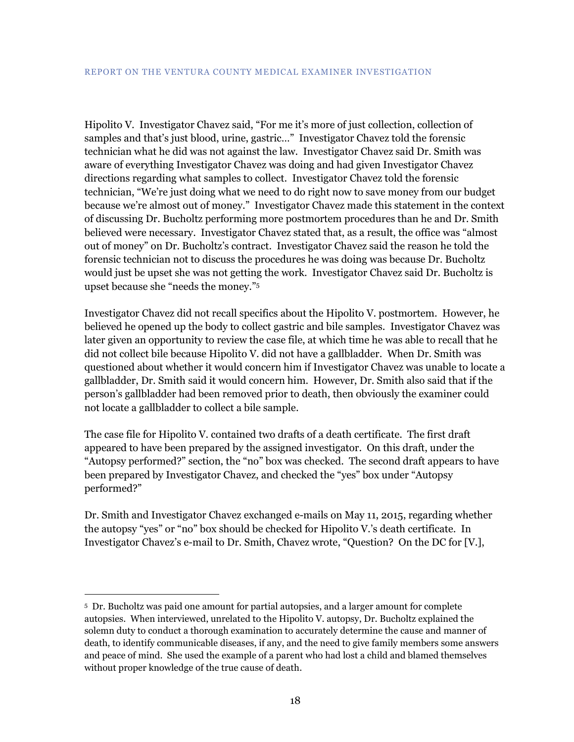Hipolito V. Investigator Chavez said, "For me it's more of just collection, collection of samples and that's just blood, urine, gastric…" Investigator Chavez told the forensic technician what he did was not against the law. Investigator Chavez said Dr. Smith was aware of everything Investigator Chavez was doing and had given Investigator Chavez directions regarding what samples to collect. Investigator Chavez told the forensic technician, "We're just doing what we need to do right now to save money from our budget because we're almost out of money." Investigator Chavez made this statement in the context of discussing Dr. Bucholtz performing more postmortem procedures than he and Dr. Smith believed were necessary. Investigator Chavez stated that, as a result, the office was "almost out of money" on Dr. Bucholtz's contract. Investigator Chavez said the reason he told the forensic technician not to discuss the procedures he was doing was because Dr. Bucholtz would just be upset she was not getting the work. Investigator Chavez said Dr. Bucholtz is upset because she "needs the money."[5]

Investigator Chavez did not recall specifics about the Hipolito V. postmortem. However, he believed he opened up the body to collect gastric and bile samples. Investigator Chavez was later given an opportunity to review the case file, at which time he was able to recall that he did not collect bile because Hipolito V. did not have a gallbladder. When Dr. Smith was questioned about whether it would concern him if Investigator Chavez was unable to locate a gallbladder, Dr. Smith said it would concern him. However, Dr. Smith also said that if the person's gallbladder had been removed prior to death, then obviously the examiner could not locate a gallbladder to collect a bile sample.

The case file for Hipolito V. contained two drafts of a death certificate. The first draft appeared to have been prepared by the assigned investigator. On this draft, under the "Autopsy performed?" section, the "no" box was checked. The second draft appears to have been prepared by Investigator Chavez, and checked the "yes" box under "Autopsy performed?"

Dr. Smith and Investigator Chavez exchanged e-mails on May 11, 2015, regarding whether the autopsy "yes" or "no" box should be checked for Hipolito V.'s death certificate. In Investigator Chavez's e-mail to Dr. Smith, Chavez wrote, "Question? On the DC for [V.],

---

[5] Dr. Bucholtz was paid one amount for partial autopsies, and a larger amount for complete autopsies. When interviewed, unrelated to the Hipolito V. autopsy, Dr. Bucholtz explained the solemn duty to conduct a thorough examination to accurately determine the cause and manner of death, to identify communicable diseases, if any, and the need to give family members some answers and peace of mind. She used the example of a parent who had lost a child and blamed themselves without proper knowledge of the true cause of death.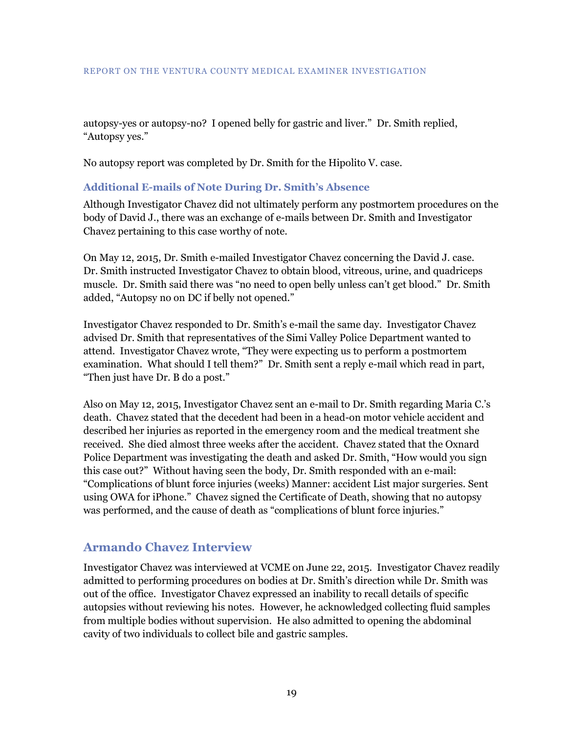autopsy-yes or autopsy-no? I opened belly for gastric and liver." Dr. Smith replied, "Autopsy yes."

No autopsy report was completed by Dr. Smith for the Hipolito V. case.

### Additional E-mails of Note During Dr. Smith's Absence

Although Investigator Chavez did not ultimately perform any postmortem procedures on the body of David J., there was an exchange of e-mails between Dr. Smith and Investigator Chavez pertaining to this case worthy of note.

On May 12, 2015, Dr. Smith e-mailed Investigator Chavez concerning the David J. case. Dr. Smith instructed Investigator Chavez to obtain blood, vitreous, urine, and quadriceps muscle. Dr. Smith said there was "no need to open belly unless can't get blood." Dr. Smith added, "Autopsy no on DC if belly not opened."

Investigator Chavez responded to Dr. Smith's e-mail the same day. Investigator Chavez advised Dr. Smith that representatives of the Simi Valley Police Department wanted to attend. Investigator Chavez wrote, "They were expecting us to perform a postmortem examination. What should I tell them?" Dr. Smith sent a reply e-mail which read in part, "Then just have Dr. B do a post."

Also on May 12, 2015, Investigator Chavez sent an e-mail to Dr. Smith regarding Maria C.'s death. Chavez stated that the decedent had been in a head-on motor vehicle accident and described her injuries as reported in the emergency room and the medical treatment she received. She died almost three weeks after the accident. Chavez stated that the Oxnard Police Department was investigating the death and asked Dr. Smith, "How would you sign this case out?" Without having seen the body, Dr. Smith responded with an e-mail: "Complications of blunt force injuries (weeks) Manner: accident List major surgeries. Sent using OWA for iPhone." Chavez signed the Certificate of Death, showing that no autopsy was performed, and the cause of death as "complications of blunt force injuries."

## Armando Chavez Interview

Investigator Chavez was interviewed at VCME on June 22, 2015. Investigator Chavez readily admitted to performing procedures on bodies at Dr. Smith's direction while Dr. Smith was out of the office. Investigator Chavez expressed an inability to recall details of specific autopsies without reviewing his notes. However, he acknowledged collecting fluid samples from multiple bodies without supervision. He also admitted to opening the abdominal cavity of two individuals to collect bile and gastric samples.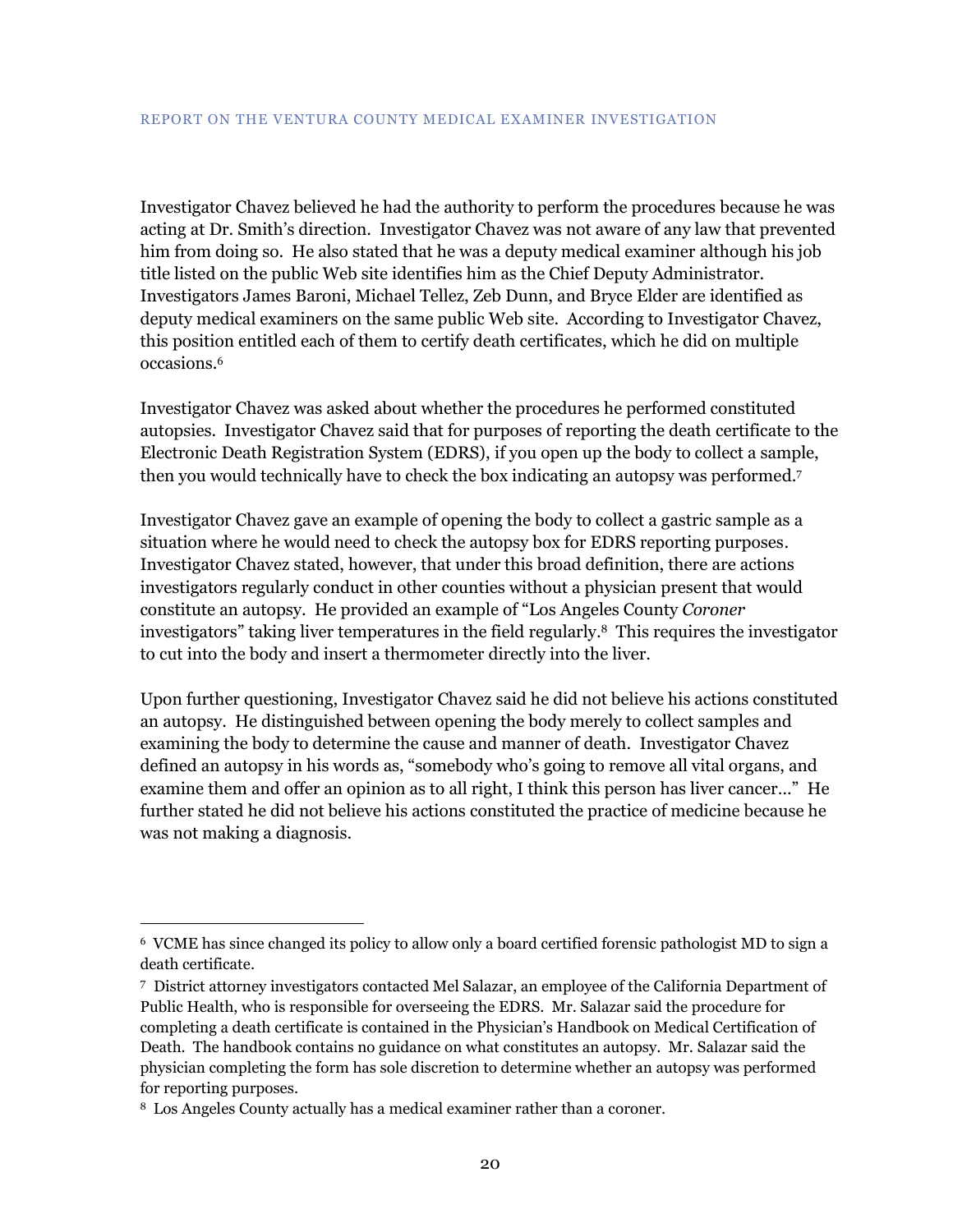Investigator Chavez believed he had the authority to perform the procedures because he was acting at Dr. Smith's direction. Investigator Chavez was not aware of any law that prevented him from doing so. He also stated that he was a deputy medical examiner although his job title listed on the public Web site identifies him as the Chief Deputy Administrator. Investigators James Baroni, Michael Tellez, Zeb Dunn, and Bryce Elder are identified as deputy medical examiners on the same public Web site. According to Investigator Chavez, this position entitled each of them to certify death certificates, which he did on multiple occasions.[6]

Investigator Chavez was asked about whether the procedures he performed constituted autopsies. Investigator Chavez said that for purposes of reporting the death certificate to the Electronic Death Registration System (EDRS), if you open up the body to collect a sample, then you would technically have to check the box indicating an autopsy was performed.[7]

Investigator Chavez gave an example of opening the body to collect a gastric sample as a situation where he would need to check the autopsy box for EDRS reporting purposes. Investigator Chavez stated, however, that under this broad definition, there are actions investigators regularly conduct in other counties without a physician present that would constitute an autopsy. He provided an example of "Los Angeles County *Coroner* investigators" taking liver temperatures in the field regularly.[8] This requires the investigator to cut into the body and insert a thermometer directly into the liver.

Upon further questioning, Investigator Chavez said he did not believe his actions constituted an autopsy. He distinguished between opening the body merely to collect samples and examining the body to determine the cause and manner of death. Investigator Chavez defined an autopsy in his words as, "somebody who's going to remove all vital organs, and examine them and offer an opinion as to all right, I think this person has liver cancer…" He further stated he did not believe his actions constituted the practice of medicine because he was not making a diagnosis.

---

[6] VCME has since changed its policy to allow only a board certified forensic pathologist MD to sign a death certificate.

[7] District attorney investigators contacted Mel Salazar, an employee of the California Department of Public Health, who is responsible for overseeing the EDRS. Mr. Salazar said the procedure for completing a death certificate is contained in the Physician's Handbook on Medical Certification of Death. The handbook contains no guidance on what constitutes an autopsy. Mr. Salazar said the physician completing the form has sole discretion to determine whether an autopsy was performed for reporting purposes.

[8] Los Angeles County actually has a medical examiner rather than a coroner.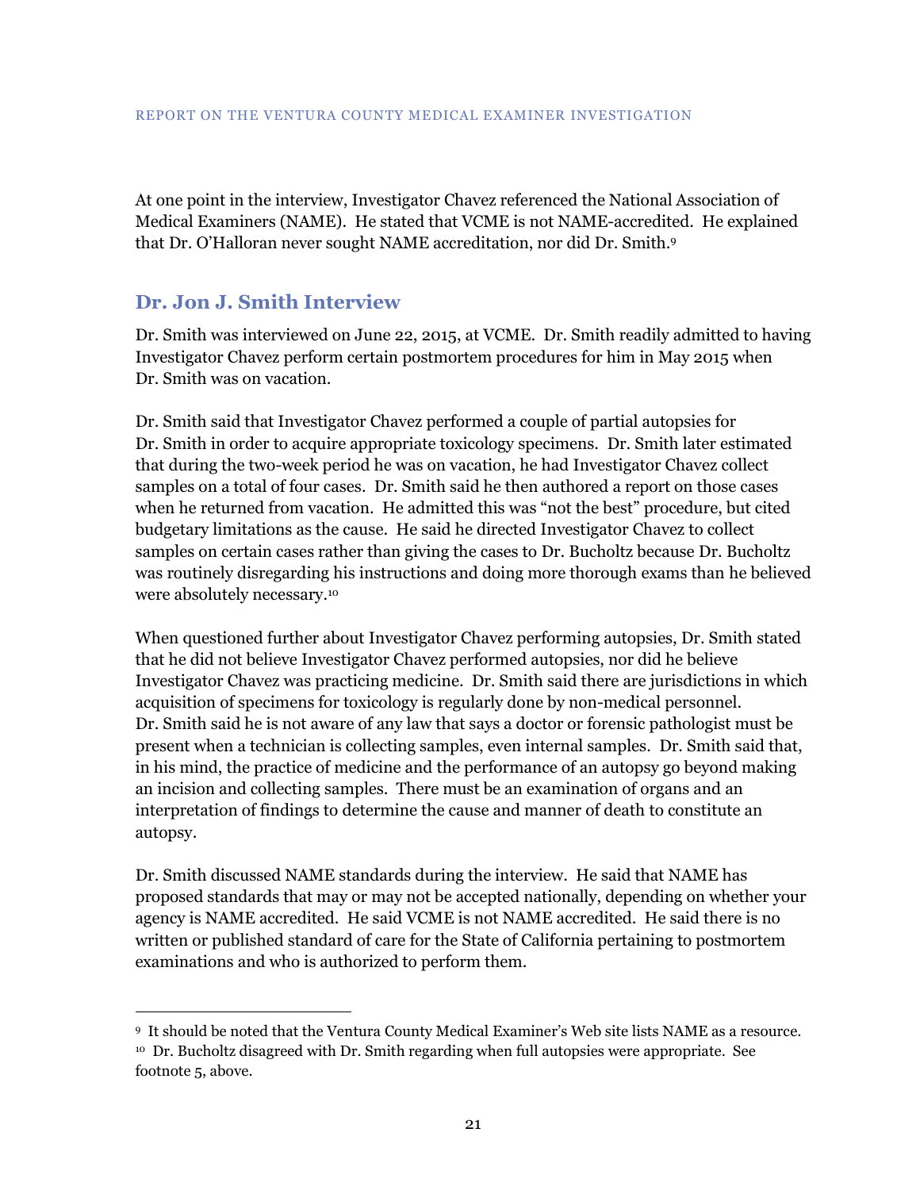At one point in the interview, Investigator Chavez referenced the National Association of Medical Examiners (NAME). He stated that VCME is not NAME-accredited. He explained that Dr. O'Halloran never sought NAME accreditation, nor did Dr. Smith.[9]

## Dr. Jon J. Smith Interview

Dr. Smith was interviewed on June 22, 2015, at VCME. Dr. Smith readily admitted to having Investigator Chavez perform certain postmortem procedures for him in May 2015 when Dr. Smith was on vacation.

Dr. Smith said that Investigator Chavez performed a couple of partial autopsies for Dr. Smith in order to acquire appropriate toxicology specimens. Dr. Smith later estimated that during the two-week period he was on vacation, he had Investigator Chavez collect samples on a total of four cases. Dr. Smith said he then authored a report on those cases when he returned from vacation. He admitted this was "not the best" procedure, but cited budgetary limitations as the cause. He said he directed Investigator Chavez to collect samples on certain cases rather than giving the cases to Dr. Bucholtz because Dr. Bucholtz was routinely disregarding his instructions and doing more thorough exams than he believed were absolutely necessary.[10]

When questioned further about Investigator Chavez performing autopsies, Dr. Smith stated that he did not believe Investigator Chavez performed autopsies, nor did he believe Investigator Chavez was practicing medicine. Dr. Smith said there are jurisdictions in which acquisition of specimens for toxicology is regularly done by non-medical personnel. Dr. Smith said he is not aware of any law that says a doctor or forensic pathologist must be present when a technician is collecting samples, even internal samples. Dr. Smith said that, in his mind, the practice of medicine and the performance of an autopsy go beyond making an incision and collecting samples. There must be an examination of organs and an interpretation of findings to determine the cause and manner of death to constitute an autopsy.

Dr. Smith discussed NAME standards during the interview. He said that NAME has proposed standards that may or may not be accepted nationally, depending on whether your agency is NAME accredited. He said VCME is not NAME accredited. He said there is no written or published standard of care for the State of California pertaining to postmortem examinations and who is authorized to perform them.

---

[9] It should be noted that the Ventura County Medical Examiner's Web site lists NAME as a resource.

[10] Dr. Bucholtz disagreed with Dr. Smith regarding when full autopsies were appropriate. See footnote 5, above.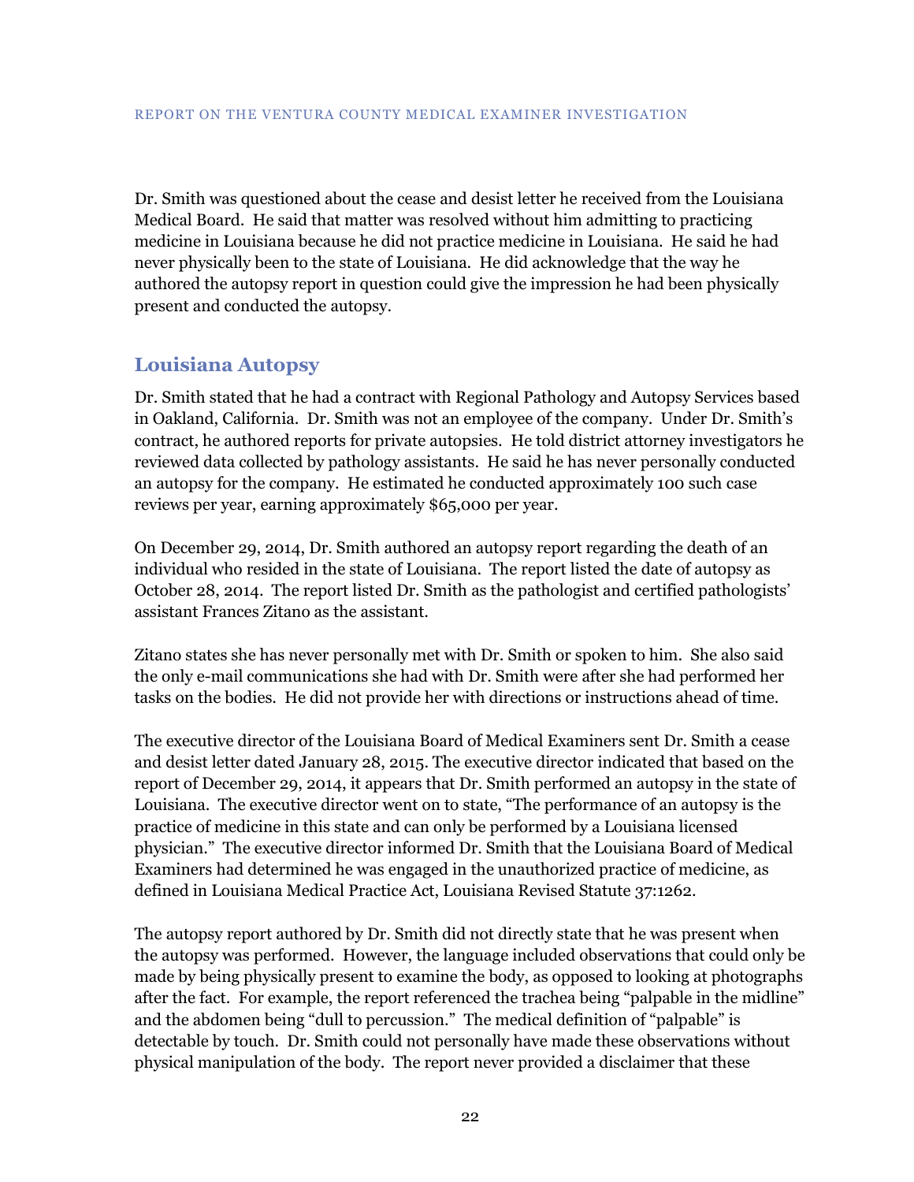Dr. Smith was questioned about the cease and desist letter he received from the Louisiana Medical Board. He said that matter was resolved without him admitting to practicing medicine in Louisiana because he did not practice medicine in Louisiana. He said he had never physically been to the state of Louisiana. He did acknowledge that the way he authored the autopsy report in question could give the impression he had been physically present and conducted the autopsy.

## Louisiana Autopsy

Dr. Smith stated that he had a contract with Regional Pathology and Autopsy Services based in Oakland, California. Dr. Smith was not an employee of the company. Under Dr. Smith's contract, he authored reports for private autopsies. He told district attorney investigators he reviewed data collected by pathology assistants. He said he has never personally conducted an autopsy for the company. He estimated he conducted approximately 100 such case reviews per year, earning approximately $65,000 per year.

On December 29, 2014, Dr. Smith authored an autopsy report regarding the death of an individual who resided in the state of Louisiana. The report listed the date of autopsy as October 28, 2014. The report listed Dr. Smith as the pathologist and certified pathologists' assistant Frances Zitano as the assistant.

Zitano states she has never personally met with Dr. Smith or spoken to him. She also said the only e-mail communications she had with Dr. Smith were after she had performed her tasks on the bodies. He did not provide her with directions or instructions ahead of time.

The executive director of the Louisiana Board of Medical Examiners sent Dr. Smith a cease and desist letter dated January 28, 2015. The executive director indicated that based on the report of December 29, 2014, it appears that Dr. Smith performed an autopsy in the state of Louisiana. The executive director went on to state, "The performance of an autopsy is the practice of medicine in this state and can only be performed by a Louisiana licensed physician." The executive director informed Dr. Smith that the Louisiana Board of Medical Examiners had determined he was engaged in the unauthorized practice of medicine, as defined in Louisiana Medical Practice Act, Louisiana Revised Statute 37:1262.

The autopsy report authored by Dr. Smith did not directly state that he was present when the autopsy was performed. However, the language included observations that could only be made by being physically present to examine the body, as opposed to looking at photographs after the fact. For example, the report referenced the trachea being "palpable in the midline" and the abdomen being "dull to percussion." The medical definition of "palpable" is detectable by touch. Dr. Smith could not personally have made these observations without physical manipulation of the body. The report never provided a disclaimer that these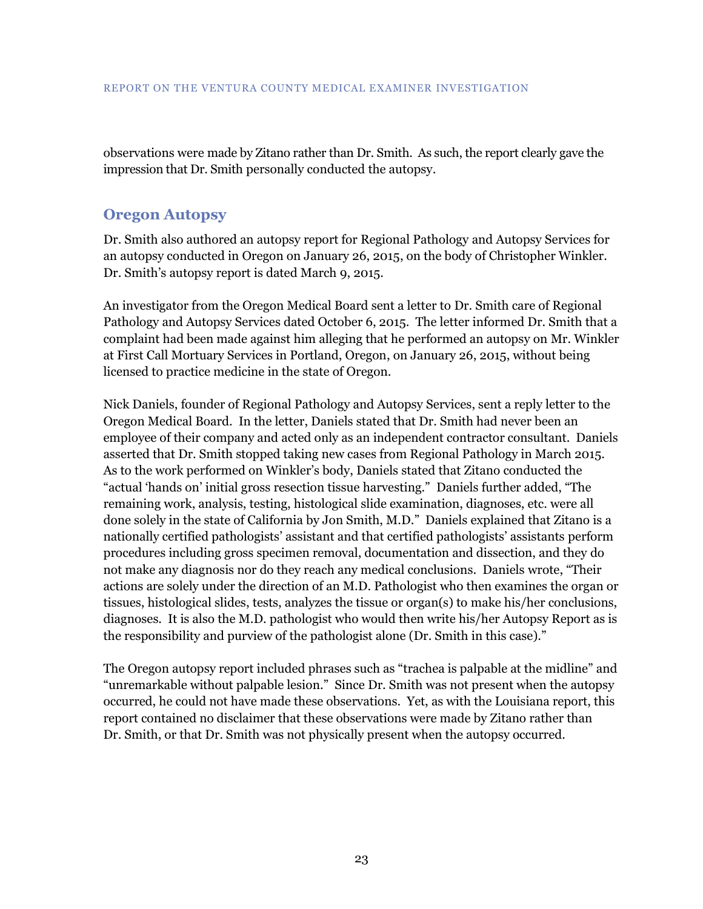observations were made by Zitano rather than Dr. Smith. As such, the report clearly gave the impression that Dr. Smith personally conducted the autopsy.

## Oregon Autopsy

Dr. Smith also authored an autopsy report for Regional Pathology and Autopsy Services for an autopsy conducted in Oregon on January 26, 2015, on the body of Christopher Winkler. Dr. Smith's autopsy report is dated March 9, 2015.

An investigator from the Oregon Medical Board sent a letter to Dr. Smith care of Regional Pathology and Autopsy Services dated October 6, 2015. The letter informed Dr. Smith that a complaint had been made against him alleging that he performed an autopsy on Mr. Winkler at First Call Mortuary Services in Portland, Oregon, on January 26, 2015, without being licensed to practice medicine in the state of Oregon.

Nick Daniels, founder of Regional Pathology and Autopsy Services, sent a reply letter to the Oregon Medical Board. In the letter, Daniels stated that Dr. Smith had never been an employee of their company and acted only as an independent contractor consultant. Daniels asserted that Dr. Smith stopped taking new cases from Regional Pathology in March 2015. As to the work performed on Winkler's body, Daniels stated that Zitano conducted the "actual 'hands on' initial gross resection tissue harvesting." Daniels further added, "The remaining work, analysis, testing, histological slide examination, diagnoses, etc. were all done solely in the state of California by Jon Smith, M.D." Daniels explained that Zitano is a nationally certified pathologists' assistant and that certified pathologists' assistants perform procedures including gross specimen removal, documentation and dissection, and they do not make any diagnosis nor do they reach any medical conclusions. Daniels wrote, "Their actions are solely under the direction of an M.D. Pathologist who then examines the organ or tissues, histological slides, tests, analyzes the tissue or organ(s) to make his/her conclusions, diagnoses. It is also the M.D. pathologist who would then write his/her Autopsy Report as is the responsibility and purview of the pathologist alone (Dr. Smith in this case)."

The Oregon autopsy report included phrases such as "trachea is palpable at the midline" and "unremarkable without palpable lesion." Since Dr. Smith was not present when the autopsy occurred, he could not have made these observations. Yet, as with the Louisiana report, this report contained no disclaimer that these observations were made by Zitano rather than Dr. Smith, or that Dr. Smith was not physically present when the autopsy occurred.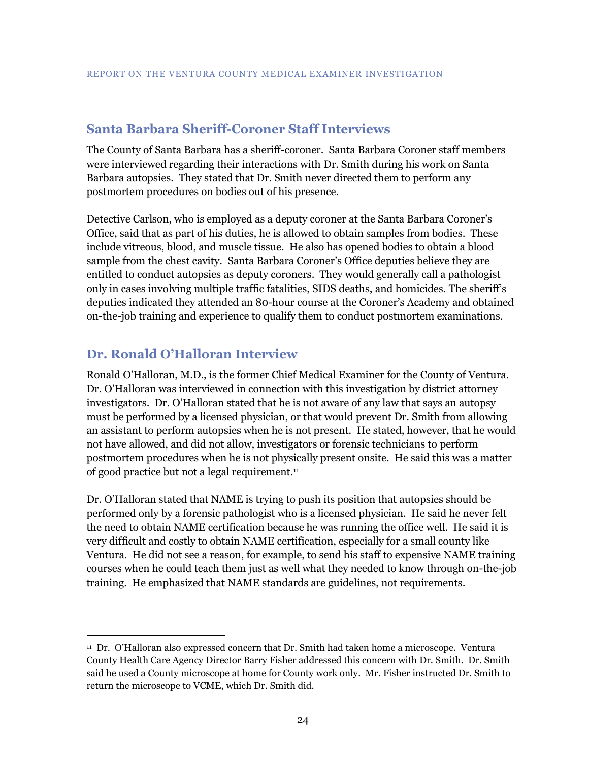## Santa Barbara Sheriff-Coroner Staff Interviews

The County of Santa Barbara has a sheriff-coroner. Santa Barbara Coroner staff members were interviewed regarding their interactions with Dr. Smith during his work on Santa Barbara autopsies. They stated that Dr. Smith never directed them to perform any postmortem procedures on bodies out of his presence.

Detective Carlson, who is employed as a deputy coroner at the Santa Barbara Coroner's Office, said that as part of his duties, he is allowed to obtain samples from bodies. These include vitreous, blood, and muscle tissue. He also has opened bodies to obtain a blood sample from the chest cavity. Santa Barbara Coroner's Office deputies believe they are entitled to conduct autopsies as deputy coroners. They would generally call a pathologist only in cases involving multiple traffic fatalities, SIDS deaths, and homicides. The sheriff's deputies indicated they attended an 80-hour course at the Coroner's Academy and obtained on-the-job training and experience to qualify them to conduct postmortem examinations.

## Dr. Ronald O'Halloran Interview

Ronald O'Halloran, M.D., is the former Chief Medical Examiner for the County of Ventura. Dr. O'Halloran was interviewed in connection with this investigation by district attorney investigators. Dr. O'Halloran stated that he is not aware of any law that says an autopsy must be performed by a licensed physician, or that would prevent Dr. Smith from allowing an assistant to perform autopsies when he is not present. He stated, however, that he would not have allowed, and did not allow, investigators or forensic technicians to perform postmortem procedures when he is not physically present onsite. He said this was a matter of good practice but not a legal requirement.[11]

Dr. O'Halloran stated that NAME is trying to push its position that autopsies should be performed only by a forensic pathologist who is a licensed physician. He said he never felt the need to obtain NAME certification because he was running the office well. He said it is very difficult and costly to obtain NAME certification, especially for a small county like Ventura. He did not see a reason, for example, to send his staff to expensive NAME training courses when he could teach them just as well what they needed to know through on-the-job training. He emphasized that NAME standards are guidelines, not requirements.

---

[11] Dr. O'Halloran also expressed concern that Dr. Smith had taken home a microscope. Ventura County Health Care Agency Director Barry Fisher addressed this concern with Dr. Smith. Dr. Smith said he used a County microscope at home for County work only. Mr. Fisher instructed Dr. Smith to return the microscope to VCME, which Dr. Smith did.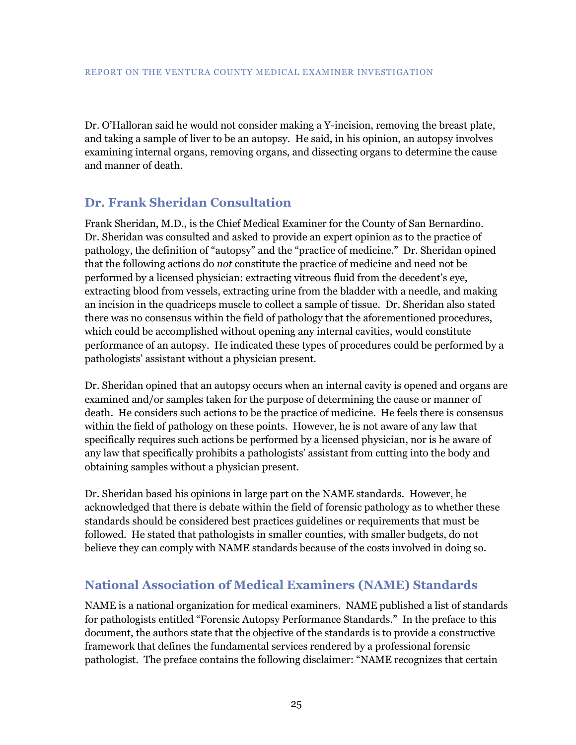Dr. O'Halloran said he would not consider making a Y-incision, removing the breast plate, and taking a sample of liver to be an autopsy. He said, in his opinion, an autopsy involves examining internal organs, removing organs, and dissecting organs to determine the cause and manner of death.

## Dr. Frank Sheridan Consultation

Frank Sheridan, M.D., is the Chief Medical Examiner for the County of San Bernardino. Dr. Sheridan was consulted and asked to provide an expert opinion as to the practice of pathology, the definition of "autopsy" and the "practice of medicine." Dr. Sheridan opined that the following actions do *not* constitute the practice of medicine and need not be performed by a licensed physician: extracting vitreous fluid from the decedent's eye, extracting blood from vessels, extracting urine from the bladder with a needle, and making an incision in the quadriceps muscle to collect a sample of tissue. Dr. Sheridan also stated there was no consensus within the field of pathology that the aforementioned procedures, which could be accomplished without opening any internal cavities, would constitute performance of an autopsy. He indicated these types of procedures could be performed by a pathologists' assistant without a physician present.

Dr. Sheridan opined that an autopsy occurs when an internal cavity is opened and organs are examined and/or samples taken for the purpose of determining the cause or manner of death. He considers such actions to be the practice of medicine. He feels there is consensus within the field of pathology on these points. However, he is not aware of any law that specifically requires such actions be performed by a licensed physician, nor is he aware of any law that specifically prohibits a pathologists' assistant from cutting into the body and obtaining samples without a physician present.

Dr. Sheridan based his opinions in large part on the NAME standards. However, he acknowledged that there is debate within the field of forensic pathology as to whether these standards should be considered best practices guidelines or requirements that must be followed. He stated that pathologists in smaller counties, with smaller budgets, do not believe they can comply with NAME standards because of the costs involved in doing so.

## National Association of Medical Examiners (NAME) Standards

NAME is a national organization for medical examiners. NAME published a list of standards for pathologists entitled "Forensic Autopsy Performance Standards." In the preface to this document, the authors state that the objective of the standards is to provide a constructive framework that defines the fundamental services rendered by a professional forensic pathologist. The preface contains the following disclaimer: "NAME recognizes that certain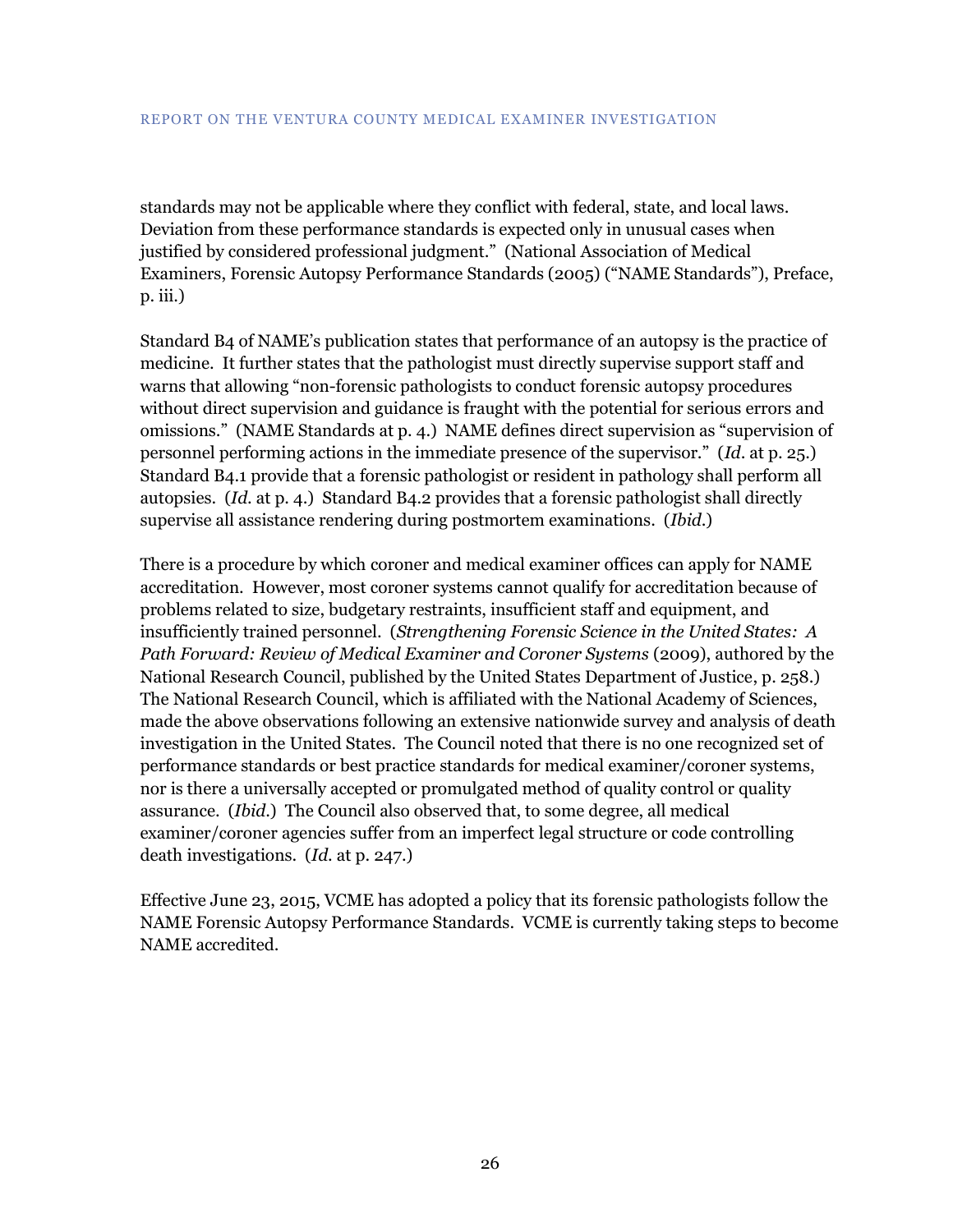standards may not be applicable where they conflict with federal, state, and local laws. Deviation from these performance standards is expected only in unusual cases when justified by considered professional judgment." (National Association of Medical Examiners, Forensic Autopsy Performance Standards (2005) ("NAME Standards"), Preface, p. iii.)

Standard B4 of NAME's publication states that performance of an autopsy is the practice of medicine. It further states that the pathologist must directly supervise support staff and warns that allowing "non-forensic pathologists to conduct forensic autopsy procedures without direct supervision and guidance is fraught with the potential for serious errors and omissions." (NAME Standards at p. 4.) NAME defines direct supervision as "supervision of personnel performing actions in the immediate presence of the supervisor." (*Id*. at p. 25.) Standard B4.1 provide that a forensic pathologist or resident in pathology shall perform all autopsies. (*Id.* at p. 4.) Standard B4.2 provides that a forensic pathologist shall directly supervise all assistance rendering during postmortem examinations. (*Ibid.*)

There is a procedure by which coroner and medical examiner offices can apply for NAME accreditation. However, most coroner systems cannot qualify for accreditation because of problems related to size, budgetary restraints, insufficient staff and equipment, and insufficiently trained personnel. (*Strengthening Forensic Science in the United States: A Path Forward: Review of Medical Examiner and Coroner Systems* (2009), authored by the National Research Council, published by the United States Department of Justice, p. 258.) The National Research Council, which is affiliated with the National Academy of Sciences, made the above observations following an extensive nationwide survey and analysis of death investigation in the United States. The Council noted that there is no one recognized set of performance standards or best practice standards for medical examiner/coroner systems, nor is there a universally accepted or promulgated method of quality control or quality assurance. (*Ibid.*) The Council also observed that, to some degree, all medical examiner/coroner agencies suffer from an imperfect legal structure or code controlling death investigations. (*Id.* at p. 247.)

Effective June 23, 2015, VCME has adopted a policy that its forensic pathologists follow the NAME Forensic Autopsy Performance Standards. VCME is currently taking steps to become NAME accredited.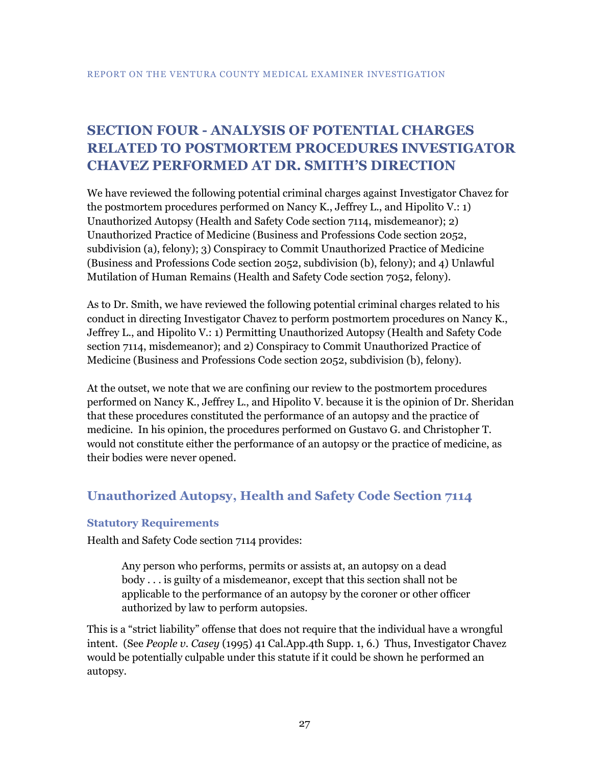# SECTION FOUR - ANALYSIS OF POTENTIAL CHARGES RELATED TO POSTMORTEM PROCEDURES INVESTIGATOR CHAVEZ PERFORMED AT DR. SMITH'S DIRECTION

We have reviewed the following potential criminal charges against Investigator Chavez for the postmortem procedures performed on Nancy K., Jeffrey L., and Hipolito V.: 1) Unauthorized Autopsy (Health and Safety Code section 7114, misdemeanor); 2) Unauthorized Practice of Medicine (Business and Professions Code section 2052, subdivision (a), felony); 3) Conspiracy to Commit Unauthorized Practice of Medicine (Business and Professions Code section 2052, subdivision (b), felony); and 4) Unlawful Mutilation of Human Remains (Health and Safety Code section 7052, felony).

As to Dr. Smith, we have reviewed the following potential criminal charges related to his conduct in directing Investigator Chavez to perform postmortem procedures on Nancy K., Jeffrey L., and Hipolito V.: 1) Permitting Unauthorized Autopsy (Health and Safety Code section 7114, misdemeanor); and 2) Conspiracy to Commit Unauthorized Practice of Medicine (Business and Professions Code section 2052, subdivision (b), felony).

At the outset, we note that we are confining our review to the postmortem procedures performed on Nancy K., Jeffrey L., and Hipolito V. because it is the opinion of Dr. Sheridan that these procedures constituted the performance of an autopsy and the practice of medicine. In his opinion, the procedures performed on Gustavo G. and Christopher T. would not constitute either the performance of an autopsy or the practice of medicine, as their bodies were never opened.

## Unauthorized Autopsy, Health and Safety Code Section 7114

### Statutory Requirements

Health and Safety Code section 7114 provides:

> Any person who performs, permits or assists at, an autopsy on a dead body . . . is guilty of a misdemeanor, except that this section shall not be applicable to the performance of an autopsy by the coroner or other officer authorized by law to perform autopsies.

This is a "strict liability" offense that does not require that the individual have a wrongful intent. (See *People v. Casey* (1995) 41 Cal.App.4th Supp. 1, 6.) Thus, Investigator Chavez would be potentially culpable under this statute if it could be shown he performed an autopsy.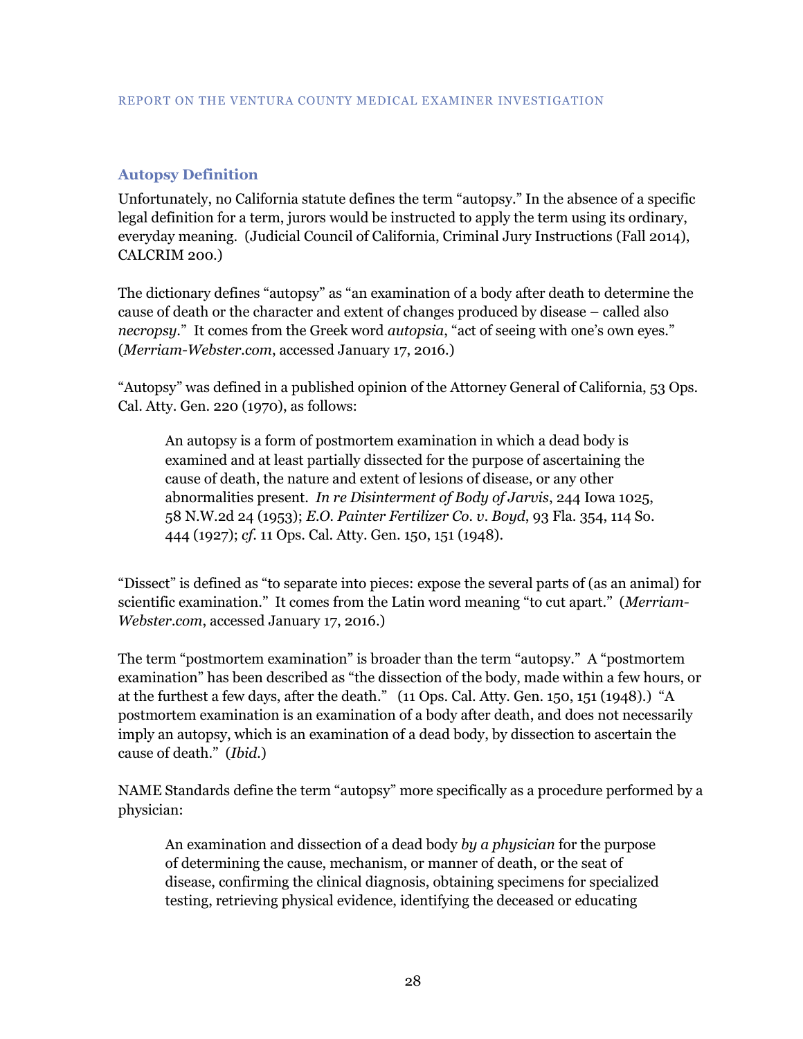### Autopsy Definition

Unfortunately, no California statute defines the term "autopsy." In the absence of a specific legal definition for a term, jurors would be instructed to apply the term using its ordinary, everyday meaning. (Judicial Council of California, Criminal Jury Instructions (Fall 2014), CALCRIM 200.)

The dictionary defines "autopsy" as "an examination of a body after death to determine the cause of death or the character and extent of changes produced by disease – called also *necropsy*." It comes from the Greek word *autopsia*, "act of seeing with one's own eyes." (*Merriam-Webster.com*, accessed January 17, 2016.)

"Autopsy" was defined in a published opinion of the Attorney General of California, 53 Ops. Cal. Atty. Gen. 220 (1970), as follows:

> An autopsy is a form of postmortem examination in which a dead body is examined and at least partially dissected for the purpose of ascertaining the cause of death, the nature and extent of lesions of disease, or any other abnormalities present. *In re Disinterment of Body of Jarvis*, 244 Iowa 1025, 58 N.W.2d 24 (1953); *E.O. Painter Fertilizer Co. v. Boyd*, 93 Fla. 354, 114 So. 444 (1927); *cf.* 11 Ops. Cal. Atty. Gen. 150, 151 (1948).

"Dissect" is defined as "to separate into pieces: expose the several parts of (as an animal) for scientific examination." It comes from the Latin word meaning "to cut apart." (*Merriam-Webster.com*, accessed January 17, 2016.)

The term "postmortem examination" is broader than the term "autopsy." A "postmortem examination" has been described as "the dissection of the body, made within a few hours, or at the furthest a few days, after the death." (11 Ops. Cal. Atty. Gen. 150, 151 (1948).) "A postmortem examination is an examination of a body after death, and does not necessarily imply an autopsy, which is an examination of a dead body, by dissection to ascertain the cause of death." (*Ibid.*)

NAME Standards define the term "autopsy" more specifically as a procedure performed by a physician:

> An examination and dissection of a dead body *by a physician* for the purpose of determining the cause, mechanism, or manner of death, or the seat of disease, confirming the clinical diagnosis, obtaining specimens for specialized testing, retrieving physical evidence, identifying the deceased or educating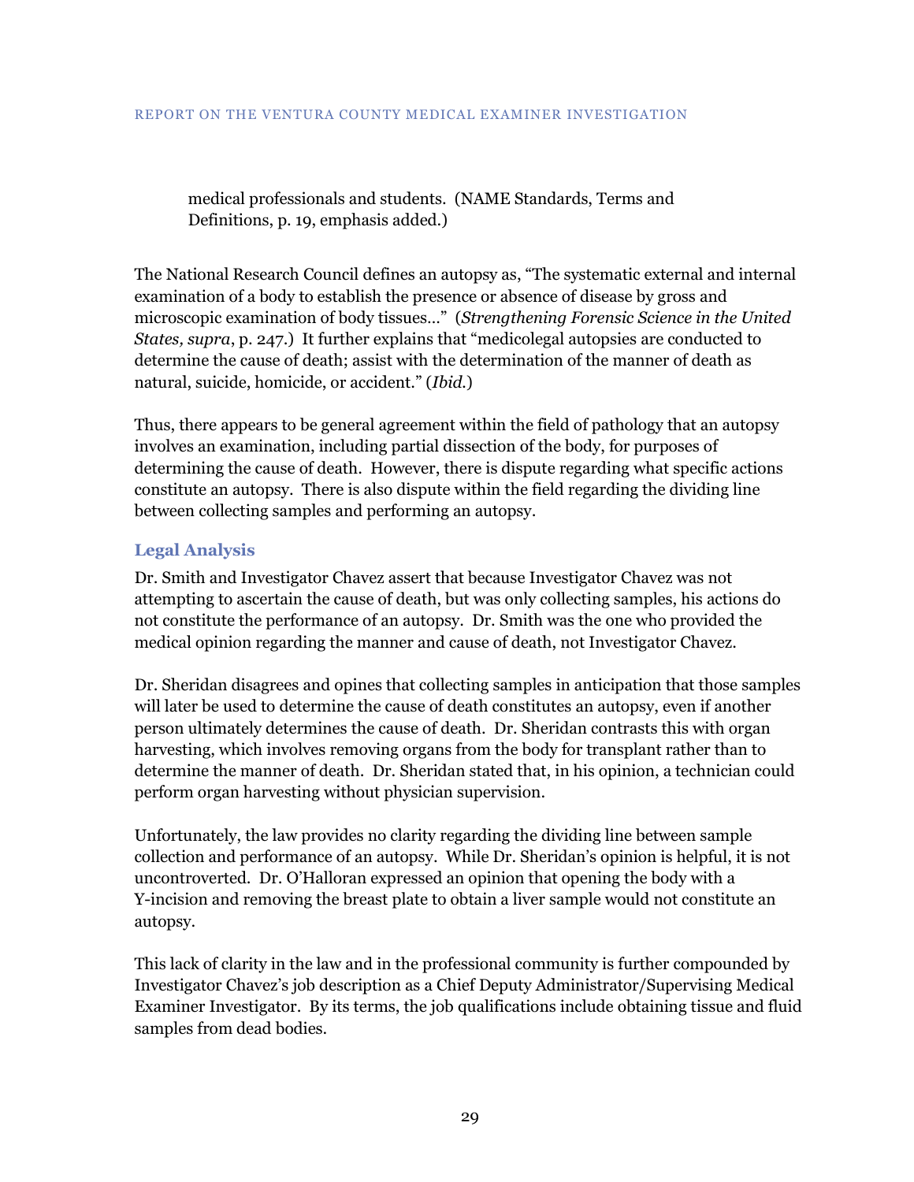> medical professionals and students. (NAME Standards, Terms and Definitions, p. 19, emphasis added.)

The National Research Council defines an autopsy as, "The systematic external and internal examination of a body to establish the presence or absence of disease by gross and microscopic examination of body tissues…" (*Strengthening Forensic Science in the United States, supra*, p. 247.) It further explains that "medicolegal autopsies are conducted to determine the cause of death; assist with the determination of the manner of death as natural, suicide, homicide, or accident." (*Ibid.*)

Thus, there appears to be general agreement within the field of pathology that an autopsy involves an examination, including partial dissection of the body, for purposes of determining the cause of death. However, there is dispute regarding what specific actions constitute an autopsy. There is also dispute within the field regarding the dividing line between collecting samples and performing an autopsy.

### Legal Analysis

Dr. Smith and Investigator Chavez assert that because Investigator Chavez was not attempting to ascertain the cause of death, but was only collecting samples, his actions do not constitute the performance of an autopsy. Dr. Smith was the one who provided the medical opinion regarding the manner and cause of death, not Investigator Chavez.

Dr. Sheridan disagrees and opines that collecting samples in anticipation that those samples will later be used to determine the cause of death constitutes an autopsy, even if another person ultimately determines the cause of death. Dr. Sheridan contrasts this with organ harvesting, which involves removing organs from the body for transplant rather than to determine the manner of death. Dr. Sheridan stated that, in his opinion, a technician could perform organ harvesting without physician supervision.

Unfortunately, the law provides no clarity regarding the dividing line between sample collection and performance of an autopsy. While Dr. Sheridan's opinion is helpful, it is not uncontroverted. Dr. O'Halloran expressed an opinion that opening the body with a Y-incision and removing the breast plate to obtain a liver sample would not constitute an autopsy.

This lack of clarity in the law and in the professional community is further compounded by Investigator Chavez's job description as a Chief Deputy Administrator/Supervising Medical Examiner Investigator. By its terms, the job qualifications include obtaining tissue and fluid samples from dead bodies.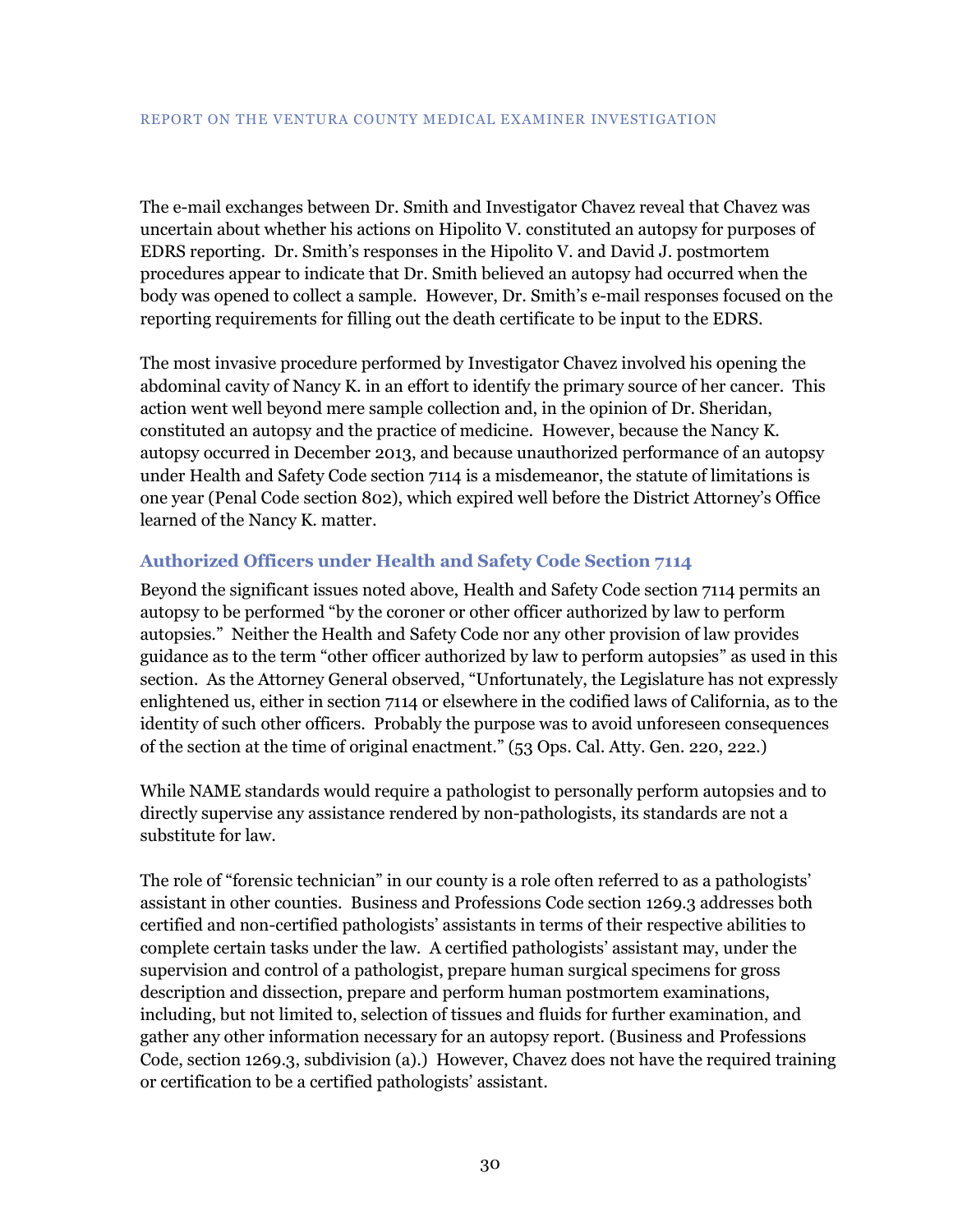The e-mail exchanges between Dr. Smith and Investigator Chavez reveal that Chavez was uncertain about whether his actions on Hipolito V. constituted an autopsy for purposes of EDRS reporting. Dr. Smith's responses in the Hipolito V. and David J. postmortem procedures appear to indicate that Dr. Smith believed an autopsy had occurred when the body was opened to collect a sample. However, Dr. Smith's e-mail responses focused on the reporting requirements for filling out the death certificate to be input to the EDRS.

The most invasive procedure performed by Investigator Chavez involved his opening the abdominal cavity of Nancy K. in an effort to identify the primary source of her cancer. This action went well beyond mere sample collection and, in the opinion of Dr. Sheridan, constituted an autopsy and the practice of medicine. However, because the Nancy K. autopsy occurred in December 2013, and because unauthorized performance of an autopsy under Health and Safety Code section 7114 is a misdemeanor, the statute of limitations is one year (Penal Code section 802), which expired well before the District Attorney's Office learned of the Nancy K. matter.

### Authorized Officers under Health and Safety Code Section 7114

Beyond the significant issues noted above, Health and Safety Code section 7114 permits an autopsy to be performed "by the coroner or other officer authorized by law to perform autopsies." Neither the Health and Safety Code nor any other provision of law provides guidance as to the term "other officer authorized by law to perform autopsies" as used in this section. As the Attorney General observed, "Unfortunately, the Legislature has not expressly enlightened us, either in section 7114 or elsewhere in the codified laws of California, as to the identity of such other officers. Probably the purpose was to avoid unforeseen consequences of the section at the time of original enactment." (53 Ops. Cal. Atty. Gen. 220, 222.)

While NAME standards would require a pathologist to personally perform autopsies and to directly supervise any assistance rendered by non-pathologists, its standards are not a substitute for law.

The role of "forensic technician" in our county is a role often referred to as a pathologists' assistant in other counties. Business and Professions Code section 1269.3 addresses both certified and non-certified pathologists' assistants in terms of their respective abilities to complete certain tasks under the law. A certified pathologists' assistant may, under the supervision and control of a pathologist, prepare human surgical specimens for gross description and dissection, prepare and perform human postmortem examinations, including, but not limited to, selection of tissues and fluids for further examination, and gather any other information necessary for an autopsy report. (Business and Professions Code, section 1269.3, subdivision (a).) However, Chavez does not have the required training or certification to be a certified pathologists' assistant.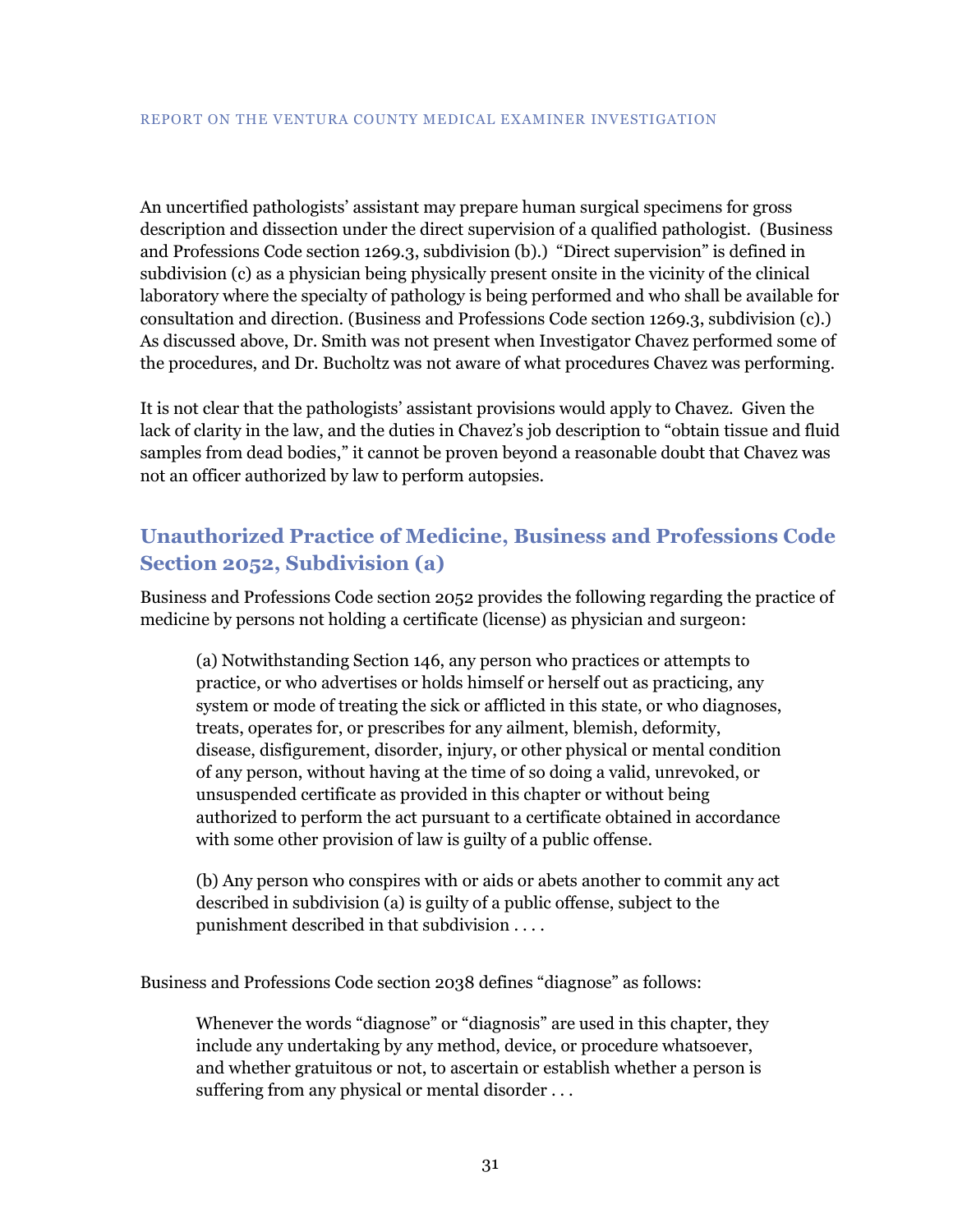An uncertified pathologists' assistant may prepare human surgical specimens for gross description and dissection under the direct supervision of a qualified pathologist. (Business and Professions Code section 1269.3, subdivision (b).) "Direct supervision" is defined in subdivision (c) as a physician being physically present onsite in the vicinity of the clinical laboratory where the specialty of pathology is being performed and who shall be available for consultation and direction. (Business and Professions Code section 1269.3, subdivision (c).) As discussed above, Dr. Smith was not present when Investigator Chavez performed some of the procedures, and Dr. Bucholtz was not aware of what procedures Chavez was performing.

It is not clear that the pathologists' assistant provisions would apply to Chavez. Given the lack of clarity in the law, and the duties in Chavez's job description to "obtain tissue and fluid samples from dead bodies," it cannot be proven beyond a reasonable doubt that Chavez was not an officer authorized by law to perform autopsies.

## Unauthorized Practice of Medicine, Business and Professions Code Section 2052, Subdivision (a)

Business and Professions Code section 2052 provides the following regarding the practice of medicine by persons not holding a certificate (license) as physician and surgeon:

> (a) Notwithstanding Section 146, any person who practices or attempts to practice, or who advertises or holds himself or herself out as practicing, any system or mode of treating the sick or afflicted in this state, or who diagnoses, treats, operates for, or prescribes for any ailment, blemish, deformity, disease, disfigurement, disorder, injury, or other physical or mental condition of any person, without having at the time of so doing a valid, unrevoked, or unsuspended certificate as provided in this chapter or without being authorized to perform the act pursuant to a certificate obtained in accordance with some other provision of law is guilty of a public offense.
>
> (b) Any person who conspires with or aids or abets another to commit any act described in subdivision (a) is guilty of a public offense, subject to the punishment described in that subdivision . . . .

Business and Professions Code section 2038 defines "diagnose" as follows:

> Whenever the words "diagnose" or "diagnosis" are used in this chapter, they include any undertaking by any method, device, or procedure whatsoever, and whether gratuitous or not, to ascertain or establish whether a person is suffering from any physical or mental disorder . . .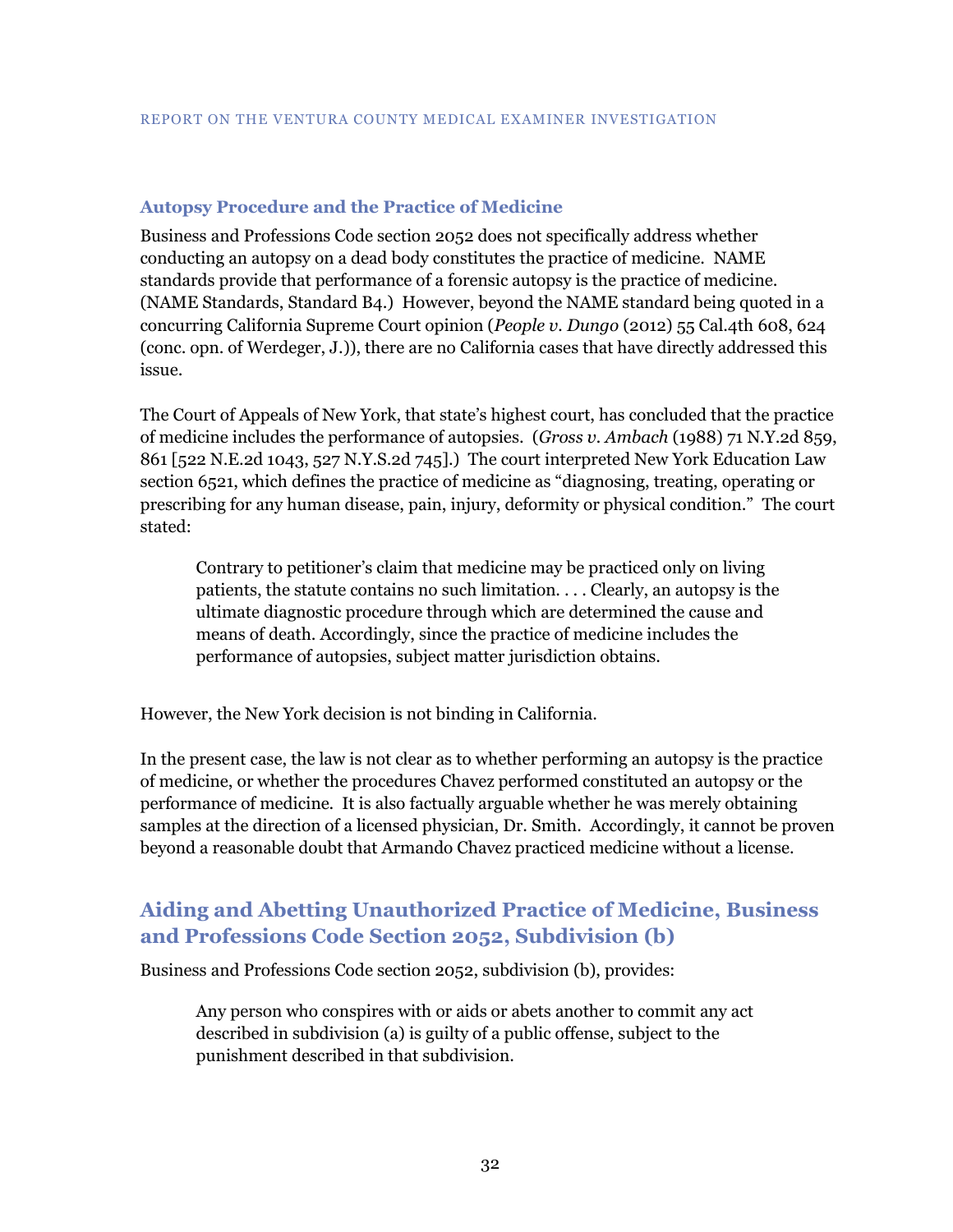### Autopsy Procedure and the Practice of Medicine

Business and Professions Code section 2052 does not specifically address whether conducting an autopsy on a dead body constitutes the practice of medicine. NAME standards provide that performance of a forensic autopsy is the practice of medicine. (NAME Standards, Standard B4.) However, beyond the NAME standard being quoted in a concurring California Supreme Court opinion (*People v. Dungo* (2012) 55 Cal.4th 608, 624 (conc. opn. of Werdeger, J.)), there are no California cases that have directly addressed this issue.

The Court of Appeals of New York, that state's highest court, has concluded that the practice of medicine includes the performance of autopsies. (*Gross v. Ambach* (1988) 71 N.Y.2d 859, 861 [522 N.E.2d 1043, 527 N.Y.S.2d 745].) The court interpreted New York Education Law section 6521, which defines the practice of medicine as "diagnosing, treating, operating or prescribing for any human disease, pain, injury, deformity or physical condition." The court stated:

> Contrary to petitioner's claim that medicine may be practiced only on living patients, the statute contains no such limitation. . . . Clearly, an autopsy is the ultimate diagnostic procedure through which are determined the cause and means of death. Accordingly, since the practice of medicine includes the performance of autopsies, subject matter jurisdiction obtains.

However, the New York decision is not binding in California.

In the present case, the law is not clear as to whether performing an autopsy is the practice of medicine, or whether the procedures Chavez performed constituted an autopsy or the performance of medicine. It is also factually arguable whether he was merely obtaining samples at the direction of a licensed physician, Dr. Smith. Accordingly, it cannot be proven beyond a reasonable doubt that Armando Chavez practiced medicine without a license.

## Aiding and Abetting Unauthorized Practice of Medicine, Business and Professions Code Section 2052, Subdivision (b)

Business and Professions Code section 2052, subdivision (b), provides:

> Any person who conspires with or aids or abets another to commit any act described in subdivision (a) is guilty of a public offense, subject to the punishment described in that subdivision.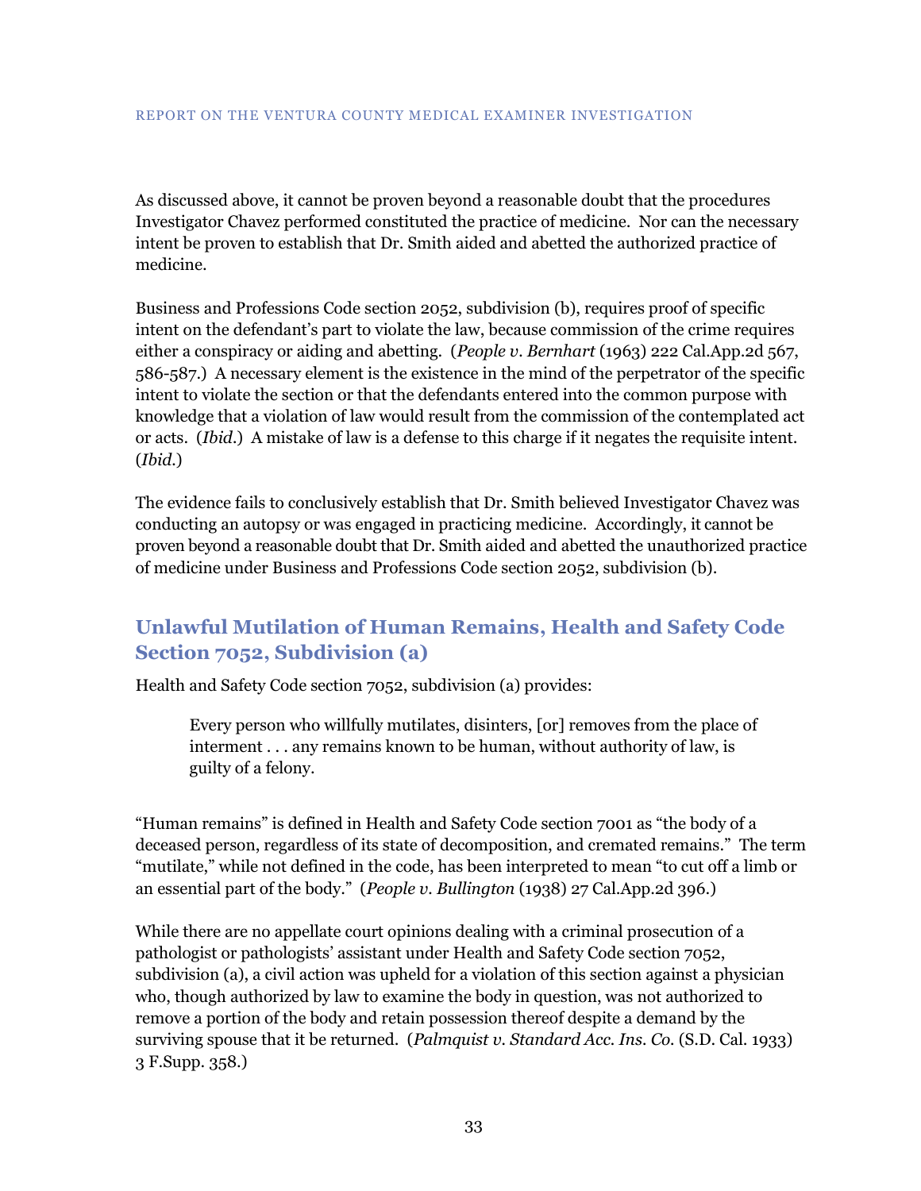As discussed above, it cannot be proven beyond a reasonable doubt that the procedures Investigator Chavez performed constituted the practice of medicine. Nor can the necessary intent be proven to establish that Dr. Smith aided and abetted the authorized practice of medicine.

Business and Professions Code section 2052, subdivision (b), requires proof of specific intent on the defendant's part to violate the law, because commission of the crime requires either a conspiracy or aiding and abetting. (*People v. Bernhart* (1963) 222 Cal.App.2d 567, 586-587.) A necessary element is the existence in the mind of the perpetrator of the specific intent to violate the section or that the defendants entered into the common purpose with knowledge that a violation of law would result from the commission of the contemplated act or acts. (*Ibid.*) A mistake of law is a defense to this charge if it negates the requisite intent. (*Ibid.*)

The evidence fails to conclusively establish that Dr. Smith believed Investigator Chavez was conducting an autopsy or was engaged in practicing medicine. Accordingly, it cannot be proven beyond a reasonable doubt that Dr. Smith aided and abetted the unauthorized practice of medicine under Business and Professions Code section 2052, subdivision (b).

## Unlawful Mutilation of Human Remains, Health and Safety Code Section 7052, Subdivision (a)

Health and Safety Code section 7052, subdivision (a) provides:

> Every person who willfully mutilates, disinters, [or] removes from the place of interment . . . any remains known to be human, without authority of law, is guilty of a felony.

"Human remains" is defined in Health and Safety Code section 7001 as "the body of a deceased person, regardless of its state of decomposition, and cremated remains." The term "mutilate," while not defined in the code, has been interpreted to mean "to cut off a limb or an essential part of the body." (*People v. Bullington* (1938) 27 Cal.App.2d 396.)

While there are no appellate court opinions dealing with a criminal prosecution of a pathologist or pathologists' assistant under Health and Safety Code section 7052, subdivision (a), a civil action was upheld for a violation of this section against a physician who, though authorized by law to examine the body in question, was not authorized to remove a portion of the body and retain possession thereof despite a demand by the surviving spouse that it be returned. (*Palmquist v. Standard Acc. Ins. Co.* (S.D. Cal. 1933) 3 F.Supp. 358.)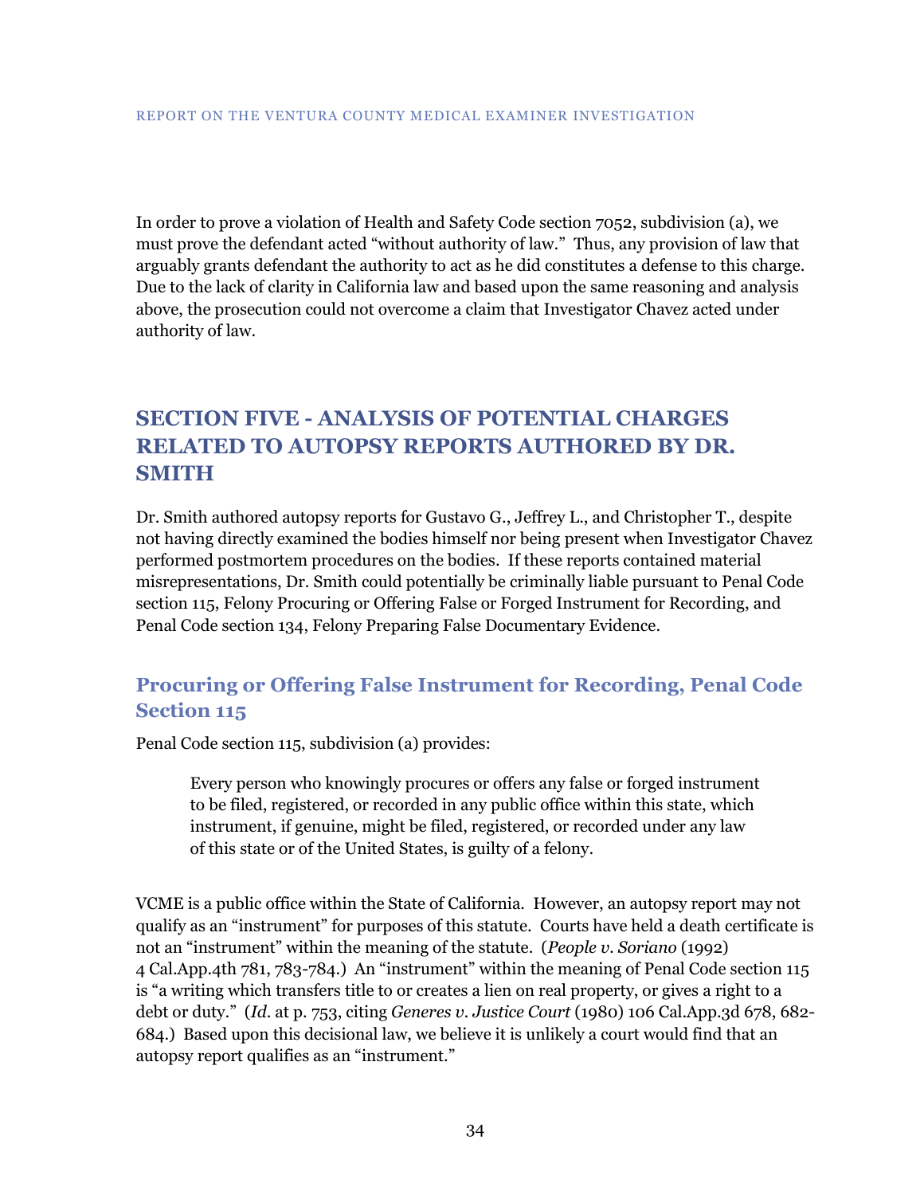In order to prove a violation of Health and Safety Code section 7052, subdivision (a), we must prove the defendant acted "without authority of law." Thus, any provision of law that arguably grants defendant the authority to act as he did constitutes a defense to this charge. Due to the lack of clarity in California law and based upon the same reasoning and analysis above, the prosecution could not overcome a claim that Investigator Chavez acted under authority of law.

## SECTION FIVE - ANALYSIS OF POTENTIAL CHARGES RELATED TO AUTOPSY REPORTS AUTHORED BY DR. SMITH

Dr. Smith authored autopsy reports for Gustavo G., Jeffrey L., and Christopher T., despite not having directly examined the bodies himself nor being present when Investigator Chavez performed postmortem procedures on the bodies. If these reports contained material misrepresentations, Dr. Smith could potentially be criminally liable pursuant to Penal Code section 115, Felony Procuring or Offering False or Forged Instrument for Recording, and Penal Code section 134, Felony Preparing False Documentary Evidence.

### Procuring or Offering False Instrument for Recording, Penal Code Section 115

Penal Code section 115, subdivision (a) provides:

> Every person who knowingly procures or offers any false or forged instrument to be filed, registered, or recorded in any public office within this state, which instrument, if genuine, might be filed, registered, or recorded under any law of this state or of the United States, is guilty of a felony.

VCME is a public office within the State of California. However, an autopsy report may not qualify as an "instrument" for purposes of this statute. Courts have held a death certificate is not an "instrument" within the meaning of the statute. (*People v. Soriano* (1992) 4 Cal.App.4th 781, 783-784.) An "instrument" within the meaning of Penal Code section 115 is "a writing which transfers title to or creates a lien on real property, or gives a right to a debt or duty." (*Id.* at p. 753, citing *Generes v. Justice Court* (1980) 106 Cal.App.3d 678, 682-684.) Based upon this decisional law, we believe it is unlikely a court would find that an autopsy report qualifies as an "instrument."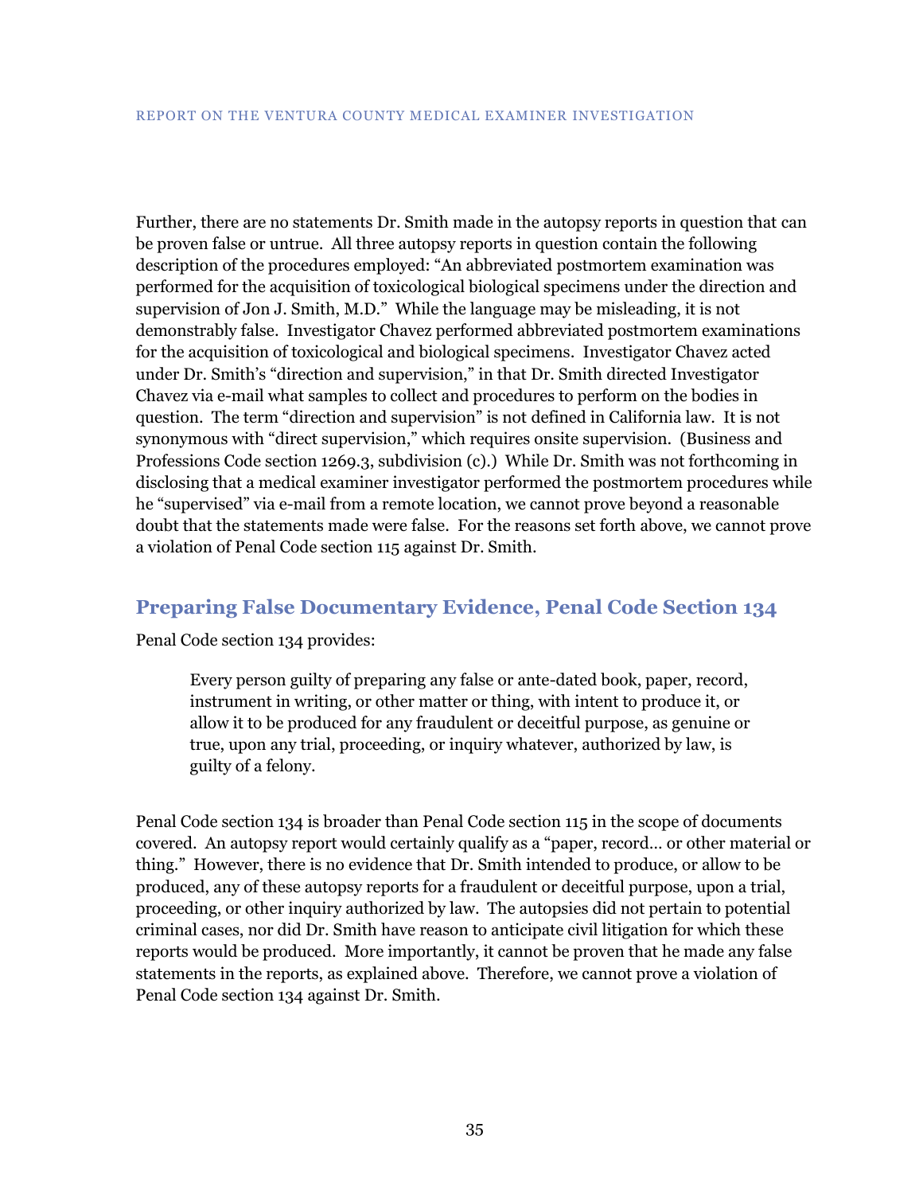Further, there are no statements Dr. Smith made in the autopsy reports in question that can be proven false or untrue. All three autopsy reports in question contain the following description of the procedures employed: “An abbreviated postmortem examination was performed for the acquisition of toxicological biological specimens under the direction and supervision of Jon J. Smith, M.D.” While the language may be misleading, it is not demonstrably false. Investigator Chavez performed abbreviated postmortem examinations for the acquisition of toxicological and biological specimens. Investigator Chavez acted under Dr. Smith’s “direction and supervision,” in that Dr. Smith directed Investigator Chavez via e-mail what samples to collect and procedures to perform on the bodies in question. The term “direction and supervision” is not defined in California law. It is not synonymous with “direct supervision,” which requires onsite supervision. (Business and Professions Code section 1269.3, subdivision (c).) While Dr. Smith was not forthcoming in disclosing that a medical examiner investigator performed the postmortem procedures while he “supervised” via e-mail from a remote location, we cannot prove beyond a reasonable doubt that the statements made were false. For the reasons set forth above, we cannot prove a violation of Penal Code section 115 against Dr. Smith.

## Preparing False Documentary Evidence, Penal Code Section 134

Penal Code section 134 provides:

> Every person guilty of preparing any false or ante-dated book, paper, record, instrument in writing, or other matter or thing, with intent to produce it, or allow it to be produced for any fraudulent or deceitful purpose, as genuine or true, upon any trial, proceeding, or inquiry whatever, authorized by law, is guilty of a felony.

Penal Code section 134 is broader than Penal Code section 115 in the scope of documents covered. An autopsy report would certainly qualify as a “paper, record… or other material or thing.” However, there is no evidence that Dr. Smith intended to produce, or allow to be produced, any of these autopsy reports for a fraudulent or deceitful purpose, upon a trial, proceeding, or other inquiry authorized by law. The autopsies did not pertain to potential criminal cases, nor did Dr. Smith have reason to anticipate civil litigation for which these reports would be produced. More importantly, it cannot be proven that he made any false statements in the reports, as explained above. Therefore, we cannot prove a violation of Penal Code section 134 against Dr. Smith.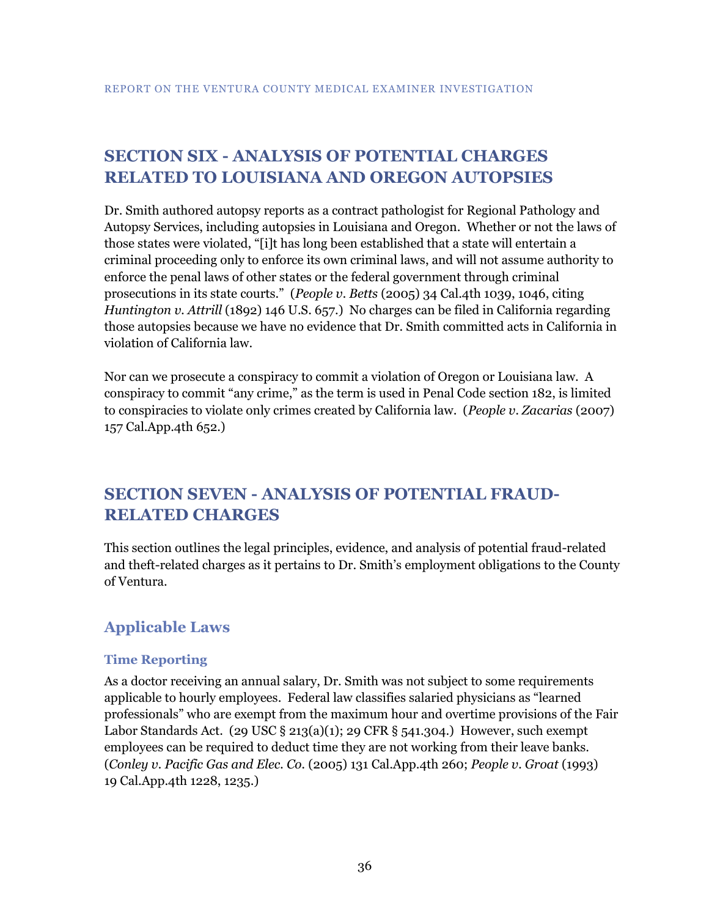## SECTION SIX - ANALYSIS OF POTENTIAL CHARGES RELATED TO LOUISIANA AND OREGON AUTOPSIES

Dr. Smith authored autopsy reports as a contract pathologist for Regional Pathology and Autopsy Services, including autopsies in Louisiana and Oregon. Whether or not the laws of those states were violated, "[i]t has long been established that a state will entertain a criminal proceeding only to enforce its own criminal laws, and will not assume authority to enforce the penal laws of other states or the federal government through criminal prosecutions in its state courts." (*People v. Betts* (2005) 34 Cal.4th 1039, 1046, citing *Huntington v. Attrill* (1892) 146 U.S. 657.) No charges can be filed in California regarding those autopsies because we have no evidence that Dr. Smith committed acts in California in violation of California law.

Nor can we prosecute a conspiracy to commit a violation of Oregon or Louisiana law. A conspiracy to commit "any crime," as the term is used in Penal Code section 182, is limited to conspiracies to violate only crimes created by California law. (*People v. Zacarias* (2007) 157 Cal.App.4th 652.)

## SECTION SEVEN - ANALYSIS OF POTENTIAL FRAUD-RELATED CHARGES

This section outlines the legal principles, evidence, and analysis of potential fraud-related and theft-related charges as it pertains to Dr. Smith's employment obligations to the County of Ventura.

### Applicable Laws

#### Time Reporting

As a doctor receiving an annual salary, Dr. Smith was not subject to some requirements applicable to hourly employees. Federal law classifies salaried physicians as "learned professionals" who are exempt from the maximum hour and overtime provisions of the Fair Labor Standards Act. (29 USC § 213(a)(1); 29 CFR § 541.304.) However, such exempt employees can be required to deduct time they are not working from their leave banks. (*Conley v. Pacific Gas and Elec. Co.* (2005) 131 Cal.App.4th 260; *People v. Groat* (1993) 19 Cal.App.4th 1228, 1235.)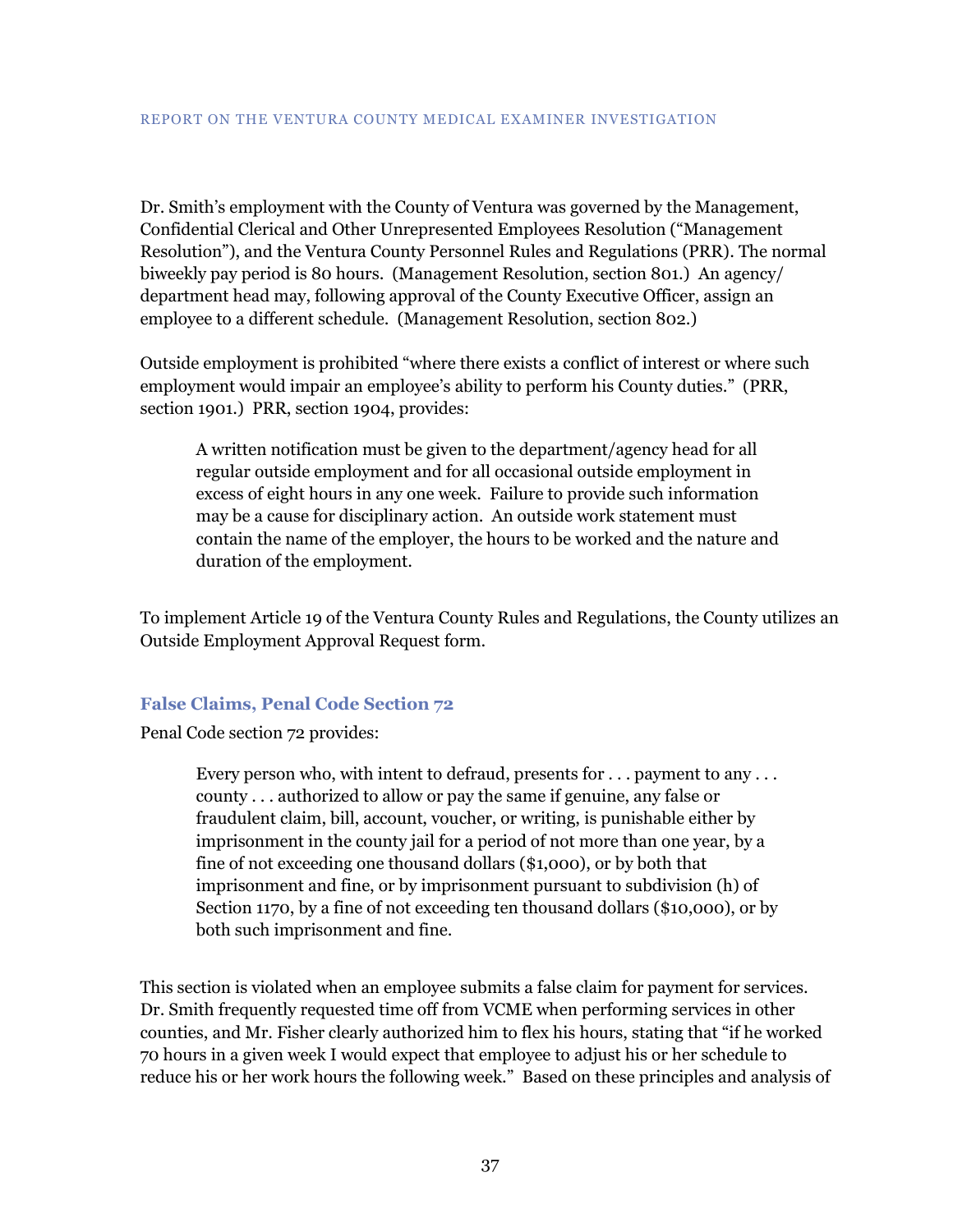Dr. Smith's employment with the County of Ventura was governed by the Management, Confidential Clerical and Other Unrepresented Employees Resolution ("Management Resolution"), and the Ventura County Personnel Rules and Regulations (PRR). The normal biweekly pay period is 80 hours. (Management Resolution, section 801.) An agency/ department head may, following approval of the County Executive Officer, assign an employee to a different schedule. (Management Resolution, section 802.)

Outside employment is prohibited "where there exists a conflict of interest or where such employment would impair an employee's ability to perform his County duties." (PRR, section 1901.) PRR, section 1904, provides:

> A written notification must be given to the department/agency head for all regular outside employment and for all occasional outside employment in excess of eight hours in any one week. Failure to provide such information may be a cause for disciplinary action. An outside work statement must contain the name of the employer, the hours to be worked and the nature and duration of the employment.

To implement Article 19 of the Ventura County Rules and Regulations, the County utilizes an Outside Employment Approval Request form.

### False Claims, Penal Code Section 72

Penal Code section 72 provides:

> Every person who, with intent to defraud, presents for . . . payment to any . . . county . . . authorized to allow or pay the same if genuine, any false or fraudulent claim, bill, account, voucher, or writing, is punishable either by imprisonment in the county jail for a period of not more than one year, by a fine of not exceeding one thousand dollars ($1,000), or by both that imprisonment and fine, or by imprisonment pursuant to subdivision (h) of Section 1170, by a fine of not exceeding ten thousand dollars ($10,000), or by both such imprisonment and fine.

This section is violated when an employee submits a false claim for payment for services. Dr. Smith frequently requested time off from VCME when performing services in other counties, and Mr. Fisher clearly authorized him to flex his hours, stating that "if he worked 70 hours in a given week I would expect that employee to adjust his or her schedule to reduce his or her work hours the following week." Based on these principles and analysis of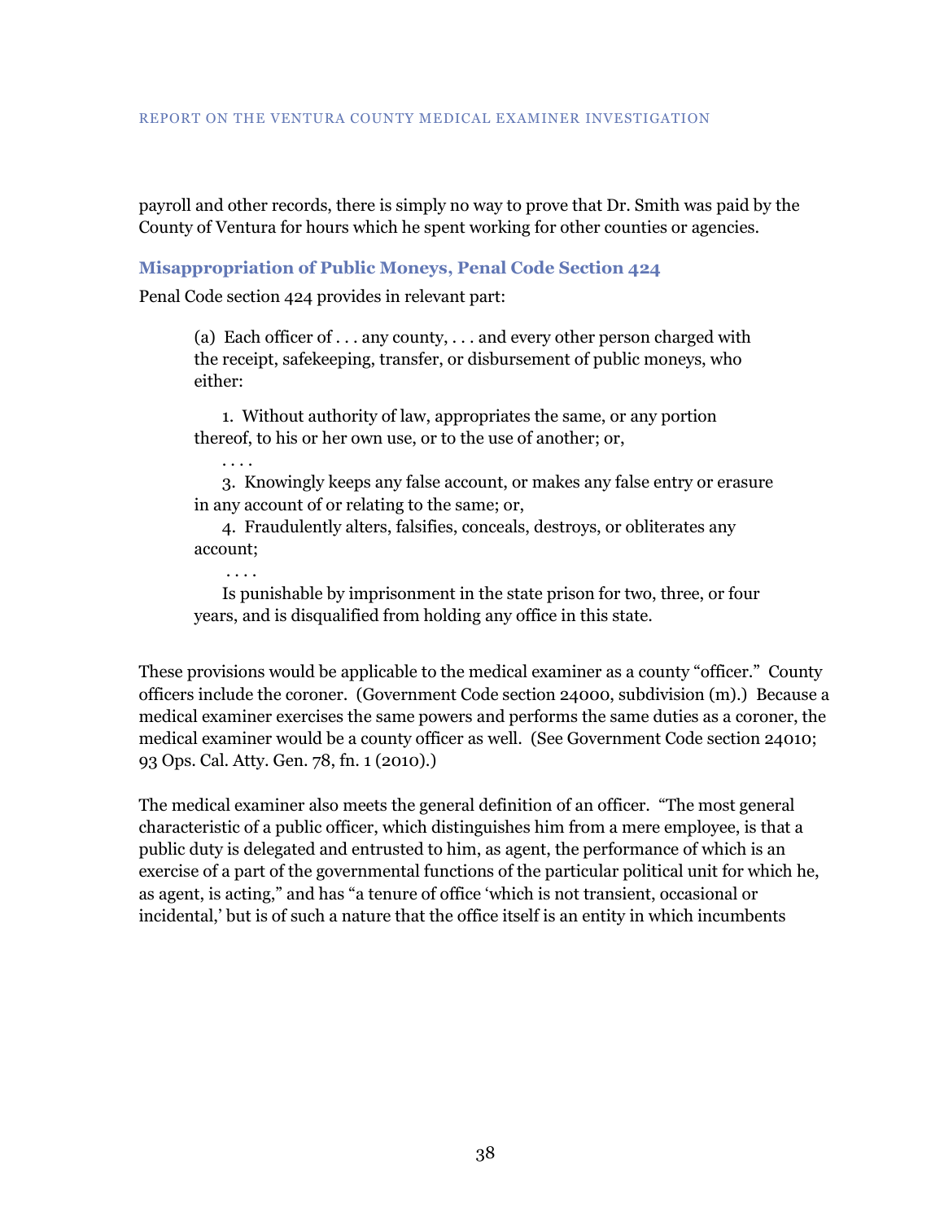payroll and other records, there is simply no way to prove that Dr. Smith was paid by the County of Ventura for hours which he spent working for other counties or agencies.

### Misappropriation of Public Moneys, Penal Code Section 424

Penal Code section 424 provides in relevant part:

> (a) Each officer of . . . any county, . . . and every other person charged with the receipt, safekeeping, transfer, or disbursement of public moneys, who either:
>
> 1. Without authority of law, appropriates the same, or any portion thereof, to his or her own use, or to the use of another; or,
>
> . . . .
>
> 3. Knowingly keeps any false account, or makes any false entry or erasure in any account of or relating to the same; or,
>
> 4. Fraudulently alters, falsifies, conceals, destroys, or obliterates any account;
>
> . . . .
>
> Is punishable by imprisonment in the state prison for two, three, or four years, and is disqualified from holding any office in this state.

These provisions would be applicable to the medical examiner as a county "officer." County officers include the coroner. (Government Code section 24000, subdivision (m).) Because a medical examiner exercises the same powers and performs the same duties as a coroner, the medical examiner would be a county officer as well. (See Government Code section 24010; 93 Ops. Cal. Atty. Gen. 78, fn. 1 (2010).)

The medical examiner also meets the general definition of an officer. "The most general characteristic of a public officer, which distinguishes him from a mere employee, is that a public duty is delegated and entrusted to him, as agent, the performance of which is an exercise of a part of the governmental functions of the particular political unit for which he, as agent, is acting," and has "a tenure of office 'which is not transient, occasional or incidental,' but is of such a nature that the office itself is an entity in which incumbents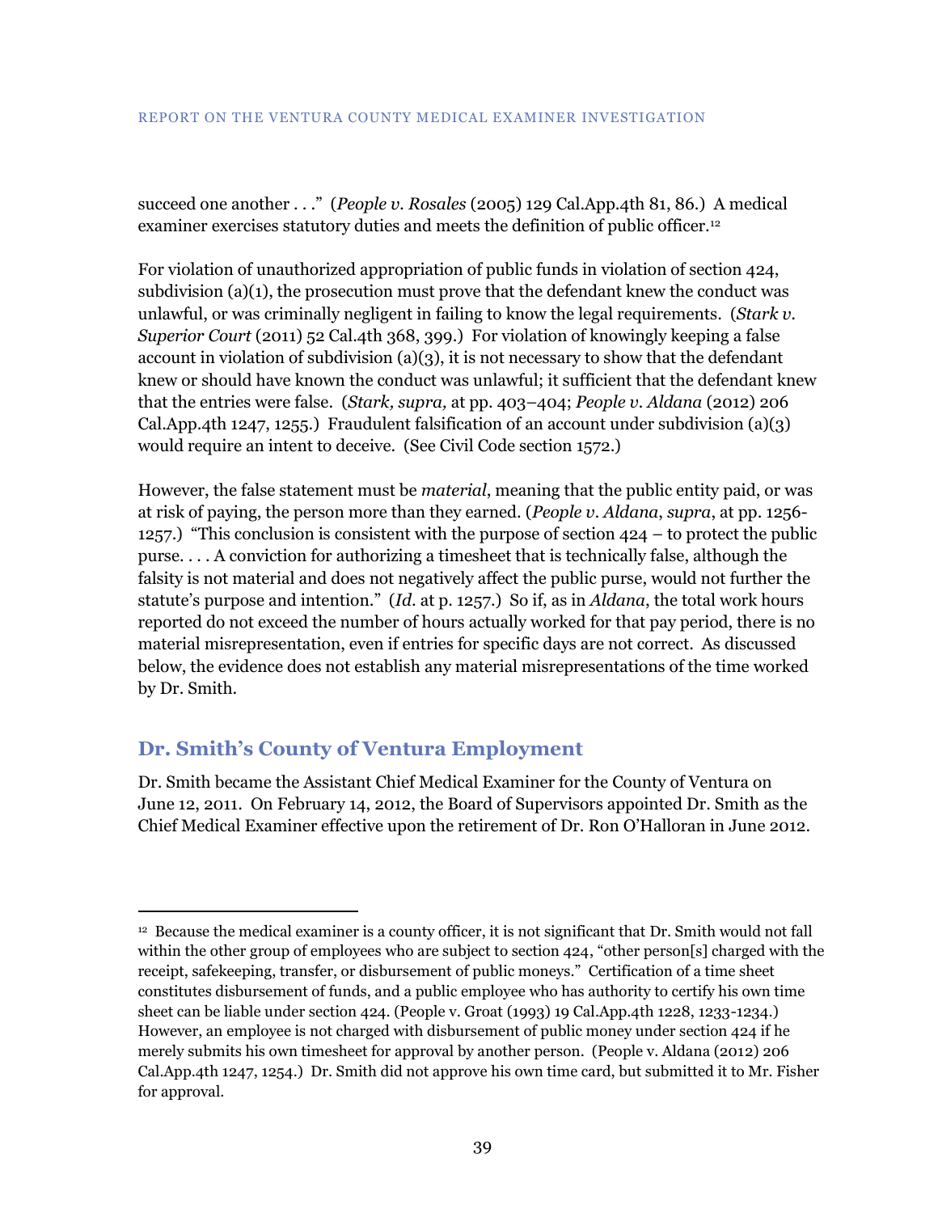succeed one another . . ." (*People v. Rosales* (2005) 129 Cal.App.4th 81, 86.) A medical examiner exercises statutory duties and meets the definition of public officer.[12]

For violation of unauthorized appropriation of public funds in violation of section 424, subdivision (a)(1), the prosecution must prove that the defendant knew the conduct was unlawful, or was criminally negligent in failing to know the legal requirements. (*Stark v. Superior Court* (2011) 52 Cal.4th 368, 399.) For violation of knowingly keeping a false account in violation of subdivision (a)(3), it is not necessary to show that the defendant knew or should have known the conduct was unlawful; it sufficient that the defendant knew that the entries were false. (*Stark, supra,* at pp. 403–404; *People v. Aldana* (2012) 206 Cal.App.4th 1247, 1255.) Fraudulent falsification of an account under subdivision (a)(3) would require an intent to deceive. (See Civil Code section 1572.)

However, the false statement must be *material*, meaning that the public entity paid, or was at risk of paying, the person more than they earned. (*People v. Aldana*, *supra,* at pp. 1256-1257.) "This conclusion is consistent with the purpose of section 424 – to protect the public purse. . . . A conviction for authorizing a timesheet that is technically false, although the falsity is not material and does not negatively affect the public purse, would not further the statute's purpose and intention." (*Id.* at p. 1257.) So if, as in *Aldana*, the total work hours reported do not exceed the number of hours actually worked for that pay period, there is no material misrepresentation, even if entries for specific days are not correct. As discussed below, the evidence does not establish any material misrepresentations of the time worked by Dr. Smith.

## Dr. Smith's County of Ventura Employment

Dr. Smith became the Assistant Chief Medical Examiner for the County of Ventura on June 12, 2011. On February 14, 2012, the Board of Supervisors appointed Dr. Smith as the Chief Medical Examiner effective upon the retirement of Dr. Ron O'Halloran in June 2012.

---

[12] Because the medical examiner is a county officer, it is not significant that Dr. Smith would not fall within the other group of employees who are subject to section 424, "other person[s] charged with the receipt, safekeeping, transfer, or disbursement of public moneys." Certification of a time sheet constitutes disbursement of funds, and a public employee who has authority to certify his own time sheet can be liable under section 424. (People v. Groat (1993) 19 Cal.App.4th 1228, 1233-1234.) However, an employee is not charged with disbursement of public money under section 424 if he merely submits his own timesheet for approval by another person. (People v. Aldana (2012) 206 Cal.App.4th 1247, 1254.) Dr. Smith did not approve his own time card, but submitted it to Mr. Fisher for approval.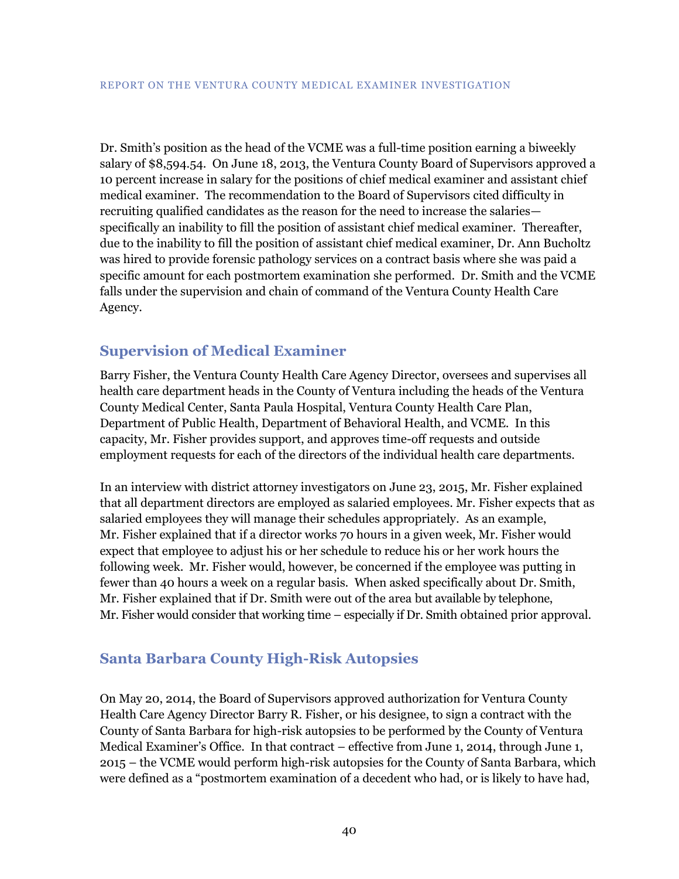Dr. Smith's position as the head of the VCME was a full-time position earning a biweekly salary of $8,594.54. On June 18, 2013, the Ventura County Board of Supervisors approved a 10 percent increase in salary for the positions of chief medical examiner and assistant chief medical examiner. The recommendation to the Board of Supervisors cited difficulty in recruiting qualified candidates as the reason for the need to increase the salaries—specifically an inability to fill the position of assistant chief medical examiner. Thereafter, due to the inability to fill the position of assistant chief medical examiner, Dr. Ann Bucholtz was hired to provide forensic pathology services on a contract basis where she was paid a specific amount for each postmortem examination she performed. Dr. Smith and the VCME falls under the supervision and chain of command of the Ventura County Health Care Agency.

## Supervision of Medical Examiner

Barry Fisher, the Ventura County Health Care Agency Director, oversees and supervises all health care department heads in the County of Ventura including the heads of the Ventura County Medical Center, Santa Paula Hospital, Ventura County Health Care Plan, Department of Public Health, Department of Behavioral Health, and VCME. In this capacity, Mr. Fisher provides support, and approves time-off requests and outside employment requests for each of the directors of the individual health care departments.

In an interview with district attorney investigators on June 23, 2015, Mr. Fisher explained that all department directors are employed as salaried employees. Mr. Fisher expects that as salaried employees they will manage their schedules appropriately. As an example, Mr. Fisher explained that if a director works 70 hours in a given week, Mr. Fisher would expect that employee to adjust his or her schedule to reduce his or her work hours the following week. Mr. Fisher would, however, be concerned if the employee was putting in fewer than 40 hours a week on a regular basis. When asked specifically about Dr. Smith, Mr. Fisher explained that if Dr. Smith were out of the area but available by telephone, Mr. Fisher would consider that working time – especially if Dr. Smith obtained prior approval.

## Santa Barbara County High-Risk Autopsies

On May 20, 2014, the Board of Supervisors approved authorization for Ventura County Health Care Agency Director Barry R. Fisher, or his designee, to sign a contract with the County of Santa Barbara for high-risk autopsies to be performed by the County of Ventura Medical Examiner's Office. In that contract – effective from June 1, 2014, through June 1, 2015 – the VCME would perform high-risk autopsies for the County of Santa Barbara, which were defined as a "postmortem examination of a decedent who had, or is likely to have had,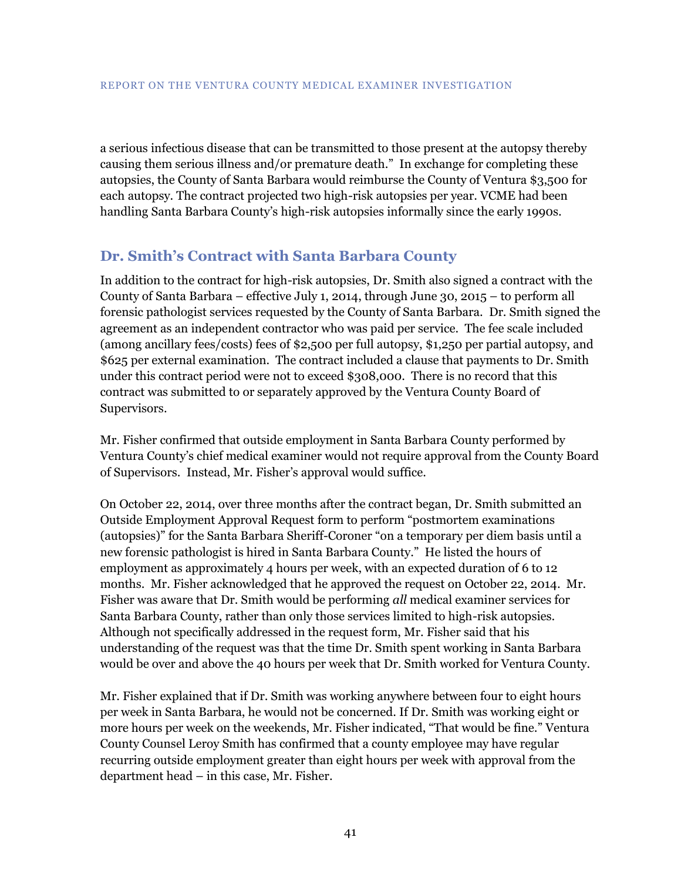a serious infectious disease that can be transmitted to those present at the autopsy thereby causing them serious illness and/or premature death." In exchange for completing these autopsies, the County of Santa Barbara would reimburse the County of Ventura $3,500 for each autopsy. The contract projected two high-risk autopsies per year. VCME had been handling Santa Barbara County's high-risk autopsies informally since the early 1990s.

## Dr. Smith's Contract with Santa Barbara County

In addition to the contract for high-risk autopsies, Dr. Smith also signed a contract with the County of Santa Barbara – effective July 1, 2014, through June 30, 2015 – to perform all forensic pathologist services requested by the County of Santa Barbara. Dr. Smith signed the agreement as an independent contractor who was paid per service. The fee scale included (among ancillary fees/costs) fees of $2,500 per full autopsy, $1,250 per partial autopsy, and $625 per external examination. The contract included a clause that payments to Dr. Smith under this contract period were not to exceed $308,000. There is no record that this contract was submitted to or separately approved by the Ventura County Board of Supervisors.

Mr. Fisher confirmed that outside employment in Santa Barbara County performed by Ventura County's chief medical examiner would not require approval from the County Board of Supervisors. Instead, Mr. Fisher's approval would suffice.

On October 22, 2014, over three months after the contract began, Dr. Smith submitted an Outside Employment Approval Request form to perform "postmortem examinations (autopsies)" for the Santa Barbara Sheriff-Coroner "on a temporary per diem basis until a new forensic pathologist is hired in Santa Barbara County." He listed the hours of employment as approximately 4 hours per week, with an expected duration of 6 to 12 months. Mr. Fisher acknowledged that he approved the request on October 22, 2014. Mr. Fisher was aware that Dr. Smith would be performing *all* medical examiner services for Santa Barbara County, rather than only those services limited to high-risk autopsies. Although not specifically addressed in the request form, Mr. Fisher said that his understanding of the request was that the time Dr. Smith spent working in Santa Barbara would be over and above the 40 hours per week that Dr. Smith worked for Ventura County.

Mr. Fisher explained that if Dr. Smith was working anywhere between four to eight hours per week in Santa Barbara, he would not be concerned. If Dr. Smith was working eight or more hours per week on the weekends, Mr. Fisher indicated, "That would be fine." Ventura County Counsel Leroy Smith has confirmed that a county employee may have regular recurring outside employment greater than eight hours per week with approval from the department head – in this case, Mr. Fisher.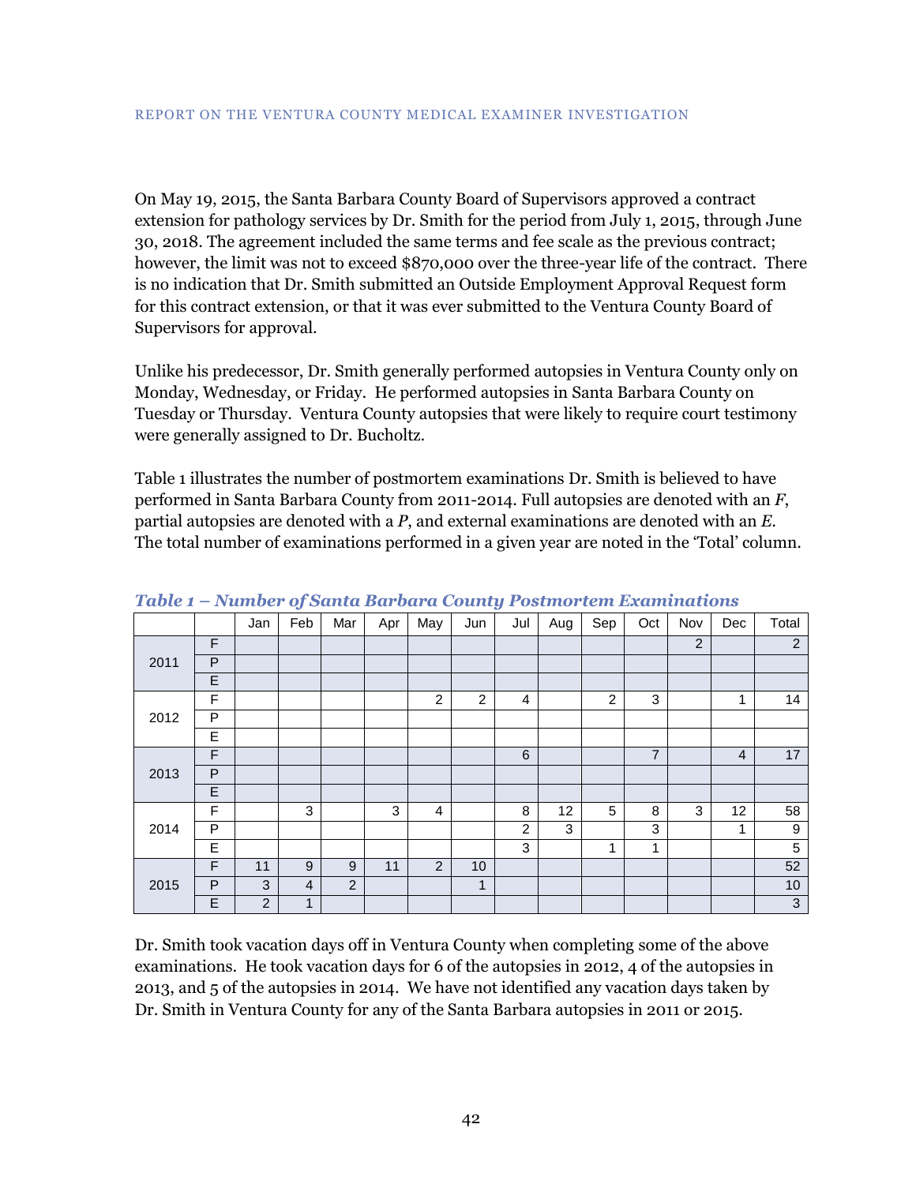On May 19, 2015, the Santa Barbara County Board of Supervisors approved a contract extension for pathology services by Dr. Smith for the period from July 1, 2015, through June 30, 2018. The agreement included the same terms and fee scale as the previous contract; however, the limit was not to exceed $870,000 over the three-year life of the contract. There is no indication that Dr. Smith submitted an Outside Employment Approval Request form for this contract extension, or that it was ever submitted to the Ventura County Board of Supervisors for approval.

Unlike his predecessor, Dr. Smith generally performed autopsies in Ventura County only on Monday, Wednesday, or Friday. He performed autopsies in Santa Barbara County on Tuesday or Thursday. Ventura County autopsies that were likely to require court testimony were generally assigned to Dr. Bucholtz.

Table 1 illustrates the number of postmortem examinations Dr. Smith is believed to have performed in Santa Barbara County from 2011-2014. Full autopsies are denoted with an *F*, partial autopsies are denoted with a *P*, and external examinations are denoted with an *E*. The total number of examinations performed in a given year are noted in the 'Total' column.

***Table 1 – Number of Santa Barbara County Postmortem Examinations***

| | | Jan | Feb | Mar | Apr | May | Jun | Jul | Aug | Sep | Oct | Nov | Dec | Total |
|---|---|---|---|---|---|---|---|---|---|---|---|---|---|---|
| 2011 | F | | | | | | | | | | | 2 | | 2 |
| | P | | | | | | | | | | | | | |
| | E | | | | | | | | | | | | | |
| 2012 | F | | | | | 2 | 2 | 4 | | 2 | 3 | | 1 | 14 |
| | P | | | | | | | | | | | | | |
| | E | | | | | | | | | | | | | |
| 2013 | F | | | | | | | 6 | | | 7 | | 4 | 17 |
| | P | | | | | | | | | | | | | |
| | E | | | | | | | | | | | | | |
| 2014 | F | | 3 | | 3 | 4 | | 8 | 12 | 5 | 8 | 3 | 12 | 58 |
| | P | | | | | | | 2 | 3 | | 3 | | 1 | 9 |
| | E | | | | | | | 3 | | 1 | 1 | | | 5 |
| 2015 | F | 11 | 9 | 9 | 11 | 2 | 10 | | | | | | | 52 |
| | P | 3 | 4 | 2 | | | 1 | | | | | | | 10 |
| | E | 2 | 1 | | | | | | | | | | | 3 |

Dr. Smith took vacation days off in Ventura County when completing some of the above examinations. He took vacation days for 6 of the autopsies in 2012, 4 of the autopsies in 2013, and 5 of the autopsies in 2014. We have not identified any vacation days taken by Dr. Smith in Ventura County for any of the Santa Barbara autopsies in 2011 or 2015.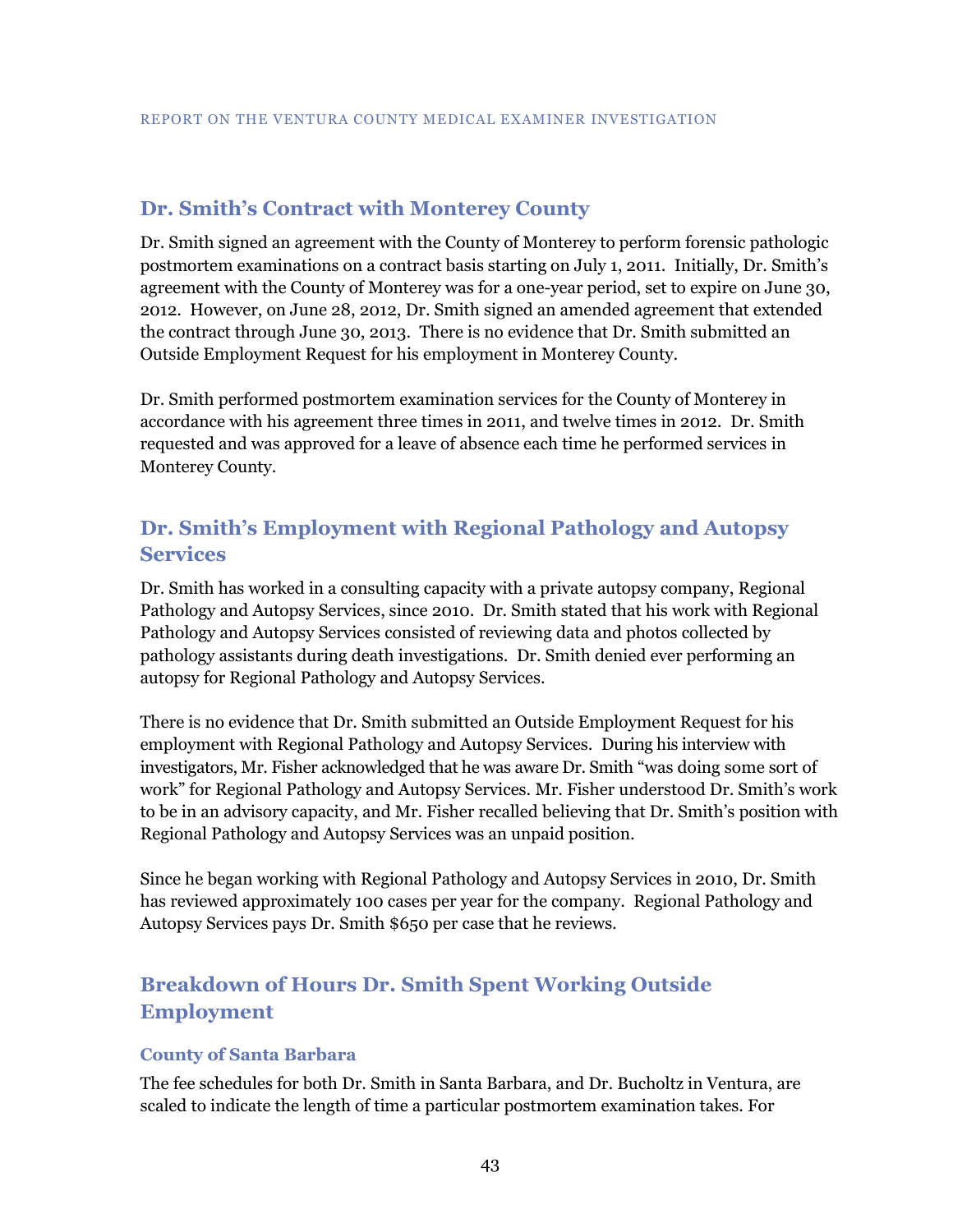## Dr. Smith's Contract with Monterey County

Dr. Smith signed an agreement with the County of Monterey to perform forensic pathologic postmortem examinations on a contract basis starting on July 1, 2011. Initially, Dr. Smith's agreement with the County of Monterey was for a one-year period, set to expire on June 30, 2012. However, on June 28, 2012, Dr. Smith signed an amended agreement that extended the contract through June 30, 2013. There is no evidence that Dr. Smith submitted an Outside Employment Request for his employment in Monterey County.

Dr. Smith performed postmortem examination services for the County of Monterey in accordance with his agreement three times in 2011, and twelve times in 2012. Dr. Smith requested and was approved for a leave of absence each time he performed services in Monterey County.

## Dr. Smith's Employment with Regional Pathology and Autopsy Services

Dr. Smith has worked in a consulting capacity with a private autopsy company, Regional Pathology and Autopsy Services, since 2010. Dr. Smith stated that his work with Regional Pathology and Autopsy Services consisted of reviewing data and photos collected by pathology assistants during death investigations. Dr. Smith denied ever performing an autopsy for Regional Pathology and Autopsy Services.

There is no evidence that Dr. Smith submitted an Outside Employment Request for his employment with Regional Pathology and Autopsy Services. During his interview with investigators, Mr. Fisher acknowledged that he was aware Dr. Smith "was doing some sort of work" for Regional Pathology and Autopsy Services. Mr. Fisher understood Dr. Smith's work to be in an advisory capacity, and Mr. Fisher recalled believing that Dr. Smith's position with Regional Pathology and Autopsy Services was an unpaid position.

Since he began working with Regional Pathology and Autopsy Services in 2010, Dr. Smith has reviewed approximately 100 cases per year for the company. Regional Pathology and Autopsy Services pays Dr. Smith $650 per case that he reviews.

## Breakdown of Hours Dr. Smith Spent Working Outside Employment

### County of Santa Barbara

The fee schedules for both Dr. Smith in Santa Barbara, and Dr. Bucholtz in Ventura, are scaled to indicate the length of time a particular postmortem examination takes. For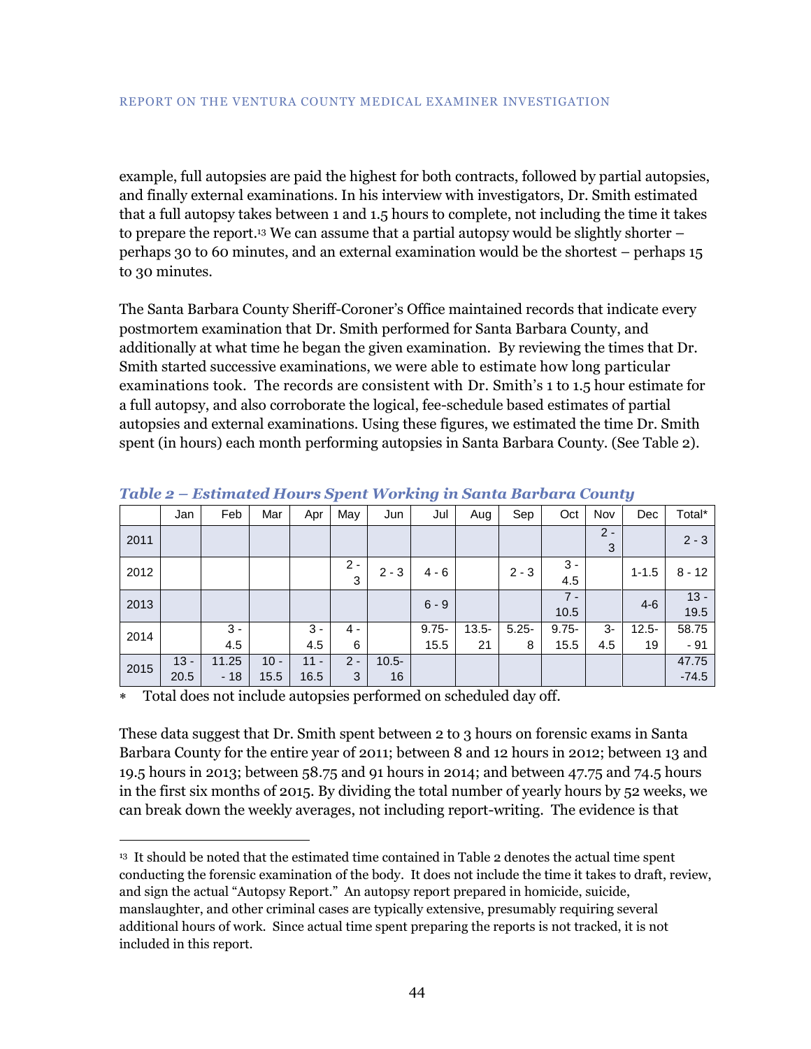example, full autopsies are paid the highest for both contracts, followed by partial autopsies, and finally external examinations. In his interview with investigators, Dr. Smith estimated that a full autopsy takes between 1 and 1.5 hours to complete, not including the time it takes to prepare the report.[13] We can assume that a partial autopsy would be slightly shorter – perhaps 30 to 60 minutes, and an external examination would be the shortest – perhaps 15 to 30 minutes.

The Santa Barbara County Sheriff-Coroner's Office maintained records that indicate every postmortem examination that Dr. Smith performed for Santa Barbara County, and additionally at what time he began the given examination. By reviewing the times that Dr. Smith started successive examinations, we were able to estimate how long particular examinations took. The records are consistent with Dr. Smith's 1 to 1.5 hour estimate for a full autopsy, and also corroborate the logical, fee-schedule based estimates of partial autopsies and external examinations. Using these figures, we estimated the time Dr. Smith spent (in hours) each month performing autopsies in Santa Barbara County. (See Table 2).

***Table 2 – Estimated Hours Spent Working in Santa Barbara County***

| | Jan | Feb | Mar | Apr | May | Jun | Jul | Aug | Sep | Oct | Nov | Dec | Total* |
|---|---|---|---|---|---|---|---|---|---|---|---|---|---|
| 2011 | | | | | | | | | | | 2 - 3 | | 2 - 3 |
| 2012 | | | | | 2 - 3 | 2 - 3 | 4 - 6 | | 2 - 3 | 3 - 4.5 | | 1-1.5 | 8 - 12 |
| 2013 | | | | | | | 6 - 9 | | | 7 - 10.5 | | 4-6 | 13 - 19.5 |
| 2014 | | 3 - 4.5 | | 3 - 4.5 | 4 - 6 | | 9.75-15.5 | 13.5-21 | 5.25-8 | 9.75-15.5 | 3-4.5 | 12.5-19 | 58.75 - 91 |
| 2015 | 13 - 20.5 | 11.25 - 18 | 10 - 15.5 | 11 - 16.5 | 2 - 3 | 10.5-16 | | | | | | | 47.75 -74.5 |

∗ Total does not include autopsies performed on scheduled day off.

These data suggest that Dr. Smith spent between 2 to 3 hours on forensic exams in Santa Barbara County for the entire year of 2011; between 8 and 12 hours in 2012; between 13 and 19.5 hours in 2013; between 58.75 and 91 hours in 2014; and between 47.75 and 74.5 hours in the first six months of 2015. By dividing the total number of yearly hours by 52 weeks, we can break down the weekly averages, not including report-writing. The evidence is that

---

[13] It should be noted that the estimated time contained in Table 2 denotes the actual time spent conducting the forensic examination of the body. It does not include the time it takes to draft, review, and sign the actual "Autopsy Report." An autopsy report prepared in homicide, suicide, manslaughter, and other criminal cases are typically extensive, presumably requiring several additional hours of work. Since actual time spent preparing the reports is not tracked, it is not included in this report.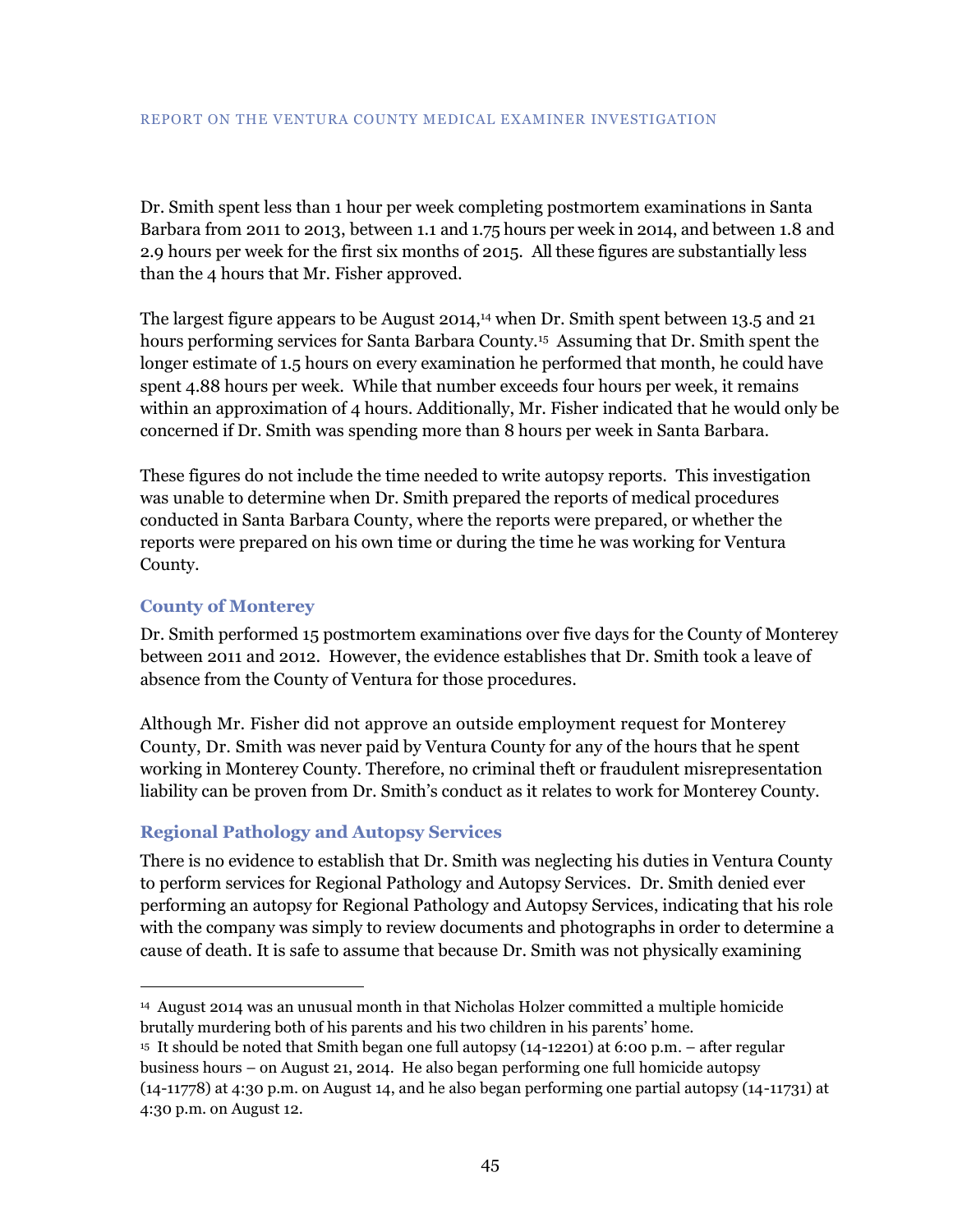Dr. Smith spent less than 1 hour per week completing postmortem examinations in Santa Barbara from 2011 to 2013, between 1.1 and 1.75 hours per week in 2014, and between 1.8 and 2.9 hours per week for the first six months of 2015. All these figures are substantially less than the 4 hours that Mr. Fisher approved.

The largest figure appears to be August 2014,[14] when Dr. Smith spent between 13.5 and 21 hours performing services for Santa Barbara County.[15] Assuming that Dr. Smith spent the longer estimate of 1.5 hours on every examination he performed that month, he could have spent 4.88 hours per week. While that number exceeds four hours per week, it remains within an approximation of 4 hours. Additionally, Mr. Fisher indicated that he would only be concerned if Dr. Smith was spending more than 8 hours per week in Santa Barbara.

These figures do not include the time needed to write autopsy reports. This investigation was unable to determine when Dr. Smith prepared the reports of medical procedures conducted in Santa Barbara County, where the reports were prepared, or whether the reports were prepared on his own time or during the time he was working for Ventura County.

### County of Monterey

Dr. Smith performed 15 postmortem examinations over five days for the County of Monterey between 2011 and 2012. However, the evidence establishes that Dr. Smith took a leave of absence from the County of Ventura for those procedures.

Although Mr. Fisher did not approve an outside employment request for Monterey County, Dr. Smith was never paid by Ventura County for any of the hours that he spent working in Monterey County. Therefore, no criminal theft or fraudulent misrepresentation liability can be proven from Dr. Smith's conduct as it relates to work for Monterey County.

### Regional Pathology and Autopsy Services

There is no evidence to establish that Dr. Smith was neglecting his duties in Ventura County to perform services for Regional Pathology and Autopsy Services. Dr. Smith denied ever performing an autopsy for Regional Pathology and Autopsy Services, indicating that his role with the company was simply to review documents and photographs in order to determine a cause of death. It is safe to assume that because Dr. Smith was not physically examining

---

[14] August 2014 was an unusual month in that Nicholas Holzer committed a multiple homicide brutally murdering both of his parents and his two children in his parents' home.

[15] It should be noted that Smith began one full autopsy (14-12201) at 6:00 p.m. – after regular business hours – on August 21, 2014. He also began performing one full homicide autopsy (14-11778) at 4:30 p.m. on August 14, and he also began performing one partial autopsy (14-11731) at 4:30 p.m. on August 12.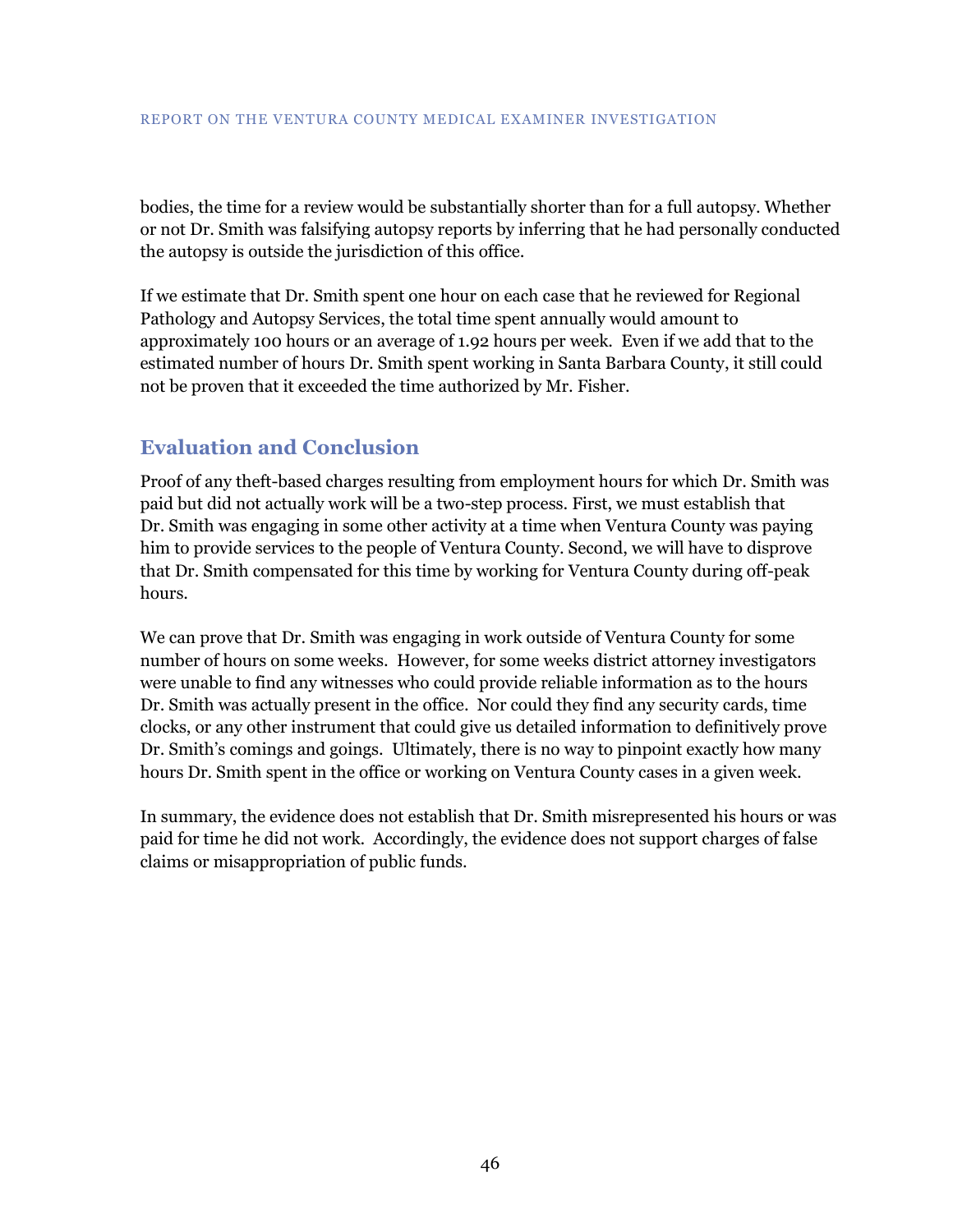bodies, the time for a review would be substantially shorter than for a full autopsy. Whether or not Dr. Smith was falsifying autopsy reports by inferring that he had personally conducted the autopsy is outside the jurisdiction of this office.

If we estimate that Dr. Smith spent one hour on each case that he reviewed for Regional Pathology and Autopsy Services, the total time spent annually would amount to approximately 100 hours or an average of 1.92 hours per week. Even if we add that to the estimated number of hours Dr. Smith spent working in Santa Barbara County, it still could not be proven that it exceeded the time authorized by Mr. Fisher.

## Evaluation and Conclusion

Proof of any theft-based charges resulting from employment hours for which Dr. Smith was paid but did not actually work will be a two-step process. First, we must establish that Dr. Smith was engaging in some other activity at a time when Ventura County was paying him to provide services to the people of Ventura County. Second, we will have to disprove that Dr. Smith compensated for this time by working for Ventura County during off-peak hours.

We can prove that Dr. Smith was engaging in work outside of Ventura County for some number of hours on some weeks. However, for some weeks district attorney investigators were unable to find any witnesses who could provide reliable information as to the hours Dr. Smith was actually present in the office. Nor could they find any security cards, time clocks, or any other instrument that could give us detailed information to definitively prove Dr. Smith's comings and goings. Ultimately, there is no way to pinpoint exactly how many hours Dr. Smith spent in the office or working on Ventura County cases in a given week.

In summary, the evidence does not establish that Dr. Smith misrepresented his hours or was paid for time he did not work. Accordingly, the evidence does not support charges of false claims or misappropriation of public funds.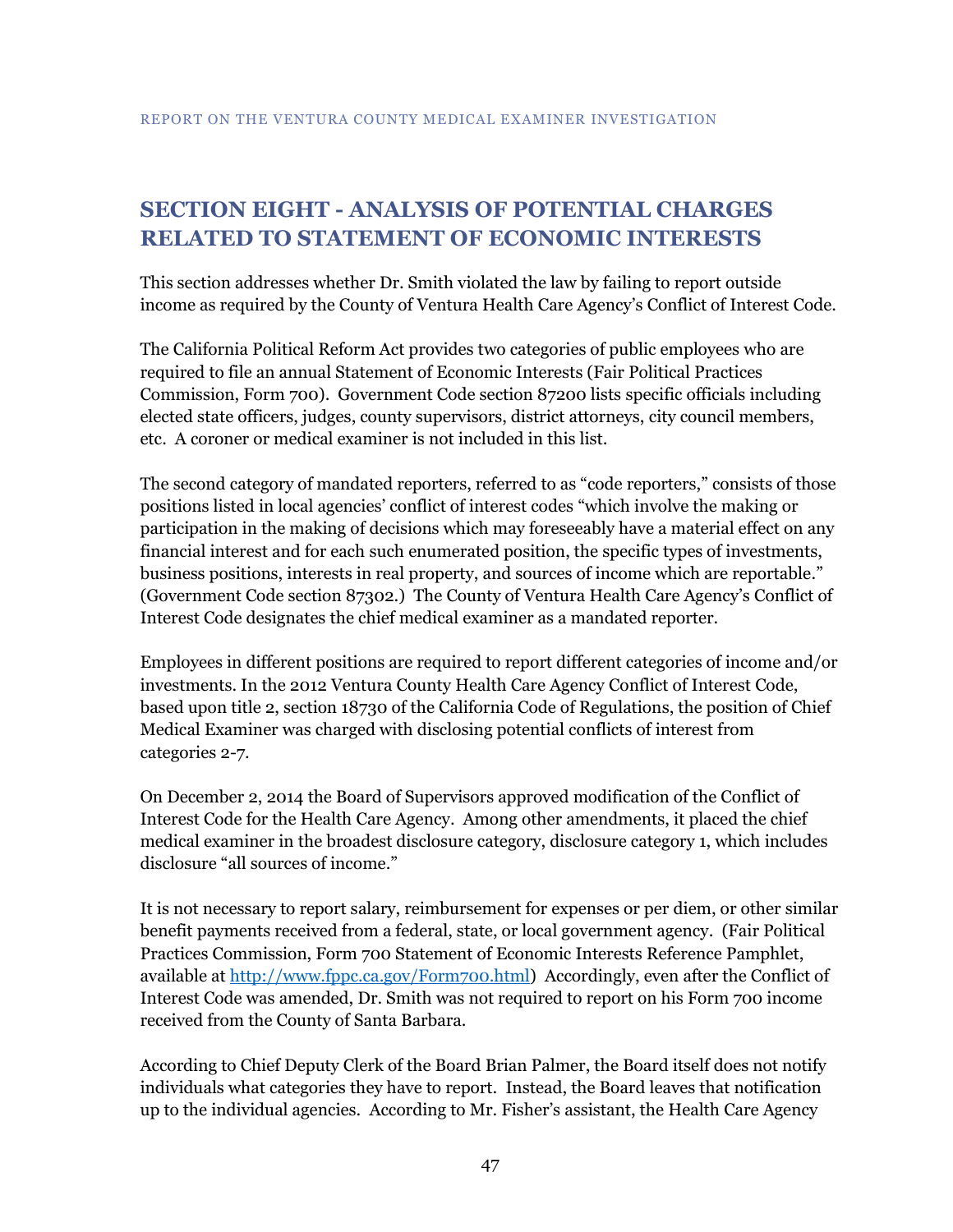## SECTION EIGHT - ANALYSIS OF POTENTIAL CHARGES RELATED TO STATEMENT OF ECONOMIC INTERESTS

This section addresses whether Dr. Smith violated the law by failing to report outside income as required by the County of Ventura Health Care Agency's Conflict of Interest Code.

The California Political Reform Act provides two categories of public employees who are required to file an annual Statement of Economic Interests (Fair Political Practices Commission, Form 700). Government Code section 87200 lists specific officials including elected state officers, judges, county supervisors, district attorneys, city council members, etc. A coroner or medical examiner is not included in this list.

The second category of mandated reporters, referred to as "code reporters," consists of those positions listed in local agencies' conflict of interest codes "which involve the making or participation in the making of decisions which may foreseeably have a material effect on any financial interest and for each such enumerated position, the specific types of investments, business positions, interests in real property, and sources of income which are reportable." (Government Code section 87302.) The County of Ventura Health Care Agency's Conflict of Interest Code designates the chief medical examiner as a mandated reporter.

Employees in different positions are required to report different categories of income and/or investments. In the 2012 Ventura County Health Care Agency Conflict of Interest Code, based upon title 2, section 18730 of the California Code of Regulations, the position of Chief Medical Examiner was charged with disclosing potential conflicts of interest from categories 2-7.

On December 2, 2014 the Board of Supervisors approved modification of the Conflict of Interest Code for the Health Care Agency. Among other amendments, it placed the chief medical examiner in the broadest disclosure category, disclosure category 1, which includes disclosure "all sources of income."

It is not necessary to report salary, reimbursement for expenses or per diem, or other similar benefit payments received from a federal, state, or local government agency. (Fair Political Practices Commission, Form 700 Statement of Economic Interests Reference Pamphlet, available at [http://www.fppc.ca.gov/Form700.html](http://www.fppc.ca.gov/Form700.html)) Accordingly, even after the Conflict of Interest Code was amended, Dr. Smith was not required to report on his Form 700 income received from the County of Santa Barbara.

According to Chief Deputy Clerk of the Board Brian Palmer, the Board itself does not notify individuals what categories they have to report. Instead, the Board leaves that notification up to the individual agencies. According to Mr. Fisher's assistant, the Health Care Agency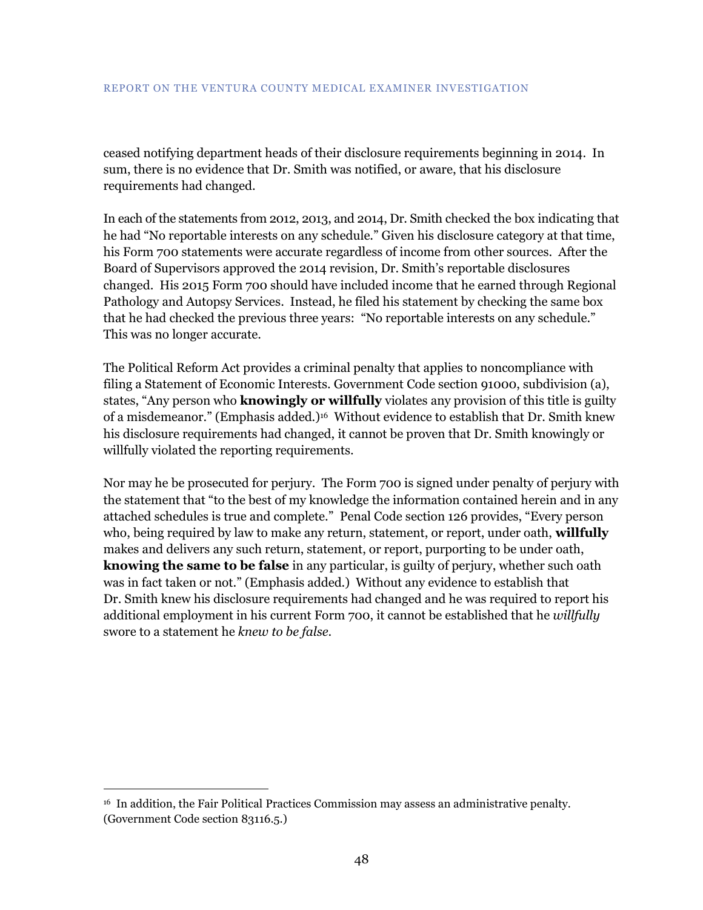ceased notifying department heads of their disclosure requirements beginning in 2014. In sum, there is no evidence that Dr. Smith was notified, or aware, that his disclosure requirements had changed.

In each of the statements from 2012, 2013, and 2014, Dr. Smith checked the box indicating that he had "No reportable interests on any schedule." Given his disclosure category at that time, his Form 700 statements were accurate regardless of income from other sources. After the Board of Supervisors approved the 2014 revision, Dr. Smith's reportable disclosures changed. His 2015 Form 700 should have included income that he earned through Regional Pathology and Autopsy Services. Instead, he filed his statement by checking the same box that he had checked the previous three years: "No reportable interests on any schedule." This was no longer accurate.

The Political Reform Act provides a criminal penalty that applies to noncompliance with filing a Statement of Economic Interests. Government Code section 91000, subdivision (a), states, "Any person who **knowingly or willfully** violates any provision of this title is guilty of a misdemeanor." (Emphasis added.)[16] Without evidence to establish that Dr. Smith knew his disclosure requirements had changed, it cannot be proven that Dr. Smith knowingly or willfully violated the reporting requirements.

Nor may he be prosecuted for perjury. The Form 700 is signed under penalty of perjury with the statement that "to the best of my knowledge the information contained herein and in any attached schedules is true and complete." Penal Code section 126 provides, "Every person who, being required by law to make any return, statement, or report, under oath, **willfully** makes and delivers any such return, statement, or report, purporting to be under oath, **knowing the same to be false** in any particular, is guilty of perjury, whether such oath was in fact taken or not." (Emphasis added.) Without any evidence to establish that Dr. Smith knew his disclosure requirements had changed and he was required to report his additional employment in his current Form 700, it cannot be established that he *willfully* swore to a statement he *knew to be false*.

---

[16] In addition, the Fair Political Practices Commission may assess an administrative penalty. (Government Code section 83116.5.)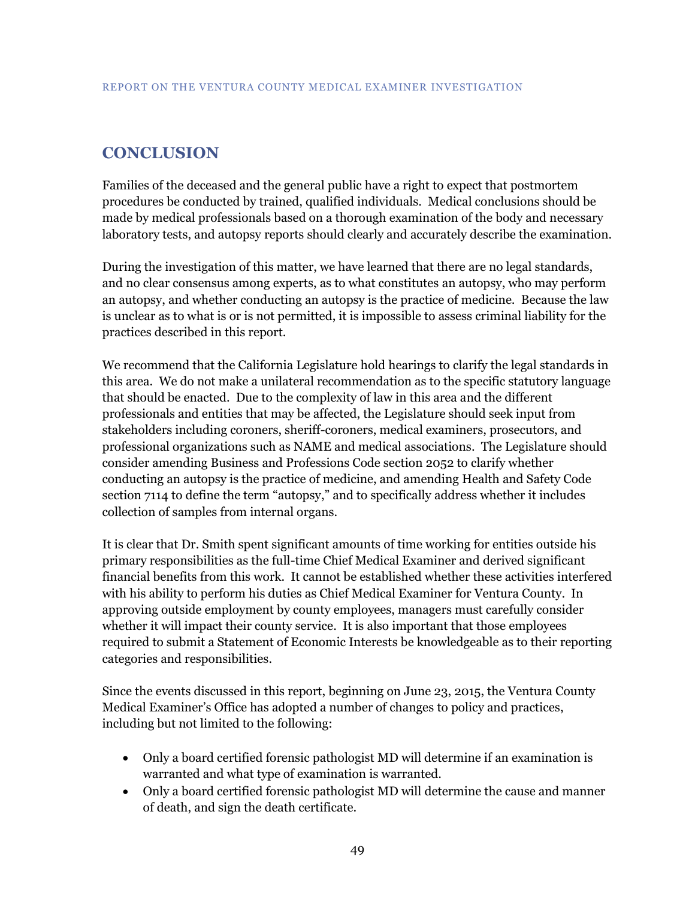## CONCLUSION

Families of the deceased and the general public have a right to expect that postmortem procedures be conducted by trained, qualified individuals. Medical conclusions should be made by medical professionals based on a thorough examination of the body and necessary laboratory tests, and autopsy reports should clearly and accurately describe the examination.

During the investigation of this matter, we have learned that there are no legal standards, and no clear consensus among experts, as to what constitutes an autopsy, who may perform an autopsy, and whether conducting an autopsy is the practice of medicine. Because the law is unclear as to what is or is not permitted, it is impossible to assess criminal liability for the practices described in this report.

We recommend that the California Legislature hold hearings to clarify the legal standards in this area. We do not make a unilateral recommendation as to the specific statutory language that should be enacted. Due to the complexity of law in this area and the different professionals and entities that may be affected, the Legislature should seek input from stakeholders including coroners, sheriff-coroners, medical examiners, prosecutors, and professional organizations such as NAME and medical associations. The Legislature should consider amending Business and Professions Code section 2052 to clarify whether conducting an autopsy is the practice of medicine, and amending Health and Safety Code section 7114 to define the term "autopsy," and to specifically address whether it includes collection of samples from internal organs.

It is clear that Dr. Smith spent significant amounts of time working for entities outside his primary responsibilities as the full-time Chief Medical Examiner and derived significant financial benefits from this work. It cannot be established whether these activities interfered with his ability to perform his duties as Chief Medical Examiner for Ventura County. In approving outside employment by county employees, managers must carefully consider whether it will impact their county service. It is also important that those employees required to submit a Statement of Economic Interests be knowledgeable as to their reporting categories and responsibilities.

Since the events discussed in this report, beginning on June 23, 2015, the Ventura County Medical Examiner's Office has adopted a number of changes to policy and practices, including but not limited to the following:

- Only a board certified forensic pathologist MD will determine if an examination is warranted and what type of examination is warranted.
- Only a board certified forensic pathologist MD will determine the cause and manner of death, and sign the death certificate.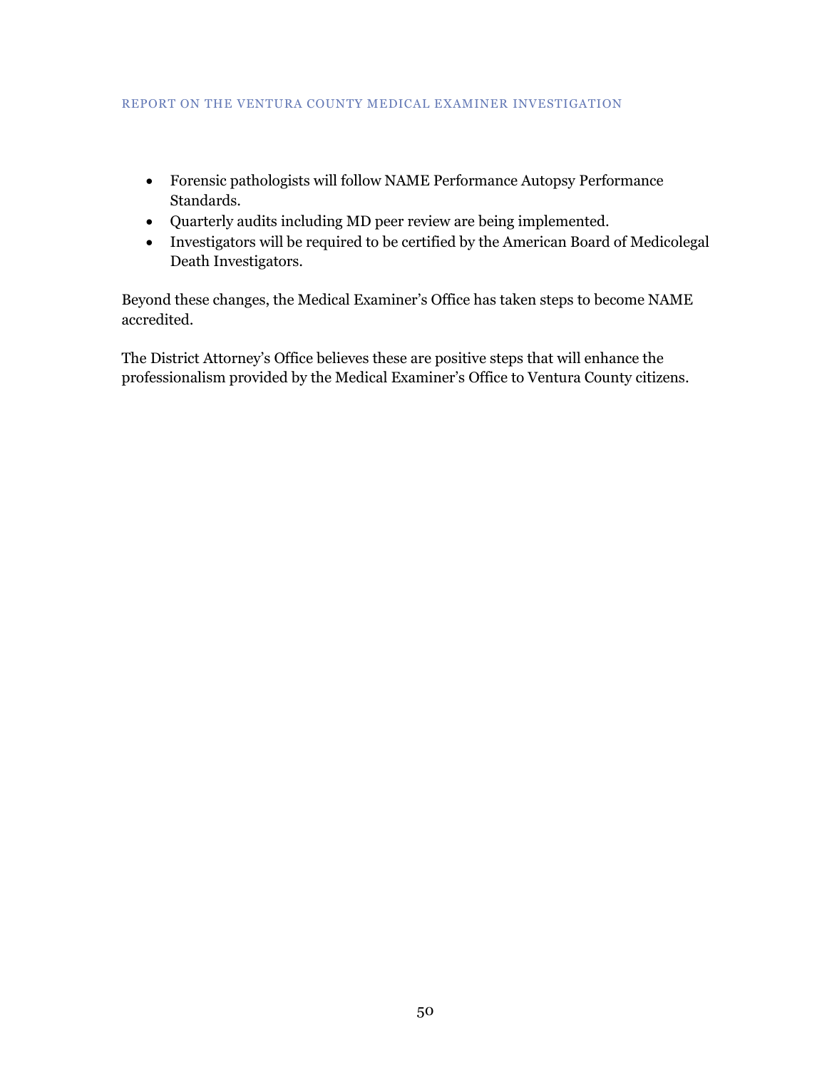- Forensic pathologists will follow NAME Performance Autopsy Performance Standards.
- Quarterly audits including MD peer review are being implemented.
- Investigators will be required to be certified by the American Board of Medicolegal Death Investigators.

Beyond these changes, the Medical Examiner's Office has taken steps to become NAME accredited.

The District Attorney's Office believes these are positive steps that will enhance the professionalism provided by the Medical Examiner's Office to Ventura County citizens.